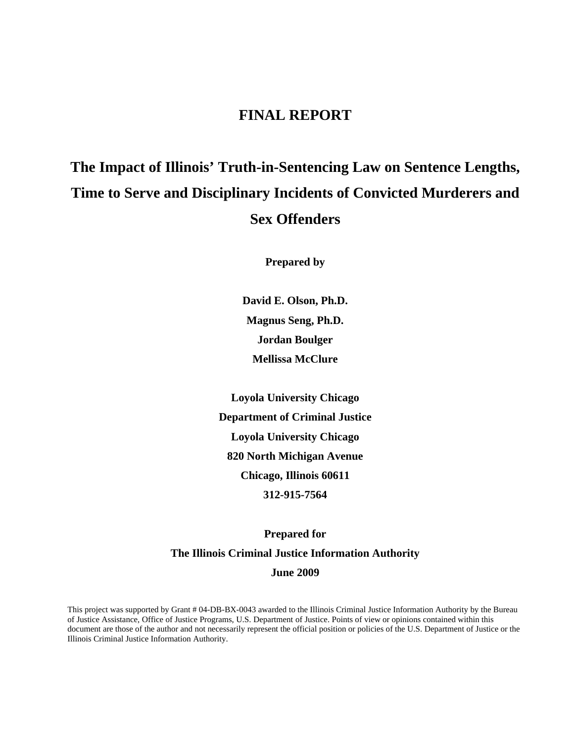# FINAL REPORT

# The Impact of Illinois' Truth-in-Sentencing Law on Sentence Lengths, Time to Serve and Disciplinary Incidents of Convicted Murderers and Sex Offenders

**Prepared by**

**David E. Olson, Ph.D.**
**Magnus Seng, Ph.D.**
**Jordan Boulger**
**Mellissa McClure**

**Loyola University Chicago**
**Department of Criminal Justice**
**Loyola University Chicago**
**820 North Michigan Avenue**
**Chicago, Illinois 60611**
**312-915-7564**

**Prepared for**
**The Illinois Criminal Justice Information Authority**
**June 2009**

This project was supported by Grant # 04-DB-BX-0043 awarded to the Illinois Criminal Justice Information Authority by the Bureau of Justice Assistance, Office of Justice Programs, U.S. Department of Justice. Points of view or opinions contained within this document are those of the author and not necessarily represent the official position or policies of the U.S. Department of Justice or the Illinois Criminal Justice Information Authority.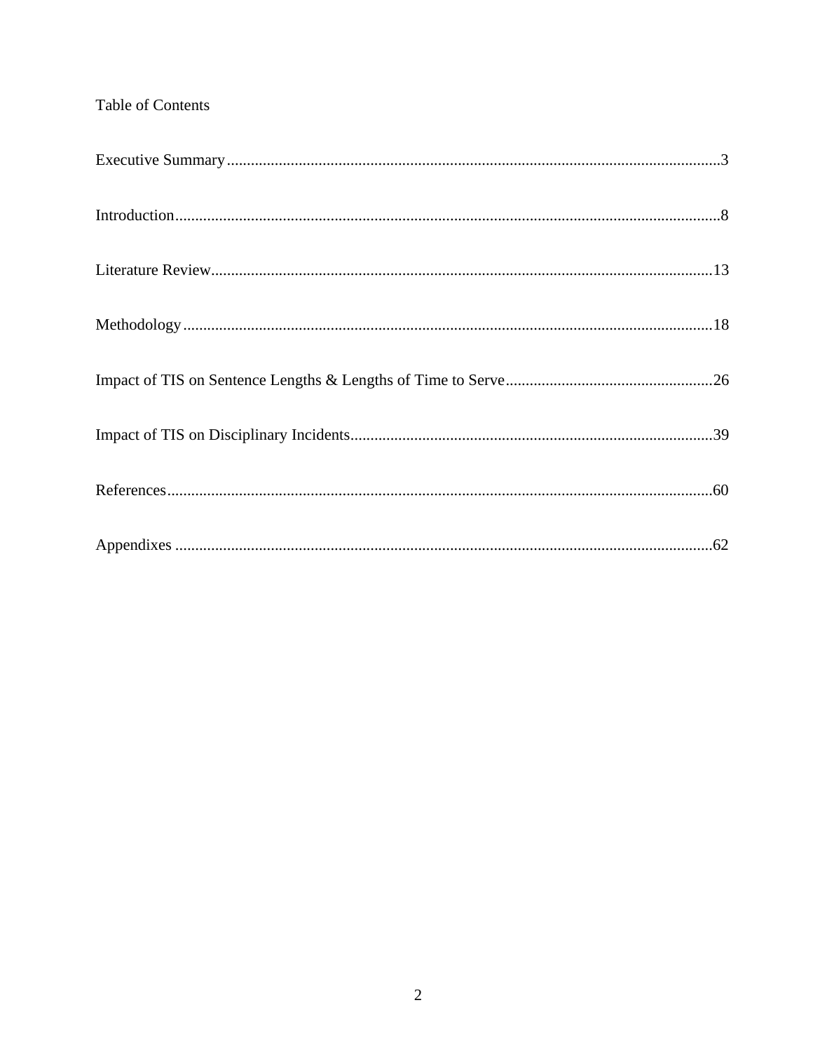# Table of Contents

Executive Summary....................................................................................................................3

Introduction................................................................................................................................8

Literature Review.....................................................................................................................13

Methodology............................................................................................................................18

Impact of TIS on Sentence Lengths & Lengths of Time to Serve...................................................26

Impact of TIS on Disciplinary Incidents.........................................................................................39

References................................................................................................................................60

Appendixes ..............................................................................................................................62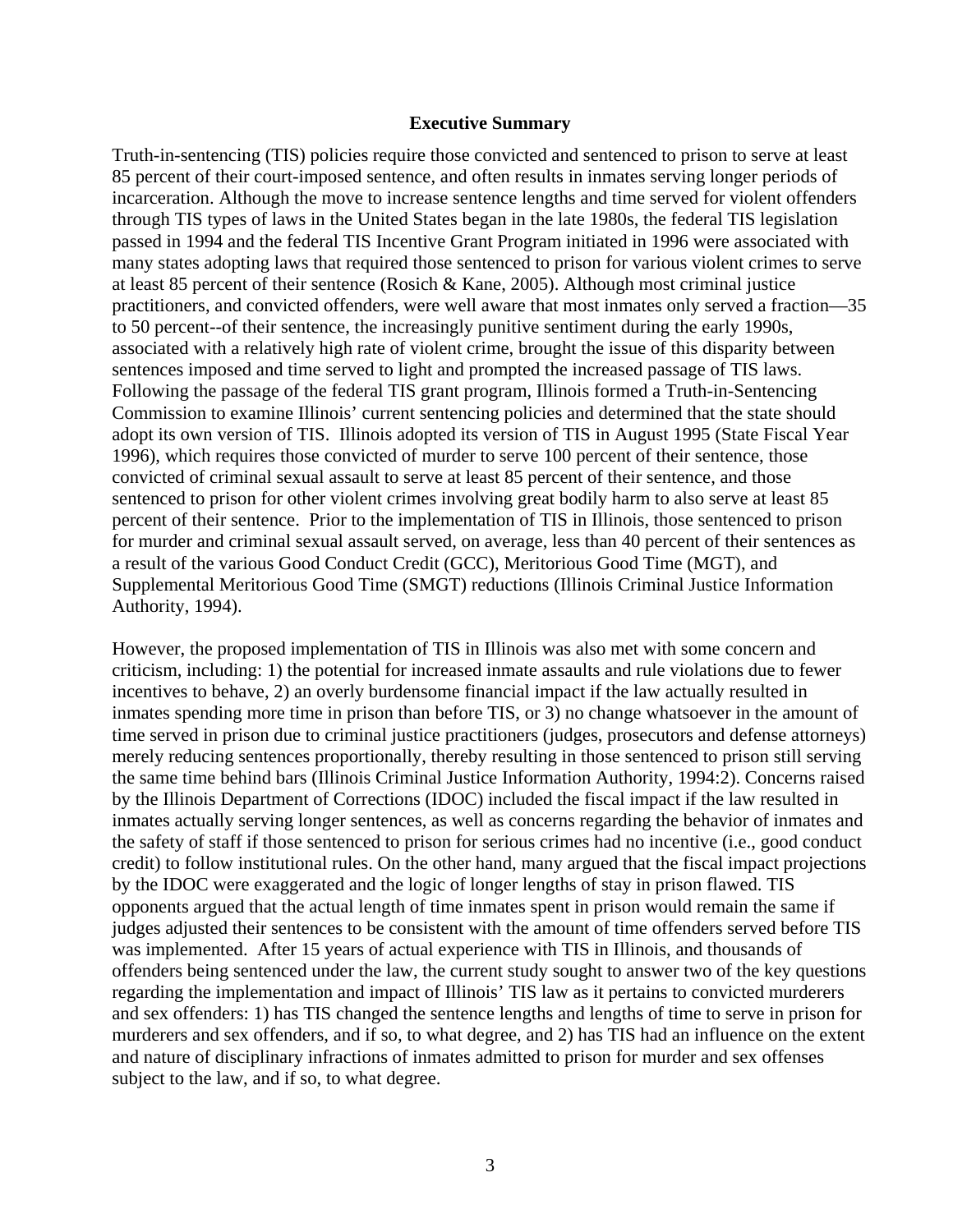## Executive Summary

Truth-in-sentencing (TIS) policies require those convicted and sentenced to prison to serve at least 85 percent of their court-imposed sentence, and often results in inmates serving longer periods of incarceration. Although the move to increase sentence lengths and time served for violent offenders through TIS types of laws in the United States began in the late 1980s, the federal TIS legislation passed in 1994 and the federal TIS Incentive Grant Program initiated in 1996 were associated with many states adopting laws that required those sentenced to prison for various violent crimes to serve at least 85 percent of their sentence (Rosich & Kane, 2005). Although most criminal justice practitioners, and convicted offenders, were well aware that most inmates only served a fraction—35 to 50 percent--of their sentence, the increasingly punitive sentiment during the early 1990s, associated with a relatively high rate of violent crime, brought the issue of this disparity between sentences imposed and time served to light and prompted the increased passage of TIS laws. Following the passage of the federal TIS grant program, Illinois formed a Truth-in-Sentencing Commission to examine Illinois' current sentencing policies and determined that the state should adopt its own version of TIS. Illinois adopted its version of TIS in August 1995 (State Fiscal Year 1996), which requires those convicted of murder to serve 100 percent of their sentence, those convicted of criminal sexual assault to serve at least 85 percent of their sentence, and those sentenced to prison for other violent crimes involving great bodily harm to also serve at least 85 percent of their sentence. Prior to the implementation of TIS in Illinois, those sentenced to prison for murder and criminal sexual assault served, on average, less than 40 percent of their sentences as a result of the various Good Conduct Credit (GCC), Meritorious Good Time (MGT), and Supplemental Meritorious Good Time (SMGT) reductions (Illinois Criminal Justice Information Authority, 1994).

However, the proposed implementation of TIS in Illinois was also met with some concern and criticism, including: 1) the potential for increased inmate assaults and rule violations due to fewer incentives to behave, 2) an overly burdensome financial impact if the law actually resulted in inmates spending more time in prison than before TIS, or 3) no change whatsoever in the amount of time served in prison due to criminal justice practitioners (judges, prosecutors and defense attorneys) merely reducing sentences proportionally, thereby resulting in those sentenced to prison still serving the same time behind bars (Illinois Criminal Justice Information Authority, 1994:2). Concerns raised by the Illinois Department of Corrections (IDOC) included the fiscal impact if the law resulted in inmates actually serving longer sentences, as well as concerns regarding the behavior of inmates and the safety of staff if those sentenced to prison for serious crimes had no incentive (i.e., good conduct credit) to follow institutional rules. On the other hand, many argued that the fiscal impact projections by the IDOC were exaggerated and the logic of longer lengths of stay in prison flawed. TIS opponents argued that the actual length of time inmates spent in prison would remain the same if judges adjusted their sentences to be consistent with the amount of time offenders served before TIS was implemented. After 15 years of actual experience with TIS in Illinois, and thousands of offenders being sentenced under the law, the current study sought to answer two of the key questions regarding the implementation and impact of Illinois' TIS law as it pertains to convicted murderers and sex offenders: 1) has TIS changed the sentence lengths and lengths of time to serve in prison for murderers and sex offenders, and if so, to what degree, and 2) has TIS had an influence on the extent and nature of disciplinary infractions of inmates admitted to prison for murder and sex offenses subject to the law, and if so, to what degree.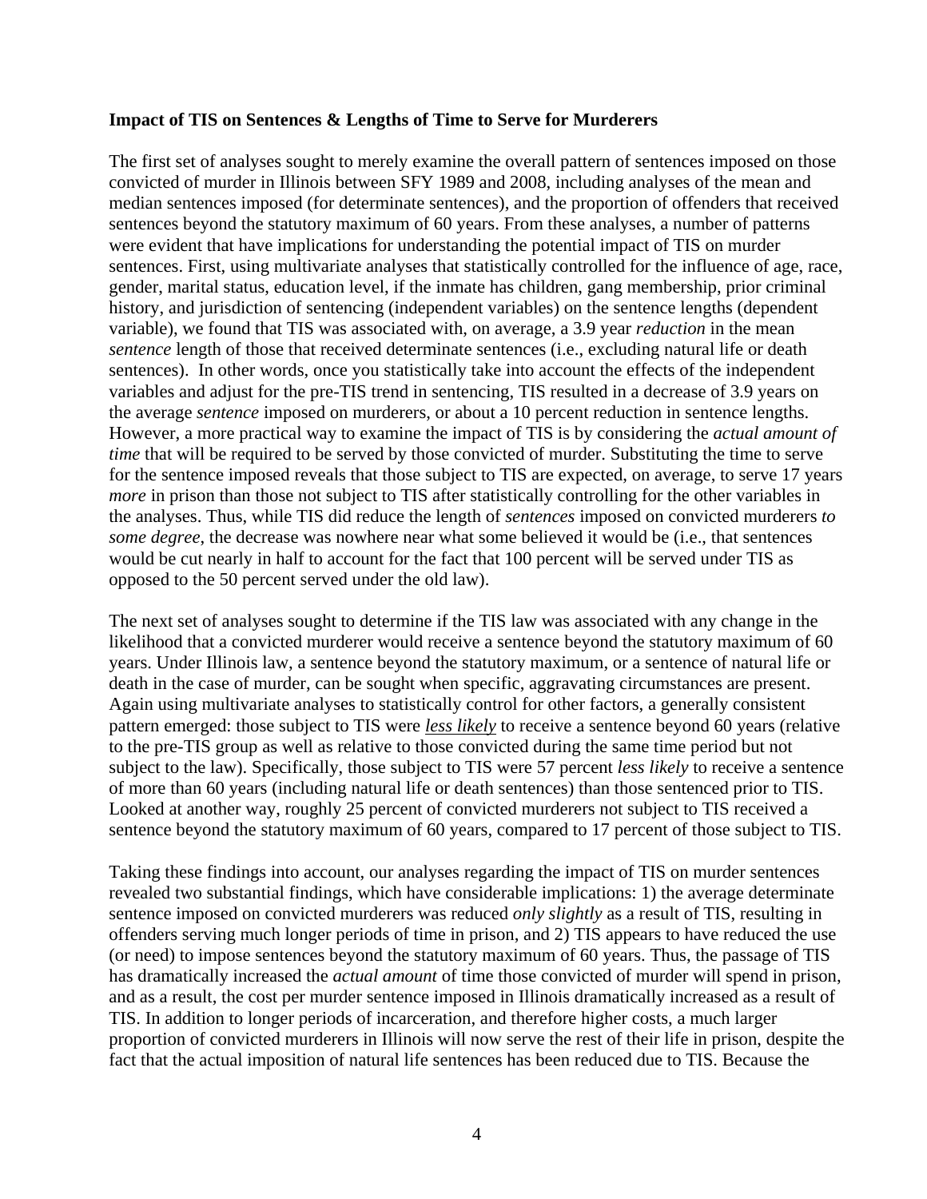**Impact of TIS on Sentences & Lengths of Time to Serve for Murderers**

The first set of analyses sought to merely examine the overall pattern of sentences imposed on those convicted of murder in Illinois between SFY 1989 and 2008, including analyses of the mean and median sentences imposed (for determinate sentences), and the proportion of offenders that received sentences beyond the statutory maximum of 60 years. From these analyses, a number of patterns were evident that have implications for understanding the potential impact of TIS on murder sentences. First, using multivariate analyses that statistically controlled for the influence of age, race, gender, marital status, education level, if the inmate has children, gang membership, prior criminal history, and jurisdiction of sentencing (independent variables) on the sentence lengths (dependent variable), we found that TIS was associated with, on average, a 3.9 year *reduction* in the mean *sentence* length of those that received determinate sentences (i.e., excluding natural life or death sentences). In other words, once you statistically take into account the effects of the independent variables and adjust for the pre-TIS trend in sentencing, TIS resulted in a decrease of 3.9 years on the average *sentence* imposed on murderers, or about a 10 percent reduction in sentence lengths. However, a more practical way to examine the impact of TIS is by considering the *actual amount of time* that will be required to be served by those convicted of murder. Substituting the time to serve for the sentence imposed reveals that those subject to TIS are expected, on average, to serve 17 years *more* in prison than those not subject to TIS after statistically controlling for the other variables in the analyses. Thus, while TIS did reduce the length of *sentences* imposed on convicted murderers *to some degree*, the decrease was nowhere near what some believed it would be (i.e., that sentences would be cut nearly in half to account for the fact that 100 percent will be served under TIS as opposed to the 50 percent served under the old law).

The next set of analyses sought to determine if the TIS law was associated with any change in the likelihood that a convicted murderer would receive a sentence beyond the statutory maximum of 60 years. Under Illinois law, a sentence beyond the statutory maximum, or a sentence of natural life or death in the case of murder, can be sought when specific, aggravating circumstances are present. Again using multivariate analyses to statistically control for other factors, a generally consistent pattern emerged: those subject to TIS were ***less likely*** to receive a sentence beyond 60 years (relative to the pre-TIS group as well as relative to those convicted during the same time period but not subject to the law). Specifically, those subject to TIS were 57 percent *less likely* to receive a sentence of more than 60 years (including natural life or death sentences) than those sentenced prior to TIS. Looked at another way, roughly 25 percent of convicted murderers not subject to TIS received a sentence beyond the statutory maximum of 60 years, compared to 17 percent of those subject to TIS.

Taking these findings into account, our analyses regarding the impact of TIS on murder sentences revealed two substantial findings, which have considerable implications: 1) the average determinate sentence imposed on convicted murderers was reduced *only slightly* as a result of TIS, resulting in offenders serving much longer periods of time in prison, and 2) TIS appears to have reduced the use (or need) to impose sentences beyond the statutory maximum of 60 years. Thus, the passage of TIS has dramatically increased the *actual amount* of time those convicted of murder will spend in prison, and as a result, the cost per murder sentence imposed in Illinois dramatically increased as a result of TIS. In addition to longer periods of incarceration, and therefore higher costs, a much larger proportion of convicted murderers in Illinois will now serve the rest of their life in prison, despite the fact that the actual imposition of natural life sentences has been reduced due to TIS. Because the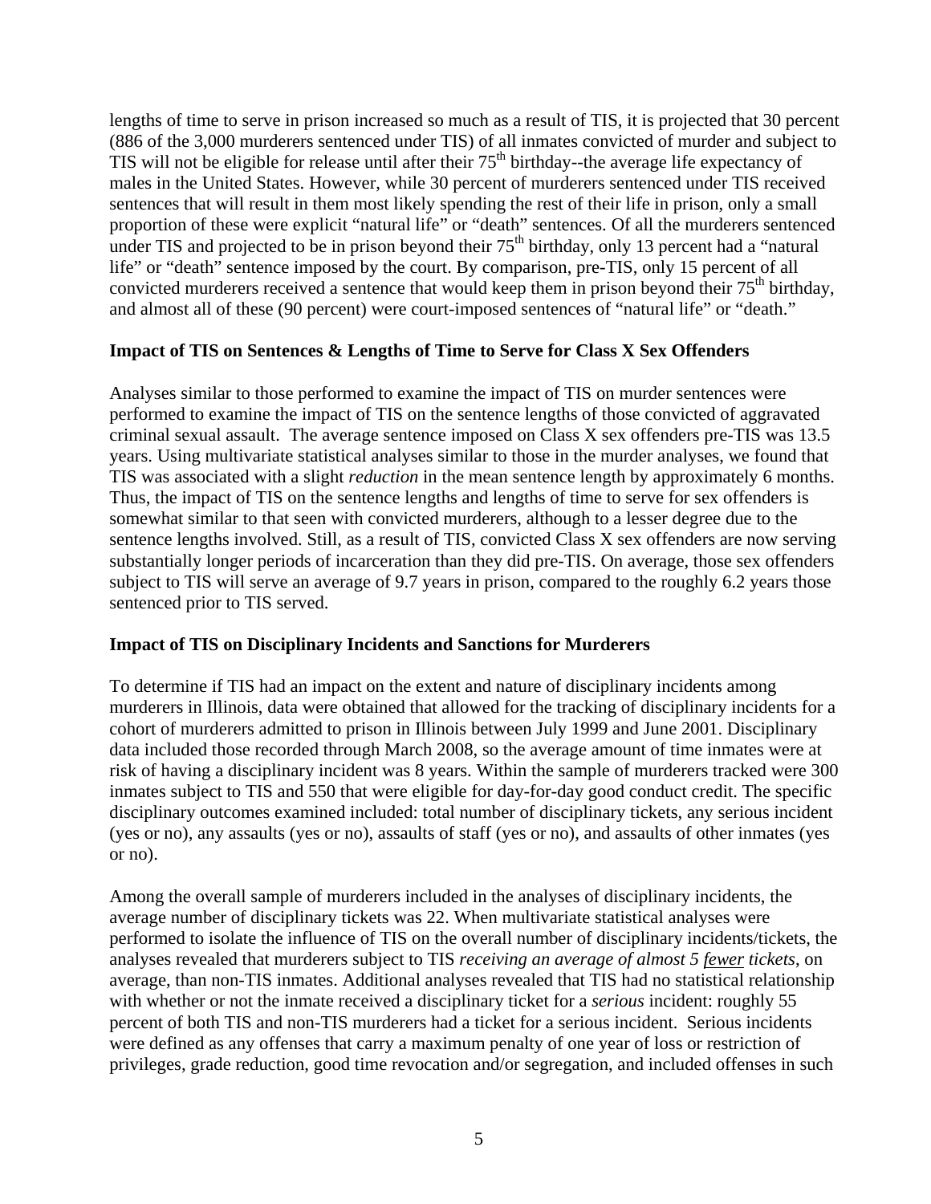lengths of time to serve in prison increased so much as a result of TIS, it is projected that 30 percent (886 of the 3,000 murderers sentenced under TIS) of all inmates convicted of murder and subject to TIS will not be eligible for release until after their 75th birthday--the average life expectancy of males in the United States. However, while 30 percent of murderers sentenced under TIS received sentences that will result in them most likely spending the rest of their life in prison, only a small proportion of these were explicit "natural life" or "death" sentences. Of all the murderers sentenced under TIS and projected to be in prison beyond their 75th birthday, only 13 percent had a "natural life" or "death" sentence imposed by the court. By comparison, pre-TIS, only 15 percent of all convicted murderers received a sentence that would keep them in prison beyond their 75th birthday, and almost all of these (90 percent) were court-imposed sentences of "natural life" or "death."

**Impact of TIS on Sentences & Lengths of Time to Serve for Class X Sex Offenders**

Analyses similar to those performed to examine the impact of TIS on murder sentences were performed to examine the impact of TIS on the sentence lengths of those convicted of aggravated criminal sexual assault. The average sentence imposed on Class X sex offenders pre-TIS was 13.5 years. Using multivariate statistical analyses similar to those in the murder analyses, we found that TIS was associated with a slight *reduction* in the mean sentence length by approximately 6 months. Thus, the impact of TIS on the sentence lengths and lengths of time to serve for sex offenders is somewhat similar to that seen with convicted murderers, although to a lesser degree due to the sentence lengths involved. Still, as a result of TIS, convicted Class X sex offenders are now serving substantially longer periods of incarceration than they did pre-TIS. On average, those sex offenders subject to TIS will serve an average of 9.7 years in prison, compared to the roughly 6.2 years those sentenced prior to TIS served.

**Impact of TIS on Disciplinary Incidents and Sanctions for Murderers**

To determine if TIS had an impact on the extent and nature of disciplinary incidents among murderers in Illinois, data were obtained that allowed for the tracking of disciplinary incidents for a cohort of murderers admitted to prison in Illinois between July 1999 and June 2001. Disciplinary data included those recorded through March 2008, so the average amount of time inmates were at risk of having a disciplinary incident was 8 years. Within the sample of murderers tracked were 300 inmates subject to TIS and 550 that were eligible for day-for-day good conduct credit. The specific disciplinary outcomes examined included: total number of disciplinary tickets, any serious incident (yes or no), any assaults (yes or no), assaults of staff (yes or no), and assaults of other inmates (yes or no).

Among the overall sample of murderers included in the analyses of disciplinary incidents, the average number of disciplinary tickets was 22. When multivariate statistical analyses were performed to isolate the influence of TIS on the overall number of disciplinary incidents/tickets, the analyses revealed that murderers subject to TIS *receiving an average of almost 5 <u>fewer</u> tickets*, on average, than non-TIS inmates. Additional analyses revealed that TIS had no statistical relationship with whether or not the inmate received a disciplinary ticket for a *serious* incident: roughly 55 percent of both TIS and non-TIS murderers had a ticket for a serious incident. Serious incidents were defined as any offenses that carry a maximum penalty of one year of loss or restriction of privileges, grade reduction, good time revocation and/or segregation, and included offenses in such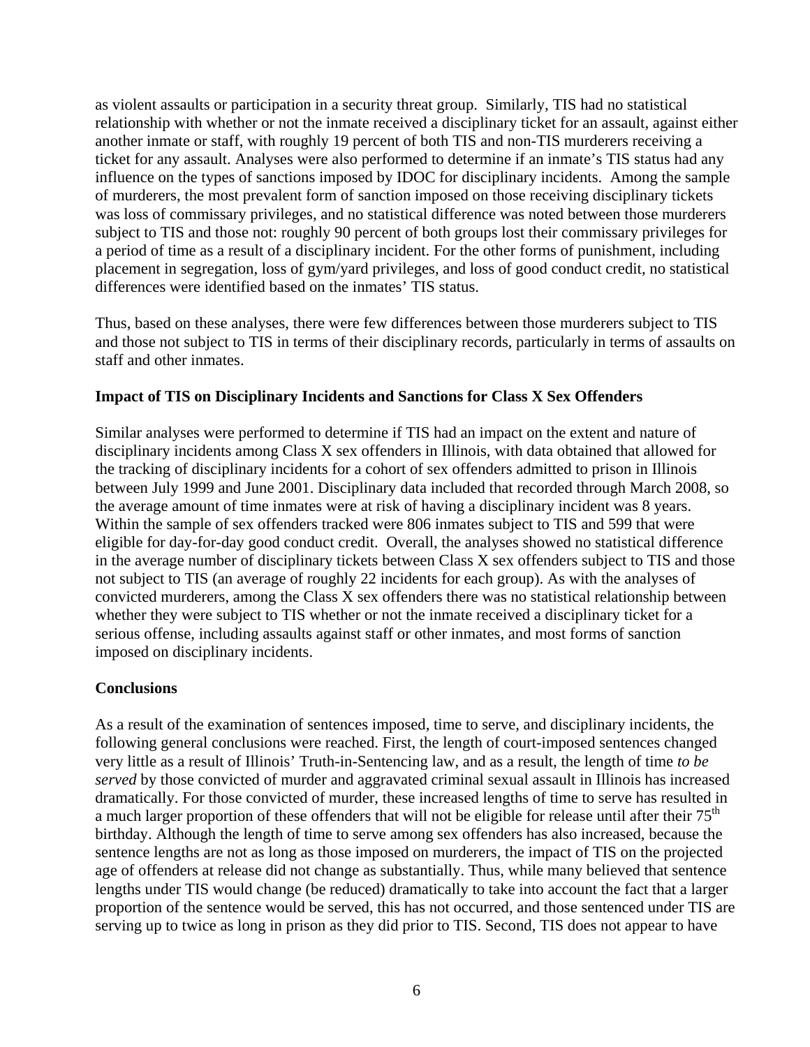as violent assaults or participation in a security threat group. Similarly, TIS had no statistical relationship with whether or not the inmate received a disciplinary ticket for an assault, against either another inmate or staff, with roughly 19 percent of both TIS and non-TIS murderers receiving a ticket for any assault. Analyses were also performed to determine if an inmate's TIS status had any influence on the types of sanctions imposed by IDOC for disciplinary incidents. Among the sample of murderers, the most prevalent form of sanction imposed on those receiving disciplinary tickets was loss of commissary privileges, and no statistical difference was noted between those murderers subject to TIS and those not: roughly 90 percent of both groups lost their commissary privileges for a period of time as a result of a disciplinary incident. For the other forms of punishment, including placement in segregation, loss of gym/yard privileges, and loss of good conduct credit, no statistical differences were identified based on the inmates' TIS status.

Thus, based on these analyses, there were few differences between those murderers subject to TIS and those not subject to TIS in terms of their disciplinary records, particularly in terms of assaults on staff and other inmates.

**Impact of TIS on Disciplinary Incidents and Sanctions for Class X Sex Offenders**

Similar analyses were performed to determine if TIS had an impact on the extent and nature of disciplinary incidents among Class X sex offenders in Illinois, with data obtained that allowed for the tracking of disciplinary incidents for a cohort of sex offenders admitted to prison in Illinois between July 1999 and June 2001. Disciplinary data included that recorded through March 2008, so the average amount of time inmates were at risk of having a disciplinary incident was 8 years. Within the sample of sex offenders tracked were 806 inmates subject to TIS and 599 that were eligible for day-for-day good conduct credit. Overall, the analyses showed no statistical difference in the average number of disciplinary tickets between Class X sex offenders subject to TIS and those not subject to TIS (an average of roughly 22 incidents for each group). As with the analyses of convicted murderers, among the Class X sex offenders there was no statistical relationship between whether they were subject to TIS whether or not the inmate received a disciplinary ticket for a serious offense, including assaults against staff or other inmates, and most forms of sanction imposed on disciplinary incidents.

**Conclusions**

As a result of the examination of sentences imposed, time to serve, and disciplinary incidents, the following general conclusions were reached. First, the length of court-imposed sentences changed very little as a result of Illinois' Truth-in-Sentencing law, and as a result, the length of time *to be served* by those convicted of murder and aggravated criminal sexual assault in Illinois has increased dramatically. For those convicted of murder, these increased lengths of time to serve has resulted in a much larger proportion of these offenders that will not be eligible for release until after their 75th birthday. Although the length of time to serve among sex offenders has also increased, because the sentence lengths are not as long as those imposed on murderers, the impact of TIS on the projected age of offenders at release did not change as substantially. Thus, while many believed that sentence lengths under TIS would change (be reduced) dramatically to take into account the fact that a larger proportion of the sentence would be served, this has not occurred, and those sentenced under TIS are serving up to twice as long in prison as they did prior to TIS. Second, TIS does not appear to have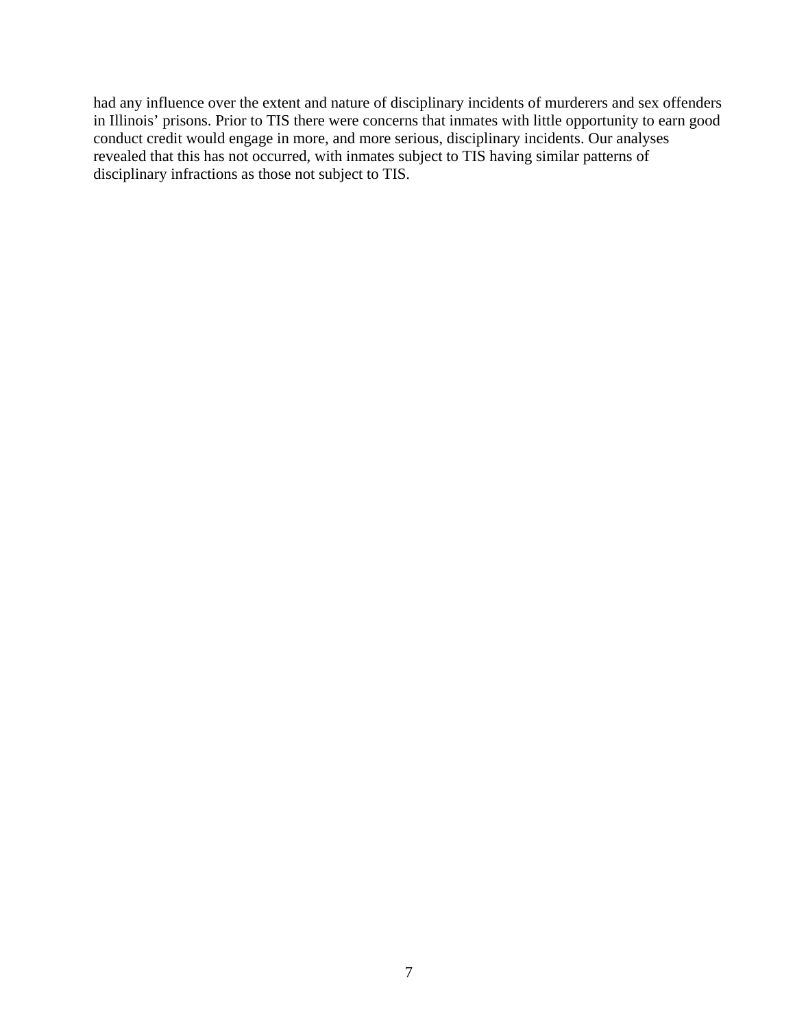had any influence over the extent and nature of disciplinary incidents of murderers and sex offenders in Illinois' prisons. Prior to TIS there were concerns that inmates with little opportunity to earn good conduct credit would engage in more, and more serious, disciplinary incidents. Our analyses revealed that this has not occurred, with inmates subject to TIS having similar patterns of disciplinary infractions as those not subject to TIS.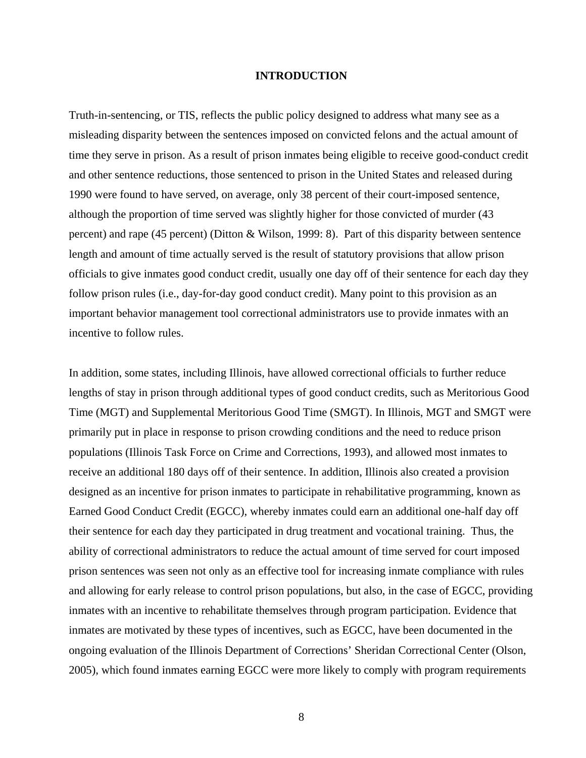# INTRODUCTION

Truth-in-sentencing, or TIS, reflects the public policy designed to address what many see as a misleading disparity between the sentences imposed on convicted felons and the actual amount of time they serve in prison. As a result of prison inmates being eligible to receive good-conduct credit and other sentence reductions, those sentenced to prison in the United States and released during 1990 were found to have served, on average, only 38 percent of their court-imposed sentence, although the proportion of time served was slightly higher for those convicted of murder (43 percent) and rape (45 percent) (Ditton & Wilson, 1999: 8). Part of this disparity between sentence length and amount of time actually served is the result of statutory provisions that allow prison officials to give inmates good conduct credit, usually one day off of their sentence for each day they follow prison rules (i.e., day-for-day good conduct credit). Many point to this provision as an important behavior management tool correctional administrators use to provide inmates with an incentive to follow rules.

In addition, some states, including Illinois, have allowed correctional officials to further reduce lengths of stay in prison through additional types of good conduct credits, such as Meritorious Good Time (MGT) and Supplemental Meritorious Good Time (SMGT). In Illinois, MGT and SMGT were primarily put in place in response to prison crowding conditions and the need to reduce prison populations (Illinois Task Force on Crime and Corrections, 1993), and allowed most inmates to receive an additional 180 days off of their sentence. In addition, Illinois also created a provision designed as an incentive for prison inmates to participate in rehabilitative programming, known as Earned Good Conduct Credit (EGCC), whereby inmates could earn an additional one-half day off their sentence for each day they participated in drug treatment and vocational training. Thus, the ability of correctional administrators to reduce the actual amount of time served for court imposed prison sentences was seen not only as an effective tool for increasing inmate compliance with rules and allowing for early release to control prison populations, but also, in the case of EGCC, providing inmates with an incentive to rehabilitate themselves through program participation. Evidence that inmates are motivated by these types of incentives, such as EGCC, have been documented in the ongoing evaluation of the Illinois Department of Corrections' Sheridan Correctional Center (Olson, 2005), which found inmates earning EGCC were more likely to comply with program requirements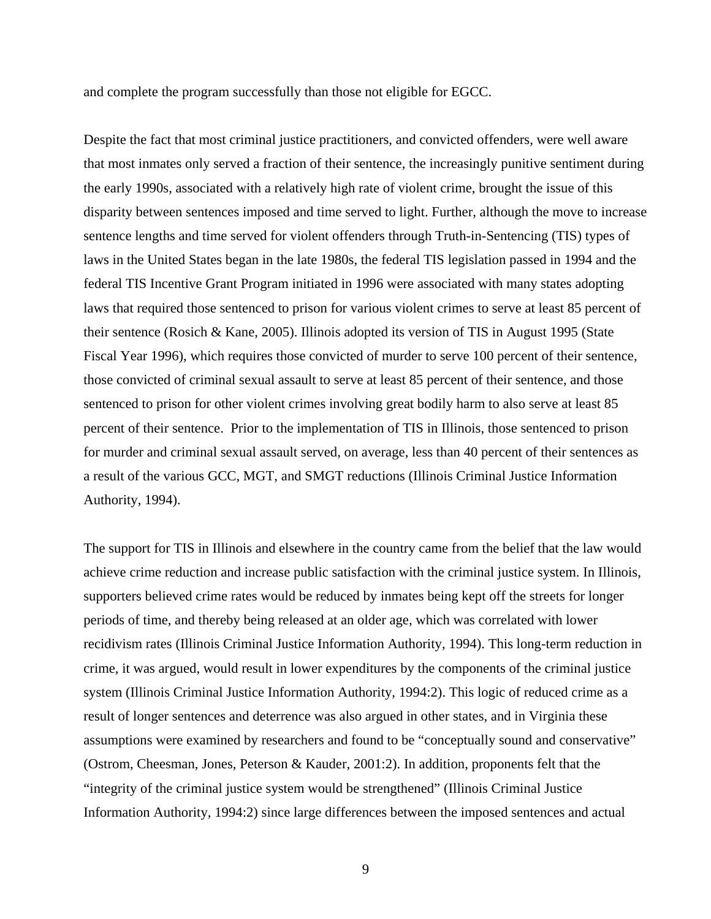and complete the program successfully than those not eligible for EGCC.

Despite the fact that most criminal justice practitioners, and convicted offenders, were well aware that most inmates only served a fraction of their sentence, the increasingly punitive sentiment during the early 1990s, associated with a relatively high rate of violent crime, brought the issue of this disparity between sentences imposed and time served to light. Further, although the move to increase sentence lengths and time served for violent offenders through Truth-in-Sentencing (TIS) types of laws in the United States began in the late 1980s, the federal TIS legislation passed in 1994 and the federal TIS Incentive Grant Program initiated in 1996 were associated with many states adopting laws that required those sentenced to prison for various violent crimes to serve at least 85 percent of their sentence (Rosich & Kane, 2005). Illinois adopted its version of TIS in August 1995 (State Fiscal Year 1996), which requires those convicted of murder to serve 100 percent of their sentence, those convicted of criminal sexual assault to serve at least 85 percent of their sentence, and those sentenced to prison for other violent crimes involving great bodily harm to also serve at least 85 percent of their sentence. Prior to the implementation of TIS in Illinois, those sentenced to prison for murder and criminal sexual assault served, on average, less than 40 percent of their sentences as a result of the various GCC, MGT, and SMGT reductions (Illinois Criminal Justice Information Authority, 1994).

The support for TIS in Illinois and elsewhere in the country came from the belief that the law would achieve crime reduction and increase public satisfaction with the criminal justice system. In Illinois, supporters believed crime rates would be reduced by inmates being kept off the streets for longer periods of time, and thereby being released at an older age, which was correlated with lower recidivism rates (Illinois Criminal Justice Information Authority, 1994). This long-term reduction in crime, it was argued, would result in lower expenditures by the components of the criminal justice system (Illinois Criminal Justice Information Authority, 1994:2). This logic of reduced crime as a result of longer sentences and deterrence was also argued in other states, and in Virginia these assumptions were examined by researchers and found to be "conceptually sound and conservative" (Ostrom, Cheesman, Jones, Peterson & Kauder, 2001:2). In addition, proponents felt that the "integrity of the criminal justice system would be strengthened" (Illinois Criminal Justice Information Authority, 1994:2) since large differences between the imposed sentences and actual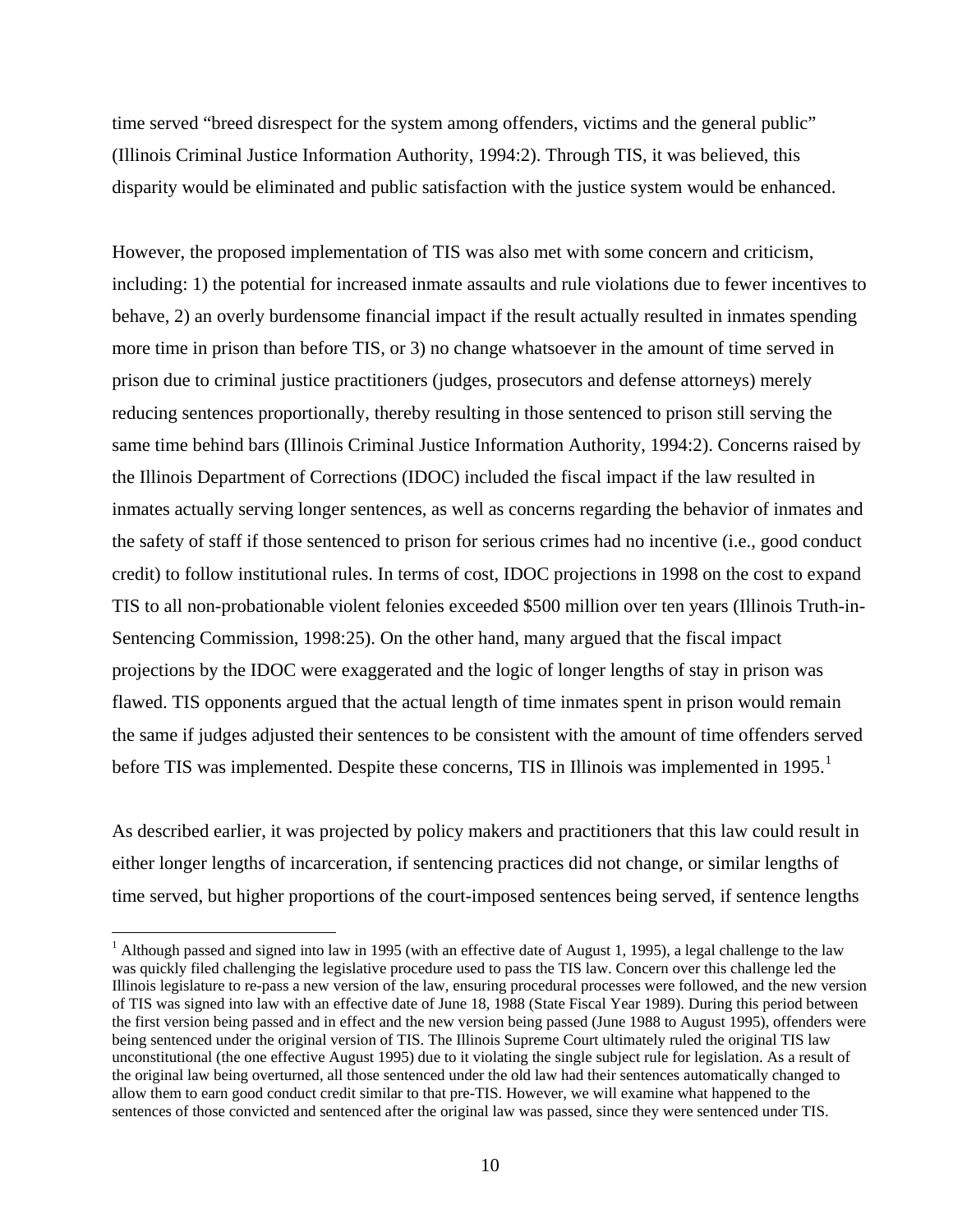time served "breed disrespect for the system among offenders, victims and the general public" (Illinois Criminal Justice Information Authority, 1994:2). Through TIS, it was believed, this disparity would be eliminated and public satisfaction with the justice system would be enhanced.

However, the proposed implementation of TIS was also met with some concern and criticism, including: 1) the potential for increased inmate assaults and rule violations due to fewer incentives to behave, 2) an overly burdensome financial impact if the result actually resulted in inmates spending more time in prison than before TIS, or 3) no change whatsoever in the amount of time served in prison due to criminal justice practitioners (judges, prosecutors and defense attorneys) merely reducing sentences proportionally, thereby resulting in those sentenced to prison still serving the same time behind bars (Illinois Criminal Justice Information Authority, 1994:2). Concerns raised by the Illinois Department of Corrections (IDOC) included the fiscal impact if the law resulted in inmates actually serving longer sentences, as well as concerns regarding the behavior of inmates and the safety of staff if those sentenced to prison for serious crimes had no incentive (i.e., good conduct credit) to follow institutional rules. In terms of cost, IDOC projections in 1998 on the cost to expand TIS to all non-probationable violent felonies exceeded $500 million over ten years (Illinois Truth-in-Sentencing Commission, 1998:25). On the other hand, many argued that the fiscal impact projections by the IDOC were exaggerated and the logic of longer lengths of stay in prison was flawed. TIS opponents argued that the actual length of time inmates spent in prison would remain the same if judges adjusted their sentences to be consistent with the amount of time offenders served before TIS was implemented. Despite these concerns, TIS in Illinois was implemented in 1995.[1]

As described earlier, it was projected by policy makers and practitioners that this law could result in either longer lengths of incarceration, if sentencing practices did not change, or similar lengths of time served, but higher proportions of the court-imposed sentences being served, if sentence lengths

[1] Although passed and signed into law in 1995 (with an effective date of August 1, 1995), a legal challenge to the law was quickly filed challenging the legislative procedure used to pass the TIS law. Concern over this challenge led the Illinois legislature to re-pass a new version of the law, ensuring procedural processes were followed, and the new version of TIS was signed into law with an effective date of June 18, 1988 (State Fiscal Year 1989). During this period between the first version being passed and in effect and the new version being passed (June 1988 to August 1995), offenders were being sentenced under the original version of TIS. The Illinois Supreme Court ultimately ruled the original TIS law unconstitutional (the one effective August 1995) due to it violating the single subject rule for legislation. As a result of the original law being overturned, all those sentenced under the old law had their sentences automatically changed to allow them to earn good conduct credit similar to that pre-TIS. However, we will examine what happened to the sentences of those convicted and sentenced after the original law was passed, since they were sentenced under TIS.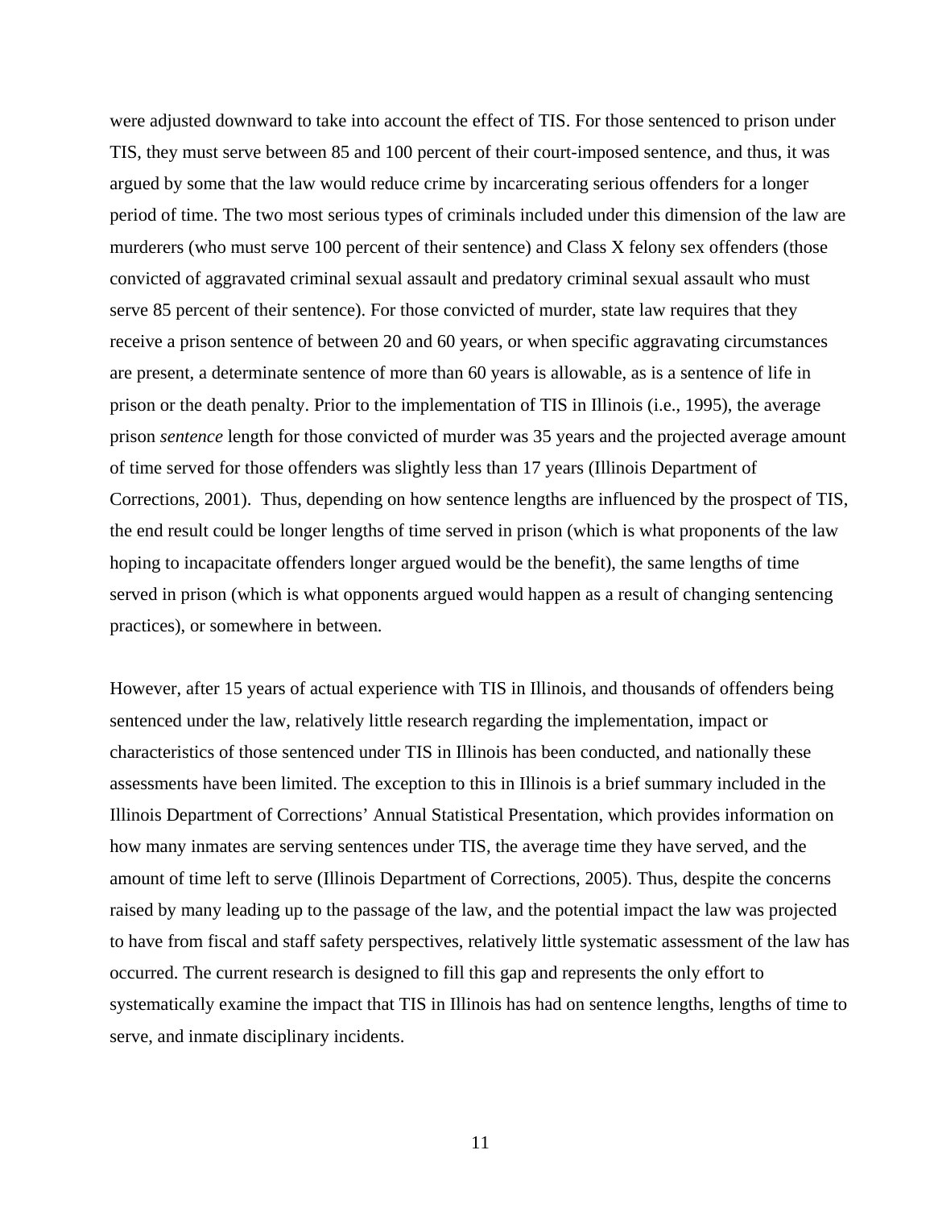were adjusted downward to take into account the effect of TIS. For those sentenced to prison under TIS, they must serve between 85 and 100 percent of their court-imposed sentence, and thus, it was argued by some that the law would reduce crime by incarcerating serious offenders for a longer period of time. The two most serious types of criminals included under this dimension of the law are murderers (who must serve 100 percent of their sentence) and Class X felony sex offenders (those convicted of aggravated criminal sexual assault and predatory criminal sexual assault who must serve 85 percent of their sentence). For those convicted of murder, state law requires that they receive a prison sentence of between 20 and 60 years, or when specific aggravating circumstances are present, a determinate sentence of more than 60 years is allowable, as is a sentence of life in prison or the death penalty. Prior to the implementation of TIS in Illinois (i.e., 1995), the average prison *sentence* length for those convicted of murder was 35 years and the projected average amount of time served for those offenders was slightly less than 17 years (Illinois Department of Corrections, 2001). Thus, depending on how sentence lengths are influenced by the prospect of TIS, the end result could be longer lengths of time served in prison (which is what proponents of the law hoping to incapacitate offenders longer argued would be the benefit), the same lengths of time served in prison (which is what opponents argued would happen as a result of changing sentencing practices), or somewhere in between.

However, after 15 years of actual experience with TIS in Illinois, and thousands of offenders being sentenced under the law, relatively little research regarding the implementation, impact or characteristics of those sentenced under TIS in Illinois has been conducted, and nationally these assessments have been limited. The exception to this in Illinois is a brief summary included in the Illinois Department of Corrections' Annual Statistical Presentation, which provides information on how many inmates are serving sentences under TIS, the average time they have served, and the amount of time left to serve (Illinois Department of Corrections, 2005). Thus, despite the concerns raised by many leading up to the passage of the law, and the potential impact the law was projected to have from fiscal and staff safety perspectives, relatively little systematic assessment of the law has occurred. The current research is designed to fill this gap and represents the only effort to systematically examine the impact that TIS in Illinois has had on sentence lengths, lengths of time to serve, and inmate disciplinary incidents.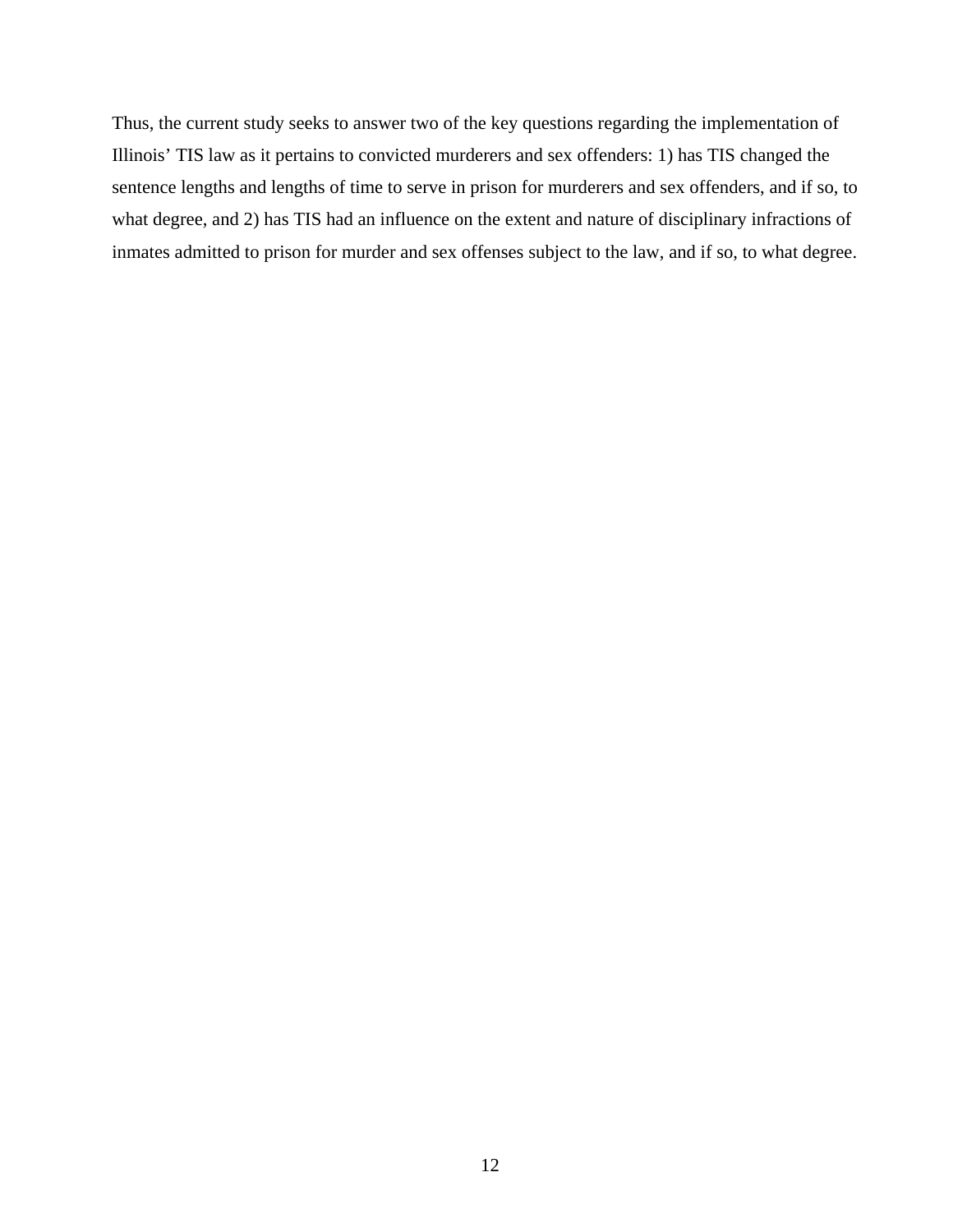Thus, the current study seeks to answer two of the key questions regarding the implementation of Illinois' TIS law as it pertains to convicted murderers and sex offenders: 1) has TIS changed the sentence lengths and lengths of time to serve in prison for murderers and sex offenders, and if so, to what degree, and 2) has TIS had an influence on the extent and nature of disciplinary infractions of inmates admitted to prison for murder and sex offenses subject to the law, and if so, to what degree.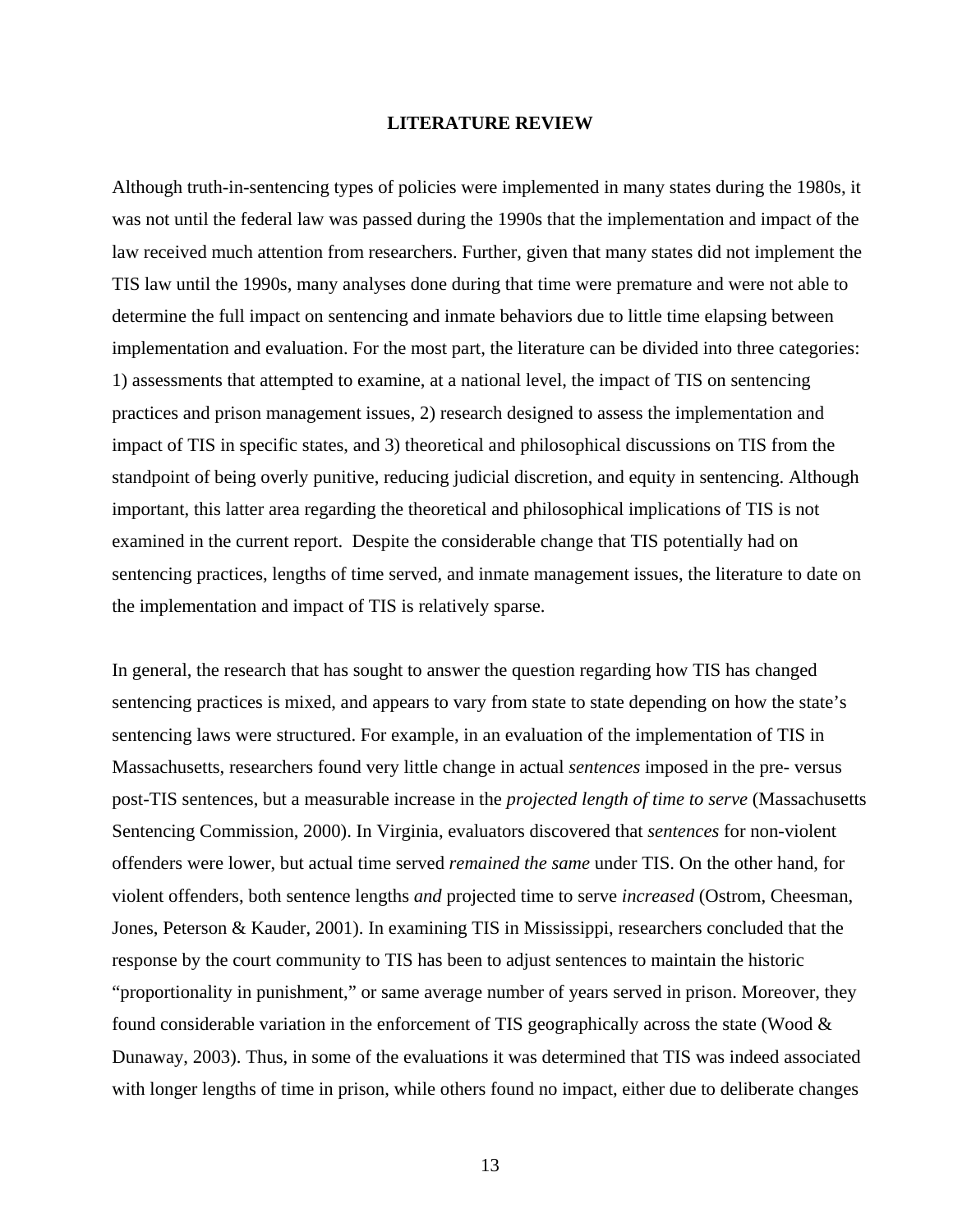## LITERATURE REVIEW

Although truth-in-sentencing types of policies were implemented in many states during the 1980s, it was not until the federal law was passed during the 1990s that the implementation and impact of the law received much attention from researchers. Further, given that many states did not implement the TIS law until the 1990s, many analyses done during that time were premature and were not able to determine the full impact on sentencing and inmate behaviors due to little time elapsing between implementation and evaluation. For the most part, the literature can be divided into three categories: 1) assessments that attempted to examine, at a national level, the impact of TIS on sentencing practices and prison management issues, 2) research designed to assess the implementation and impact of TIS in specific states, and 3) theoretical and philosophical discussions on TIS from the standpoint of being overly punitive, reducing judicial discretion, and equity in sentencing. Although important, this latter area regarding the theoretical and philosophical implications of TIS is not examined in the current report. Despite the considerable change that TIS potentially had on sentencing practices, lengths of time served, and inmate management issues, the literature to date on the implementation and impact of TIS is relatively sparse.

In general, the research that has sought to answer the question regarding how TIS has changed sentencing practices is mixed, and appears to vary from state to state depending on how the state's sentencing laws were structured. For example, in an evaluation of the implementation of TIS in Massachusetts, researchers found very little change in actual *sentences* imposed in the pre- versus post-TIS sentences, but a measurable increase in the *projected length of time to serve* (Massachusetts Sentencing Commission, 2000). In Virginia, evaluators discovered that *sentences* for non-violent offenders were lower, but actual time served *remained the same* under TIS. On the other hand, for violent offenders, both sentence lengths *and* projected time to serve *increased* (Ostrom, Cheesman, Jones, Peterson & Kauder, 2001). In examining TIS in Mississippi, researchers concluded that the response by the court community to TIS has been to adjust sentences to maintain the historic "proportionality in punishment," or same average number of years served in prison. Moreover, they found considerable variation in the enforcement of TIS geographically across the state (Wood & Dunaway, 2003). Thus, in some of the evaluations it was determined that TIS was indeed associated with longer lengths of time in prison, while others found no impact, either due to deliberate changes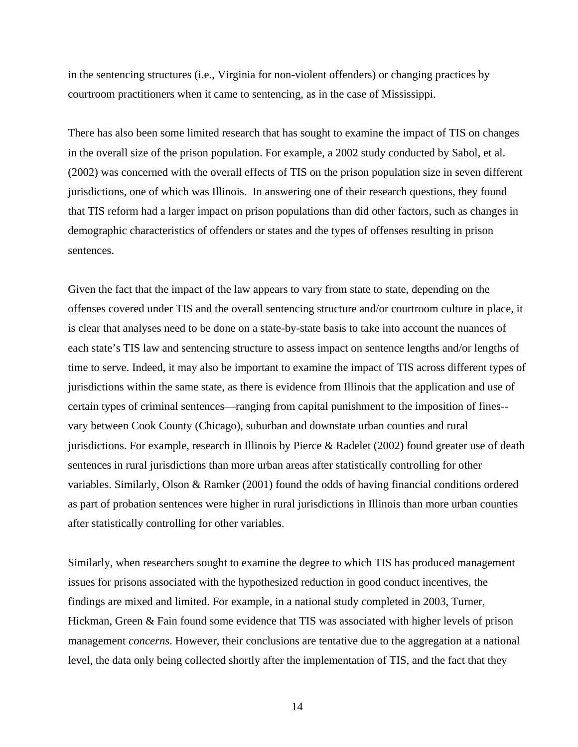in the sentencing structures (i.e., Virginia for non-violent offenders) or changing practices by courtroom practitioners when it came to sentencing, as in the case of Mississippi.

There has also been some limited research that has sought to examine the impact of TIS on changes in the overall size of the prison population. For example, a 2002 study conducted by Sabol, et al. (2002) was concerned with the overall effects of TIS on the prison population size in seven different jurisdictions, one of which was Illinois. In answering one of their research questions, they found that TIS reform had a larger impact on prison populations than did other factors, such as changes in demographic characteristics of offenders or states and the types of offenses resulting in prison sentences.

Given the fact that the impact of the law appears to vary from state to state, depending on the offenses covered under TIS and the overall sentencing structure and/or courtroom culture in place, it is clear that analyses need to be done on a state-by-state basis to take into account the nuances of each state's TIS law and sentencing structure to assess impact on sentence lengths and/or lengths of time to serve. Indeed, it may also be important to examine the impact of TIS across different types of jurisdictions within the same state, as there is evidence from Illinois that the application and use of certain types of criminal sentences—ranging from capital punishment to the imposition of fines--vary between Cook County (Chicago), suburban and downstate urban counties and rural jurisdictions. For example, research in Illinois by Pierce & Radelet (2002) found greater use of death sentences in rural jurisdictions than more urban areas after statistically controlling for other variables. Similarly, Olson & Ramker (2001) found the odds of having financial conditions ordered as part of probation sentences were higher in rural jurisdictions in Illinois than more urban counties after statistically controlling for other variables.

Similarly, when researchers sought to examine the degree to which TIS has produced management issues for prisons associated with the hypothesized reduction in good conduct incentives, the findings are mixed and limited. For example, in a national study completed in 2003, Turner, Hickman, Green & Fain found some evidence that TIS was associated with higher levels of prison management *concerns*. However, their conclusions are tentative due to the aggregation at a national level, the data only being collected shortly after the implementation of TIS, and the fact that they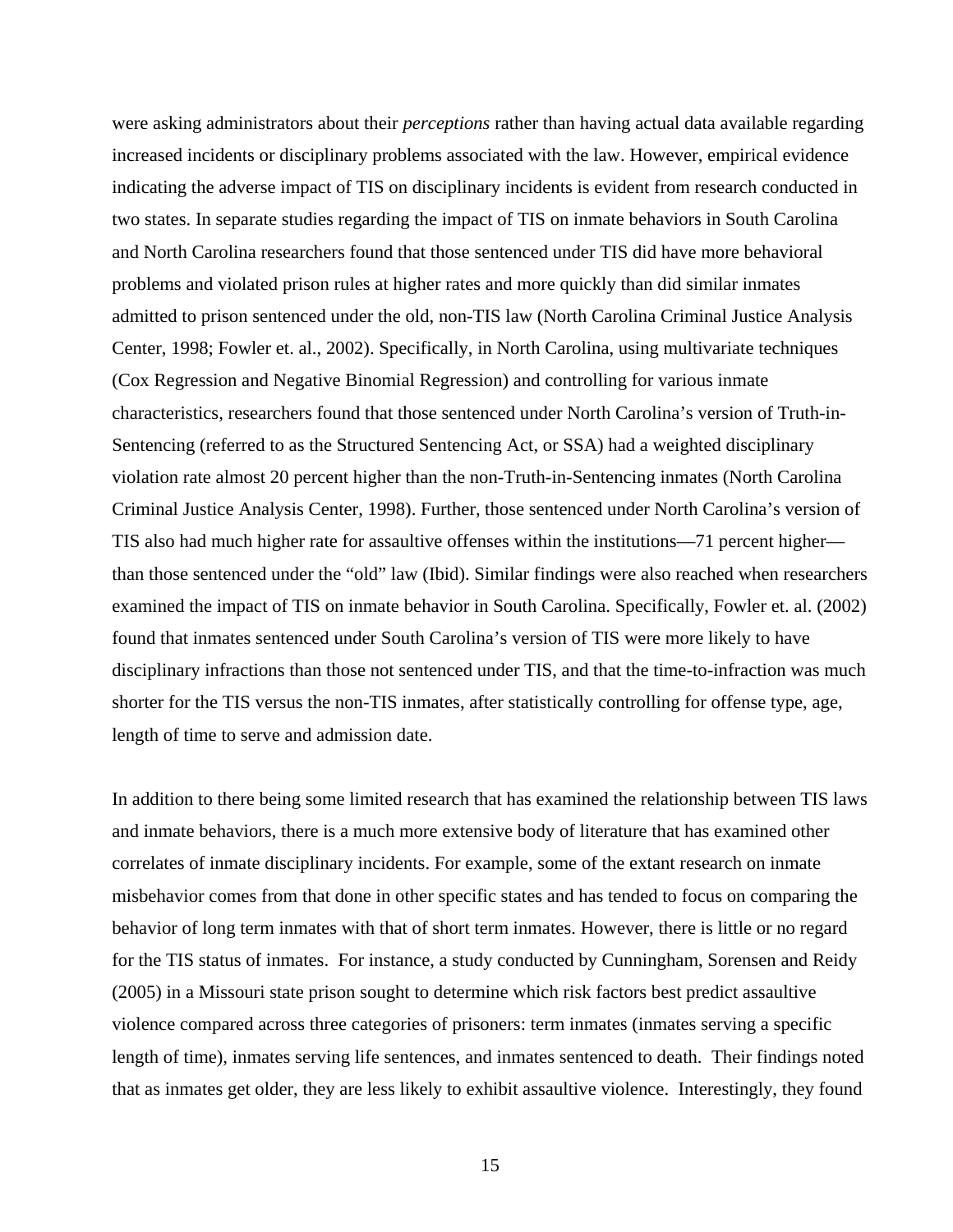were asking administrators about their *perceptions* rather than having actual data available regarding increased incidents or disciplinary problems associated with the law. However, empirical evidence indicating the adverse impact of TIS on disciplinary incidents is evident from research conducted in two states. In separate studies regarding the impact of TIS on inmate behaviors in South Carolina and North Carolina researchers found that those sentenced under TIS did have more behavioral problems and violated prison rules at higher rates and more quickly than did similar inmates admitted to prison sentenced under the old, non-TIS law (North Carolina Criminal Justice Analysis Center, 1998; Fowler et. al., 2002). Specifically, in North Carolina, using multivariate techniques (Cox Regression and Negative Binomial Regression) and controlling for various inmate characteristics, researchers found that those sentenced under North Carolina's version of Truth-in-Sentencing (referred to as the Structured Sentencing Act, or SSA) had a weighted disciplinary violation rate almost 20 percent higher than the non-Truth-in-Sentencing inmates (North Carolina Criminal Justice Analysis Center, 1998). Further, those sentenced under North Carolina's version of TIS also had much higher rate for assaultive offenses within the institutions—71 percent higher—than those sentenced under the "old" law (Ibid). Similar findings were also reached when researchers examined the impact of TIS on inmate behavior in South Carolina. Specifically, Fowler et. al. (2002) found that inmates sentenced under South Carolina's version of TIS were more likely to have disciplinary infractions than those not sentenced under TIS, and that the time-to-infraction was much shorter for the TIS versus the non-TIS inmates, after statistically controlling for offense type, age, length of time to serve and admission date.

In addition to there being some limited research that has examined the relationship between TIS laws and inmate behaviors, there is a much more extensive body of literature that has examined other correlates of inmate disciplinary incidents. For example, some of the extant research on inmate misbehavior comes from that done in other specific states and has tended to focus on comparing the behavior of long term inmates with that of short term inmates. However, there is little or no regard for the TIS status of inmates. For instance, a study conducted by Cunningham, Sorensen and Reidy (2005) in a Missouri state prison sought to determine which risk factors best predict assaultive violence compared across three categories of prisoners: term inmates (inmates serving a specific length of time), inmates serving life sentences, and inmates sentenced to death. Their findings noted that as inmates get older, they are less likely to exhibit assaultive violence. Interestingly, they found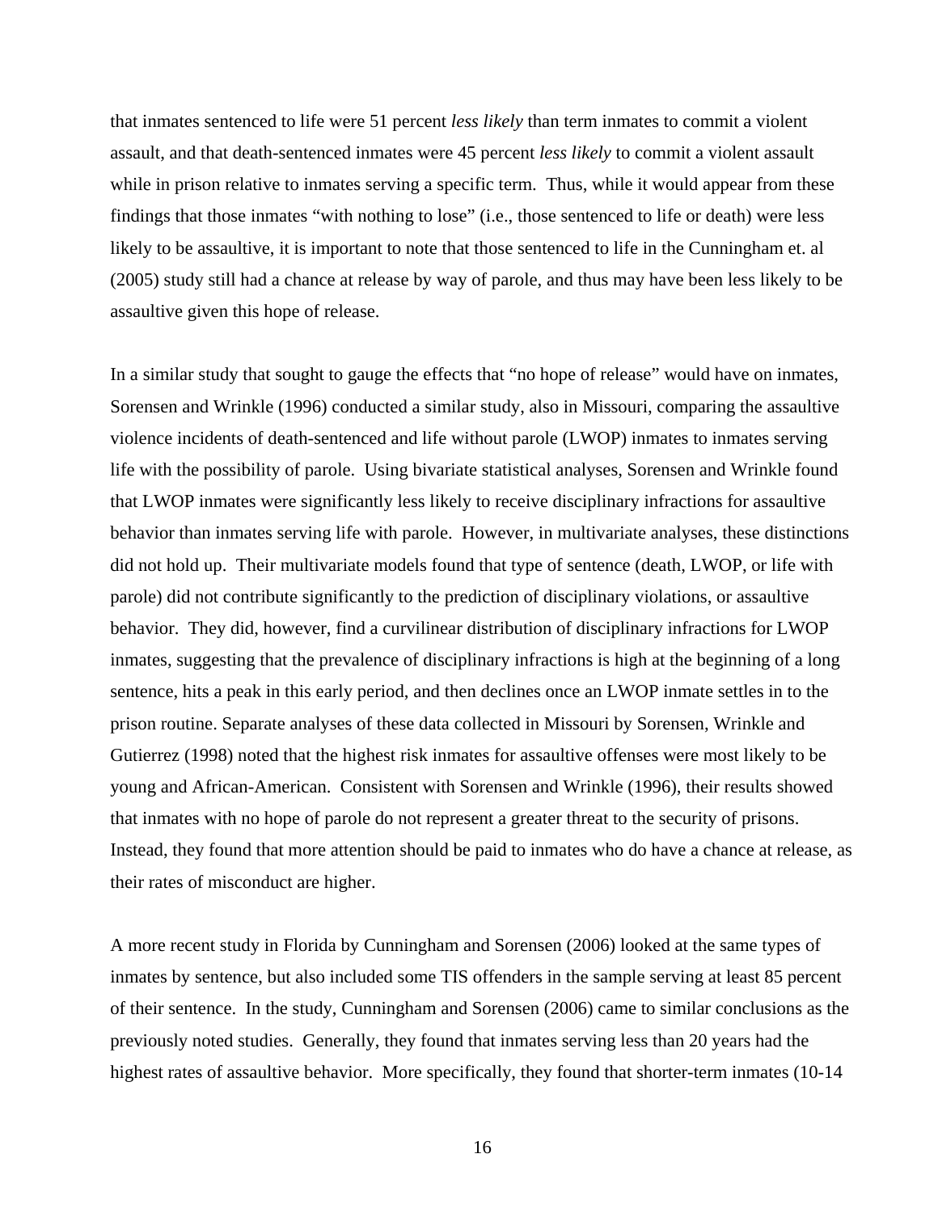that inmates sentenced to life were 51 percent *less likely* than term inmates to commit a violent assault, and that death-sentenced inmates were 45 percent *less likely* to commit a violent assault while in prison relative to inmates serving a specific term. Thus, while it would appear from these findings that those inmates "with nothing to lose" (i.e., those sentenced to life or death) were less likely to be assaultive, it is important to note that those sentenced to life in the Cunningham et. al (2005) study still had a chance at release by way of parole, and thus may have been less likely to be assaultive given this hope of release.

In a similar study that sought to gauge the effects that "no hope of release" would have on inmates, Sorensen and Wrinkle (1996) conducted a similar study, also in Missouri, comparing the assaultive violence incidents of death-sentenced and life without parole (LWOP) inmates to inmates serving life with the possibility of parole. Using bivariate statistical analyses, Sorensen and Wrinkle found that LWOP inmates were significantly less likely to receive disciplinary infractions for assaultive behavior than inmates serving life with parole. However, in multivariate analyses, these distinctions did not hold up. Their multivariate models found that type of sentence (death, LWOP, or life with parole) did not contribute significantly to the prediction of disciplinary violations, or assaultive behavior. They did, however, find a curvilinear distribution of disciplinary infractions for LWOP inmates, suggesting that the prevalence of disciplinary infractions is high at the beginning of a long sentence, hits a peak in this early period, and then declines once an LWOP inmate settles in to the prison routine. Separate analyses of these data collected in Missouri by Sorensen, Wrinkle and Gutierrez (1998) noted that the highest risk inmates for assaultive offenses were most likely to be young and African-American. Consistent with Sorensen and Wrinkle (1996), their results showed that inmates with no hope of parole do not represent a greater threat to the security of prisons. Instead, they found that more attention should be paid to inmates who do have a chance at release, as their rates of misconduct are higher.

A more recent study in Florida by Cunningham and Sorensen (2006) looked at the same types of inmates by sentence, but also included some TIS offenders in the sample serving at least 85 percent of their sentence. In the study, Cunningham and Sorensen (2006) came to similar conclusions as the previously noted studies. Generally, they found that inmates serving less than 20 years had the highest rates of assaultive behavior. More specifically, they found that shorter-term inmates (10-14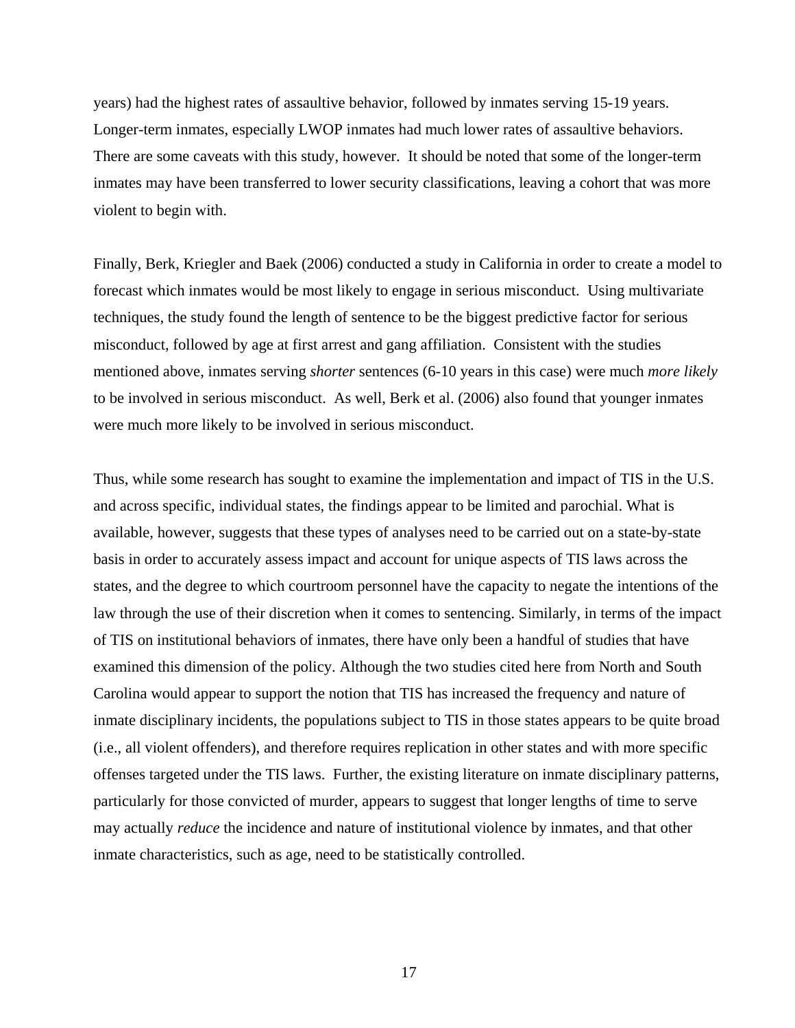years) had the highest rates of assaultive behavior, followed by inmates serving 15-19 years. Longer-term inmates, especially LWOP inmates had much lower rates of assaultive behaviors. There are some caveats with this study, however. It should be noted that some of the longer-term inmates may have been transferred to lower security classifications, leaving a cohort that was more violent to begin with.

Finally, Berk, Kriegler and Baek (2006) conducted a study in California in order to create a model to forecast which inmates would be most likely to engage in serious misconduct. Using multivariate techniques, the study found the length of sentence to be the biggest predictive factor for serious misconduct, followed by age at first arrest and gang affiliation. Consistent with the studies mentioned above, inmates serving *shorter* sentences (6-10 years in this case) were much *more likely* to be involved in serious misconduct. As well, Berk et al. (2006) also found that younger inmates were much more likely to be involved in serious misconduct.

Thus, while some research has sought to examine the implementation and impact of TIS in the U.S. and across specific, individual states, the findings appear to be limited and parochial. What is available, however, suggests that these types of analyses need to be carried out on a state-by-state basis in order to accurately assess impact and account for unique aspects of TIS laws across the states, and the degree to which courtroom personnel have the capacity to negate the intentions of the law through the use of their discretion when it comes to sentencing. Similarly, in terms of the impact of TIS on institutional behaviors of inmates, there have only been a handful of studies that have examined this dimension of the policy. Although the two studies cited here from North and South Carolina would appear to support the notion that TIS has increased the frequency and nature of inmate disciplinary incidents, the populations subject to TIS in those states appears to be quite broad (i.e., all violent offenders), and therefore requires replication in other states and with more specific offenses targeted under the TIS laws. Further, the existing literature on inmate disciplinary patterns, particularly for those convicted of murder, appears to suggest that longer lengths of time to serve may actually *reduce* the incidence and nature of institutional violence by inmates, and that other inmate characteristics, such as age, need to be statistically controlled.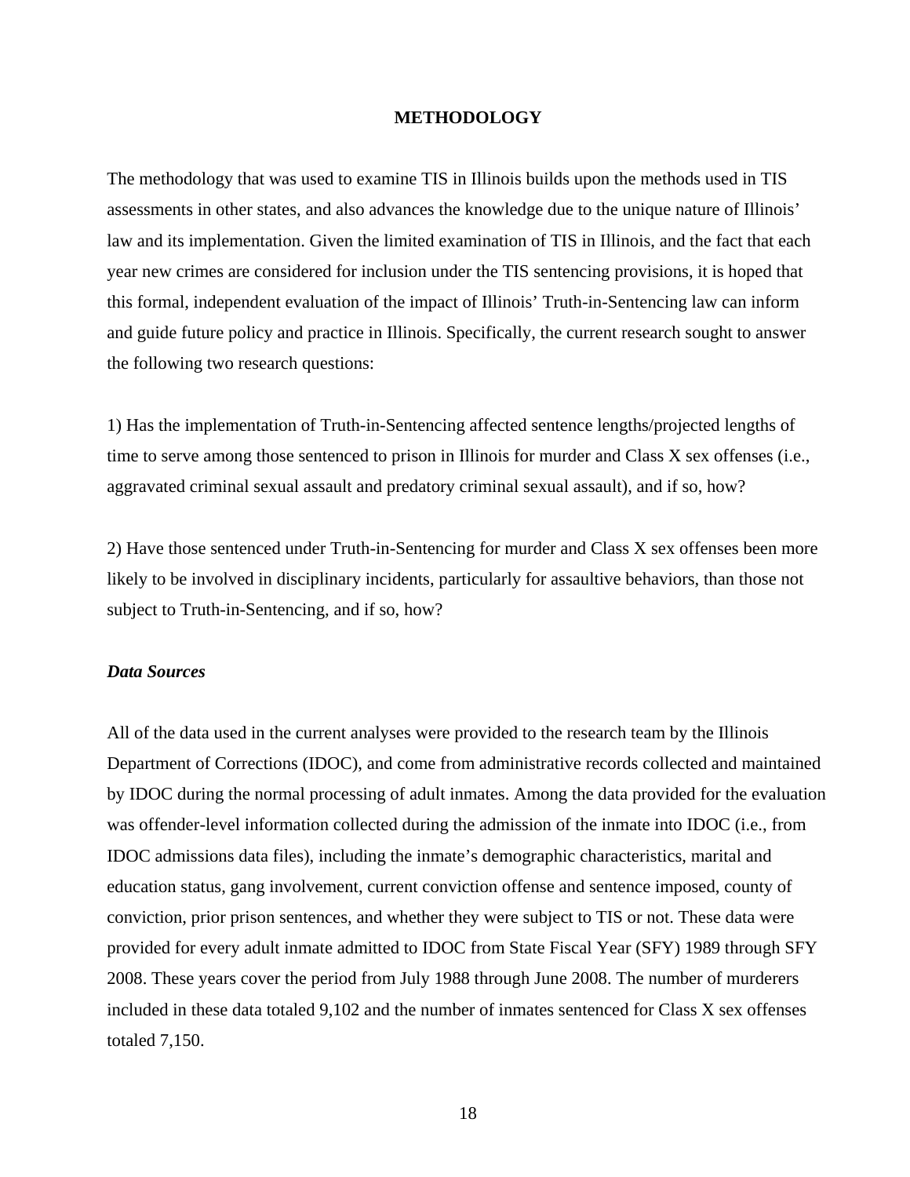## METHODOLOGY

The methodology that was used to examine TIS in Illinois builds upon the methods used in TIS assessments in other states, and also advances the knowledge due to the unique nature of Illinois' law and its implementation. Given the limited examination of TIS in Illinois, and the fact that each year new crimes are considered for inclusion under the TIS sentencing provisions, it is hoped that this formal, independent evaluation of the impact of Illinois' Truth-in-Sentencing law can inform and guide future policy and practice in Illinois. Specifically, the current research sought to answer the following two research questions:

1) Has the implementation of Truth-in-Sentencing affected sentence lengths/projected lengths of time to serve among those sentenced to prison in Illinois for murder and Class X sex offenses (i.e., aggravated criminal sexual assault and predatory criminal sexual assault), and if so, how?

2) Have those sentenced under Truth-in-Sentencing for murder and Class X sex offenses been more likely to be involved in disciplinary incidents, particularly for assaultive behaviors, than those not subject to Truth-in-Sentencing, and if so, how?

### *Data Sources*

All of the data used in the current analyses were provided to the research team by the Illinois Department of Corrections (IDOC), and come from administrative records collected and maintained by IDOC during the normal processing of adult inmates. Among the data provided for the evaluation was offender-level information collected during the admission of the inmate into IDOC (i.e., from IDOC admissions data files), including the inmate's demographic characteristics, marital and education status, gang involvement, current conviction offense and sentence imposed, county of conviction, prior prison sentences, and whether they were subject to TIS or not. These data were provided for every adult inmate admitted to IDOC from State Fiscal Year (SFY) 1989 through SFY 2008. These years cover the period from July 1988 through June 2008. The number of murderers included in these data totaled 9,102 and the number of inmates sentenced for Class X sex offenses totaled 7,150.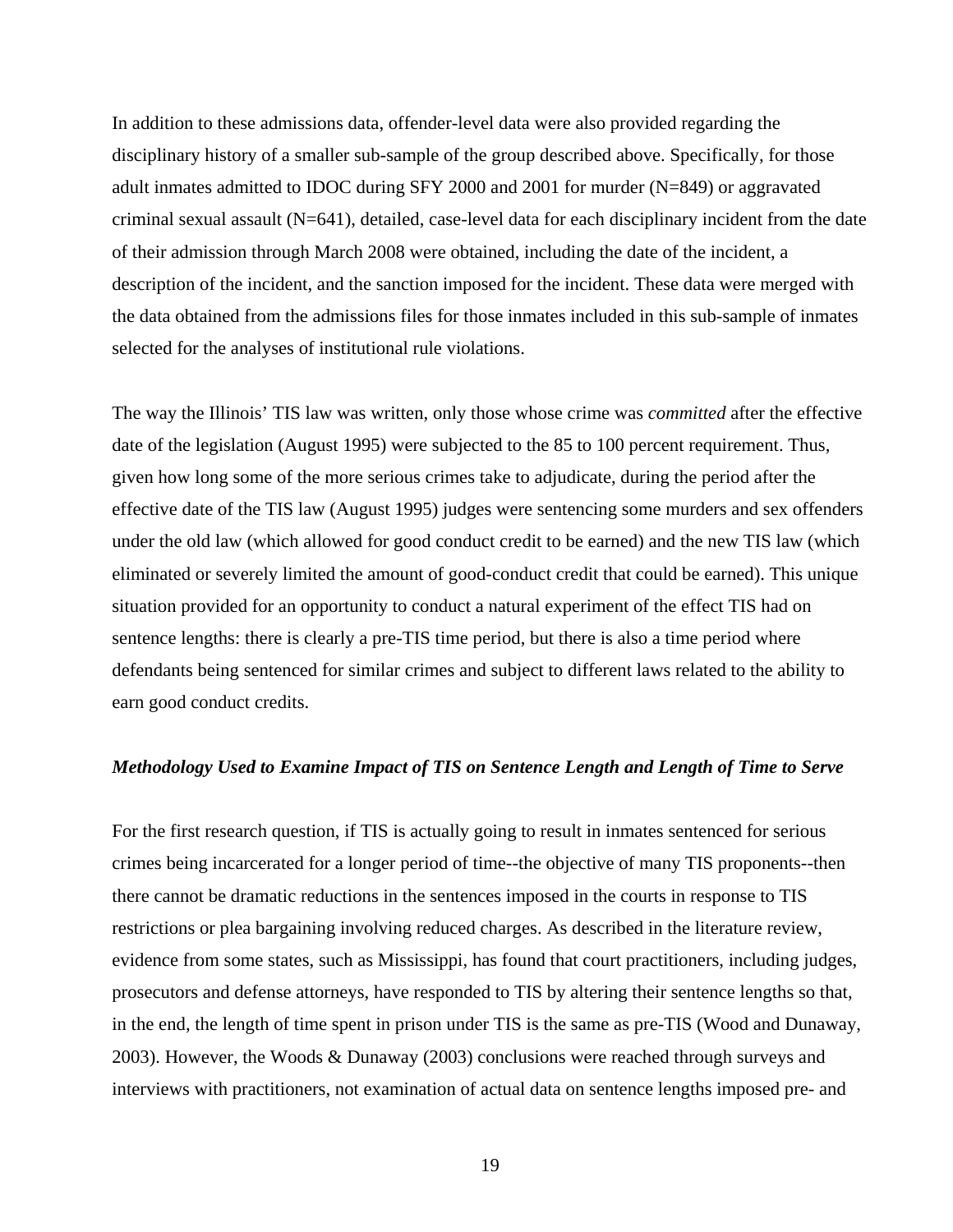In addition to these admissions data, offender-level data were also provided regarding the disciplinary history of a smaller sub-sample of the group described above. Specifically, for those adult inmates admitted to IDOC during SFY 2000 and 2001 for murder (N=849) or aggravated criminal sexual assault (N=641), detailed, case-level data for each disciplinary incident from the date of their admission through March 2008 were obtained, including the date of the incident, a description of the incident, and the sanction imposed for the incident. These data were merged with the data obtained from the admissions files for those inmates included in this sub-sample of inmates selected for the analyses of institutional rule violations.

The way the Illinois' TIS law was written, only those whose crime was *committed* after the effective date of the legislation (August 1995) were subjected to the 85 to 100 percent requirement. Thus, given how long some of the more serious crimes take to adjudicate, during the period after the effective date of the TIS law (August 1995) judges were sentencing some murders and sex offenders under the old law (which allowed for good conduct credit to be earned) and the new TIS law (which eliminated or severely limited the amount of good-conduct credit that could be earned). This unique situation provided for an opportunity to conduct a natural experiment of the effect TIS had on sentence lengths: there is clearly a pre-TIS time period, but there is also a time period where defendants being sentenced for similar crimes and subject to different laws related to the ability to earn good conduct credits.

### *Methodology Used to Examine Impact of TIS on Sentence Length and Length of Time to Serve*

For the first research question, if TIS is actually going to result in inmates sentenced for serious crimes being incarcerated for a longer period of time--the objective of many TIS proponents--then there cannot be dramatic reductions in the sentences imposed in the courts in response to TIS restrictions or plea bargaining involving reduced charges. As described in the literature review, evidence from some states, such as Mississippi, has found that court practitioners, including judges, prosecutors and defense attorneys, have responded to TIS by altering their sentence lengths so that, in the end, the length of time spent in prison under TIS is the same as pre-TIS (Wood and Dunaway, 2003). However, the Woods & Dunaway (2003) conclusions were reached through surveys and interviews with practitioners, not examination of actual data on sentence lengths imposed pre- and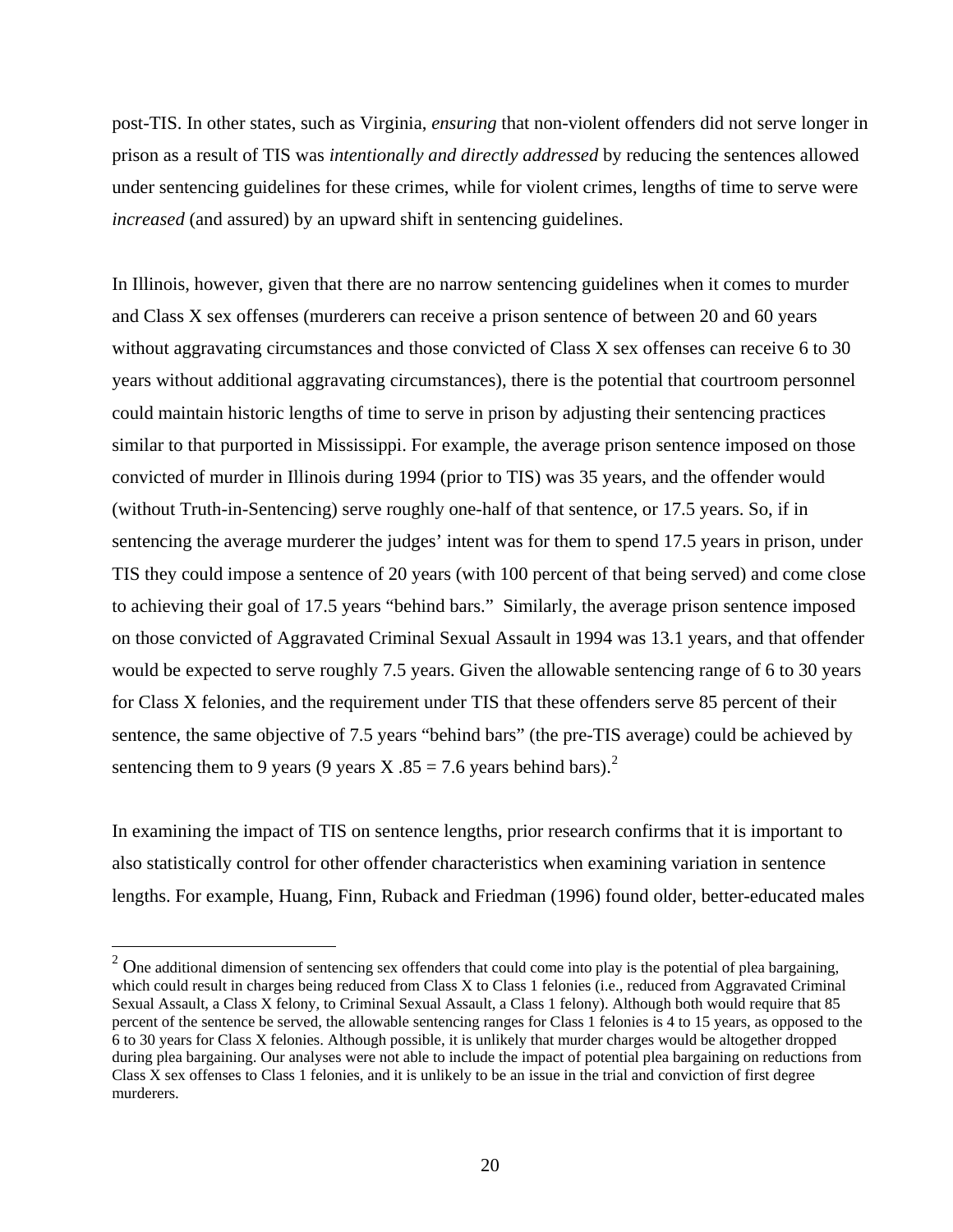post-TIS. In other states, such as Virginia, *ensuring* that non-violent offenders did not serve longer in prison as a result of TIS was *intentionally and directly addressed* by reducing the sentences allowed under sentencing guidelines for these crimes, while for violent crimes, lengths of time to serve were *increased* (and assured) by an upward shift in sentencing guidelines.

In Illinois, however, given that there are no narrow sentencing guidelines when it comes to murder and Class X sex offenses (murderers can receive a prison sentence of between 20 and 60 years without aggravating circumstances and those convicted of Class X sex offenses can receive 6 to 30 years without additional aggravating circumstances), there is the potential that courtroom personnel could maintain historic lengths of time to serve in prison by adjusting their sentencing practices similar to that purported in Mississippi. For example, the average prison sentence imposed on those convicted of murder in Illinois during 1994 (prior to TIS) was 35 years, and the offender would (without Truth-in-Sentencing) serve roughly one-half of that sentence, or 17.5 years. So, if in sentencing the average murderer the judges' intent was for them to spend 17.5 years in prison, under TIS they could impose a sentence of 20 years (with 100 percent of that being served) and come close to achieving their goal of 17.5 years "behind bars." Similarly, the average prison sentence imposed on those convicted of Aggravated Criminal Sexual Assault in 1994 was 13.1 years, and that offender would be expected to serve roughly 7.5 years. Given the allowable sentencing range of 6 to 30 years for Class X felonies, and the requirement under TIS that these offenders serve 85 percent of their sentence, the same objective of 7.5 years "behind bars" (the pre-TIS average) could be achieved by sentencing them to 9 years (9 years X .85 = 7.6 years behind bars).[2]

In examining the impact of TIS on sentence lengths, prior research confirms that it is important to also statistically control for other offender characteristics when examining variation in sentence lengths. For example, Huang, Finn, Ruback and Friedman (1996) found older, better-educated males

[2] One additional dimension of sentencing sex offenders that could come into play is the potential of plea bargaining, which could result in charges being reduced from Class X to Class 1 felonies (i.e., reduced from Aggravated Criminal Sexual Assault, a Class X felony, to Criminal Sexual Assault, a Class 1 felony). Although both would require that 85 percent of the sentence be served, the allowable sentencing ranges for Class 1 felonies is 4 to 15 years, as opposed to the 6 to 30 years for Class X felonies. Although possible, it is unlikely that murder charges would be altogether dropped during plea bargaining. Our analyses were not able to include the impact of potential plea bargaining on reductions from Class X sex offenses to Class 1 felonies, and it is unlikely to be an issue in the trial and conviction of first degree murderers.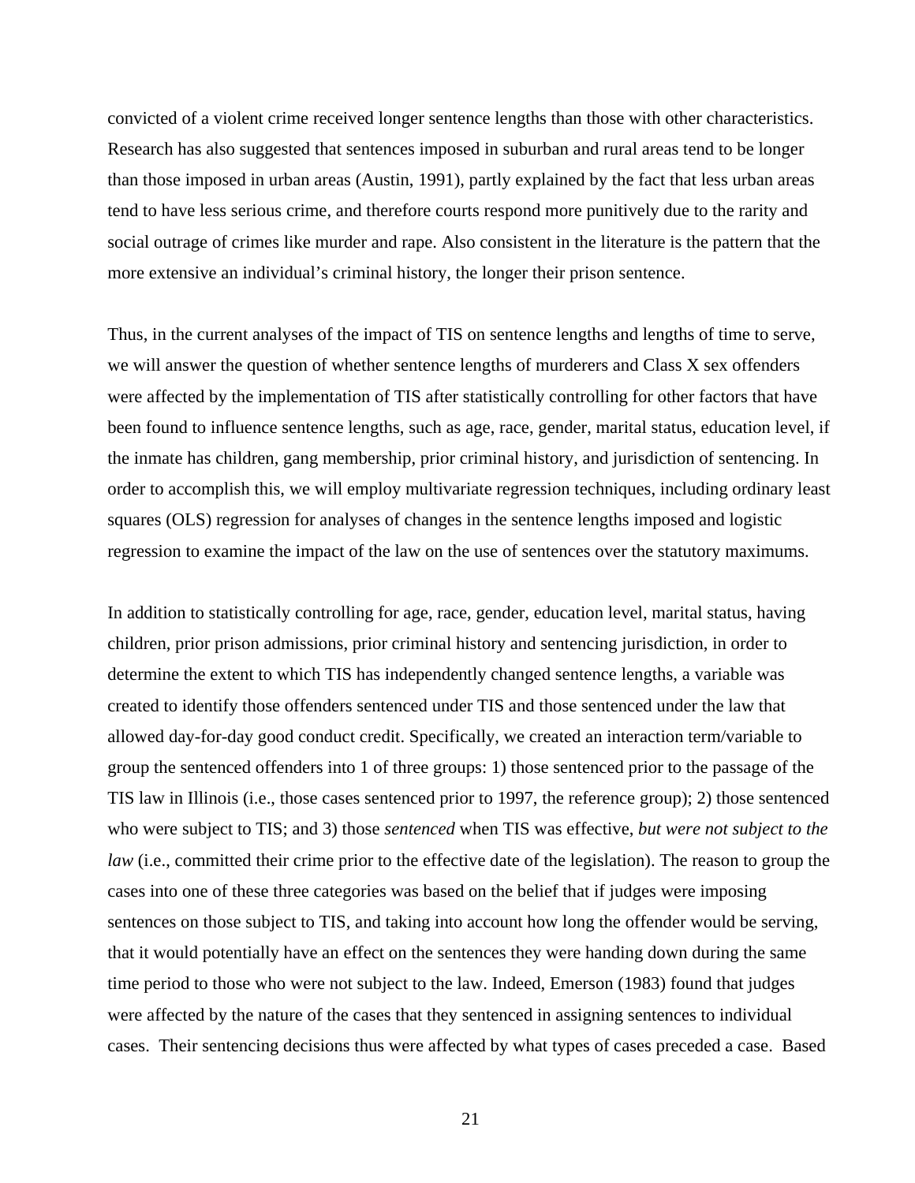convicted of a violent crime received longer sentence lengths than those with other characteristics. Research has also suggested that sentences imposed in suburban and rural areas tend to be longer than those imposed in urban areas (Austin, 1991), partly explained by the fact that less urban areas tend to have less serious crime, and therefore courts respond more punitively due to the rarity and social outrage of crimes like murder and rape. Also consistent in the literature is the pattern that the more extensive an individual's criminal history, the longer their prison sentence.

Thus, in the current analyses of the impact of TIS on sentence lengths and lengths of time to serve, we will answer the question of whether sentence lengths of murderers and Class X sex offenders were affected by the implementation of TIS after statistically controlling for other factors that have been found to influence sentence lengths, such as age, race, gender, marital status, education level, if the inmate has children, gang membership, prior criminal history, and jurisdiction of sentencing. In order to accomplish this, we will employ multivariate regression techniques, including ordinary least squares (OLS) regression for analyses of changes in the sentence lengths imposed and logistic regression to examine the impact of the law on the use of sentences over the statutory maximums.

In addition to statistically controlling for age, race, gender, education level, marital status, having children, prior prison admissions, prior criminal history and sentencing jurisdiction, in order to determine the extent to which TIS has independently changed sentence lengths, a variable was created to identify those offenders sentenced under TIS and those sentenced under the law that allowed day-for-day good conduct credit. Specifically, we created an interaction term/variable to group the sentenced offenders into 1 of three groups: 1) those sentenced prior to the passage of the TIS law in Illinois (i.e., those cases sentenced prior to 1997, the reference group); 2) those sentenced who were subject to TIS; and 3) those *sentenced* when TIS was effective, *but were not subject to the law* (i.e., committed their crime prior to the effective date of the legislation). The reason to group the cases into one of these three categories was based on the belief that if judges were imposing sentences on those subject to TIS, and taking into account how long the offender would be serving, that it would potentially have an effect on the sentences they were handing down during the same time period to those who were not subject to the law. Indeed, Emerson (1983) found that judges were affected by the nature of the cases that they sentenced in assigning sentences to individual cases. Their sentencing decisions thus were affected by what types of cases preceded a case. Based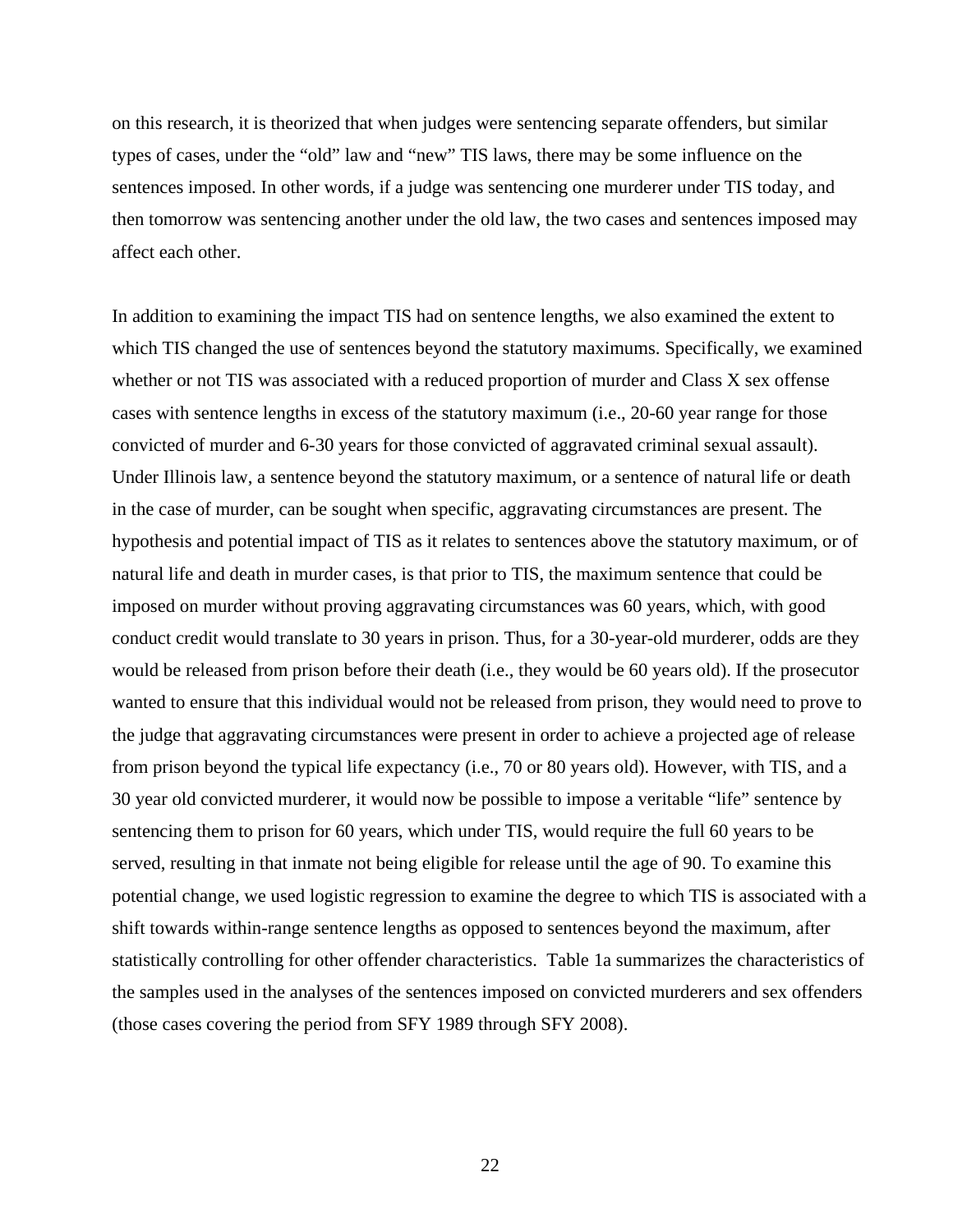on this research, it is theorized that when judges were sentencing separate offenders, but similar types of cases, under the "old" law and "new" TIS laws, there may be some influence on the sentences imposed. In other words, if a judge was sentencing one murderer under TIS today, and then tomorrow was sentencing another under the old law, the two cases and sentences imposed may affect each other.

In addition to examining the impact TIS had on sentence lengths, we also examined the extent to which TIS changed the use of sentences beyond the statutory maximums. Specifically, we examined whether or not TIS was associated with a reduced proportion of murder and Class X sex offense cases with sentence lengths in excess of the statutory maximum (i.e., 20-60 year range for those convicted of murder and 6-30 years for those convicted of aggravated criminal sexual assault). Under Illinois law, a sentence beyond the statutory maximum, or a sentence of natural life or death in the case of murder, can be sought when specific, aggravating circumstances are present. The hypothesis and potential impact of TIS as it relates to sentences above the statutory maximum, or of natural life and death in murder cases, is that prior to TIS, the maximum sentence that could be imposed on murder without proving aggravating circumstances was 60 years, which, with good conduct credit would translate to 30 years in prison. Thus, for a 30-year-old murderer, odds are they would be released from prison before their death (i.e., they would be 60 years old). If the prosecutor wanted to ensure that this individual would not be released from prison, they would need to prove to the judge that aggravating circumstances were present in order to achieve a projected age of release from prison beyond the typical life expectancy (i.e., 70 or 80 years old). However, with TIS, and a 30 year old convicted murderer, it would now be possible to impose a veritable "life" sentence by sentencing them to prison for 60 years, which under TIS, would require the full 60 years to be served, resulting in that inmate not being eligible for release until the age of 90. To examine this potential change, we used logistic regression to examine the degree to which TIS is associated with a shift towards within-range sentence lengths as opposed to sentences beyond the maximum, after statistically controlling for other offender characteristics. Table 1a summarizes the characteristics of the samples used in the analyses of the sentences imposed on convicted murderers and sex offenders (those cases covering the period from SFY 1989 through SFY 2008).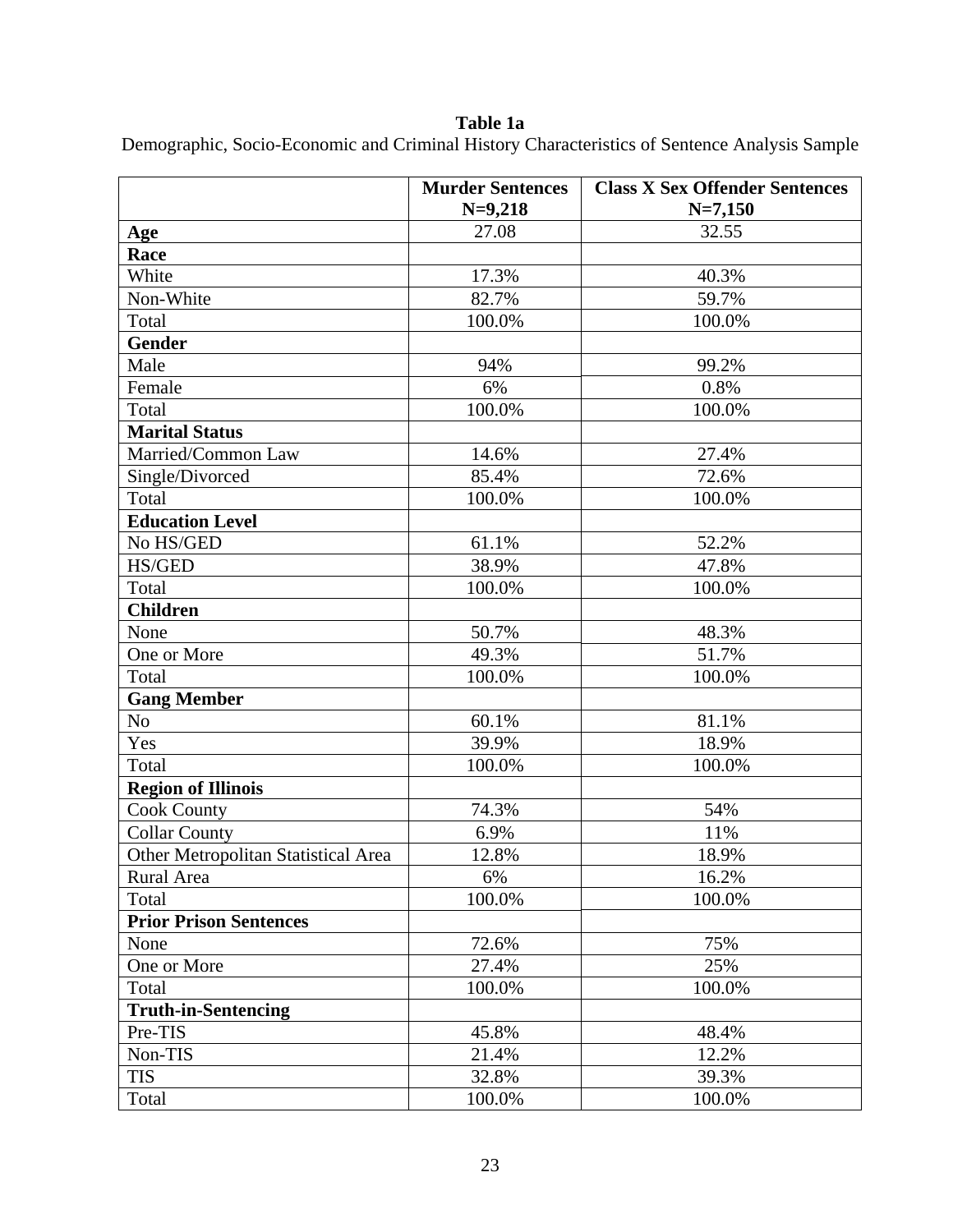**Table 1a**

Demographic, Socio-Economic and Criminal History Characteristics of Sentence Analysis Sample

| | **Murder Sentences N=9,218** | **Class X Sex Offender Sentences N=7,150** |
|---|---|---|
| **Age** | 27.08 | 32.55 |
| **Race** | | |
| White | 17.3% | 40.3% |
| Non-White | 82.7% | 59.7% |
| Total | 100.0% | 100.0% |
| **Gender** | | |
| Male | 94% | 99.2% |
| Female | 6% | 0.8% |
| Total | 100.0% | 100.0% |
| **Marital Status** | | |
| Married/Common Law | 14.6% | 27.4% |
| Single/Divorced | 85.4% | 72.6% |
| Total | 100.0% | 100.0% |
| **Education Level** | | |
| No HS/GED | 61.1% | 52.2% |
| HS/GED | 38.9% | 47.8% |
| Total | 100.0% | 100.0% |
| **Children** | | |
| None | 50.7% | 48.3% |
| One or More | 49.3% | 51.7% |
| Total | 100.0% | 100.0% |
| **Gang Member** | | |
| No | 60.1% | 81.1% |
| Yes | 39.9% | 18.9% |
| Total | 100.0% | 100.0% |
| **Region of Illinois** | | |
| Cook County | 74.3% | 54% |
| Collar County | 6.9% | 11% |
| Other Metropolitan Statistical Area | 12.8% | 18.9% |
| Rural Area | 6% | 16.2% |
| Total | 100.0% | 100.0% |
| **Prior Prison Sentences** | | |
| None | 72.6% | 75% |
| One or More | 27.4% | 25% |
| Total | 100.0% | 100.0% |
| **Truth-in-Sentencing** | | |
| Pre-TIS | 45.8% | 48.4% |
| Non-TIS | 21.4% | 12.2% |
| TIS | 32.8% | 39.3% |
| Total | 100.0% | 100.0% |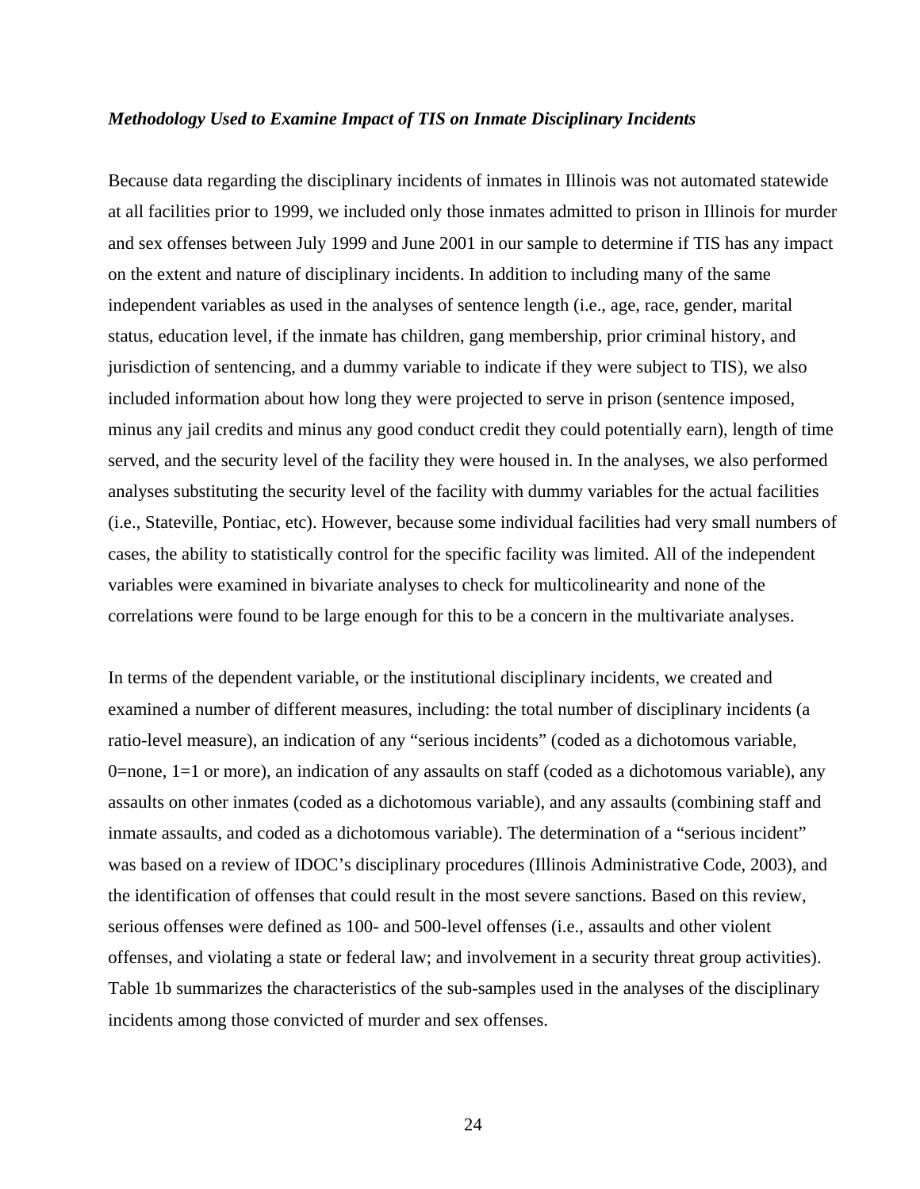***Methodology Used to Examine Impact of TIS on Inmate Disciplinary Incidents***

Because data regarding the disciplinary incidents of inmates in Illinois was not automated statewide at all facilities prior to 1999, we included only those inmates admitted to prison in Illinois for murder and sex offenses between July 1999 and June 2001 in our sample to determine if TIS has any impact on the extent and nature of disciplinary incidents. In addition to including many of the same independent variables as used in the analyses of sentence length (i.e., age, race, gender, marital status, education level, if the inmate has children, gang membership, prior criminal history, and jurisdiction of sentencing, and a dummy variable to indicate if they were subject to TIS), we also included information about how long they were projected to serve in prison (sentence imposed, minus any jail credits and minus any good conduct credit they could potentially earn), length of time served, and the security level of the facility they were housed in. In the analyses, we also performed analyses substituting the security level of the facility with dummy variables for the actual facilities (i.e., Stateville, Pontiac, etc). However, because some individual facilities had very small numbers of cases, the ability to statistically control for the specific facility was limited. All of the independent variables were examined in bivariate analyses to check for multicolinearity and none of the correlations were found to be large enough for this to be a concern in the multivariate analyses.

In terms of the dependent variable, or the institutional disciplinary incidents, we created and examined a number of different measures, including: the total number of disciplinary incidents (a ratio-level measure), an indication of any "serious incidents" (coded as a dichotomous variable, 0=none, 1=1 or more), an indication of any assaults on staff (coded as a dichotomous variable), any assaults on other inmates (coded as a dichotomous variable), and any assaults (combining staff and inmate assaults, and coded as a dichotomous variable). The determination of a "serious incident" was based on a review of IDOC's disciplinary procedures (Illinois Administrative Code, 2003), and the identification of offenses that could result in the most severe sanctions. Based on this review, serious offenses were defined as 100- and 500-level offenses (i.e., assaults and other violent offenses, and violating a state or federal law; and involvement in a security threat group activities). Table 1b summarizes the characteristics of the sub-samples used in the analyses of the disciplinary incidents among those convicted of murder and sex offenses.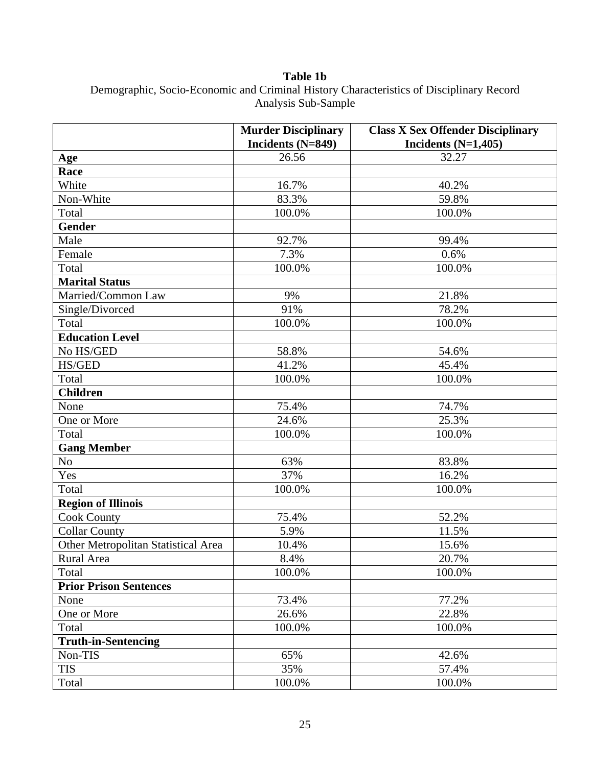**Table 1b**
Demographic, Socio-Economic and Criminal History Characteristics of Disciplinary Record Analysis Sub-Sample

| | **Murder Disciplinary Incidents (N=849)** | **Class X Sex Offender Disciplinary Incidents (N=1,405)** |
|---|---|---|
| **Age** | 26.56 | 32.27 |
| **Race** | | |
| White | 16.7% | 40.2% |
| Non-White | 83.3% | 59.8% |
| Total | 100.0% | 100.0% |
| **Gender** | | |
| Male | 92.7% | 99.4% |
| Female | 7.3% | 0.6% |
| Total | 100.0% | 100.0% |
| **Marital Status** | | |
| Married/Common Law | 9% | 21.8% |
| Single/Divorced | 91% | 78.2% |
| Total | 100.0% | 100.0% |
| **Education Level** | | |
| No HS/GED | 58.8% | 54.6% |
| HS/GED | 41.2% | 45.4% |
| Total | 100.0% | 100.0% |
| **Children** | | |
| None | 75.4% | 74.7% |
| One or More | 24.6% | 25.3% |
| Total | 100.0% | 100.0% |
| **Gang Member** | | |
| No | 63% | 83.8% |
| Yes | 37% | 16.2% |
| Total | 100.0% | 100.0% |
| **Region of Illinois** | | |
| Cook County | 75.4% | 52.2% |
| Collar County | 5.9% | 11.5% |
| Other Metropolitan Statistical Area | 10.4% | 15.6% |
| Rural Area | 8.4% | 20.7% |
| Total | 100.0% | 100.0% |
| **Prior Prison Sentences** | | |
| None | 73.4% | 77.2% |
| One or More | 26.6% | 22.8% |
| Total | 100.0% | 100.0% |
| **Truth-in-Sentencing** | | |
| Non-TIS | 65% | 42.6% |
| TIS | 35% | 57.4% |
| Total | 100.0% | 100.0% |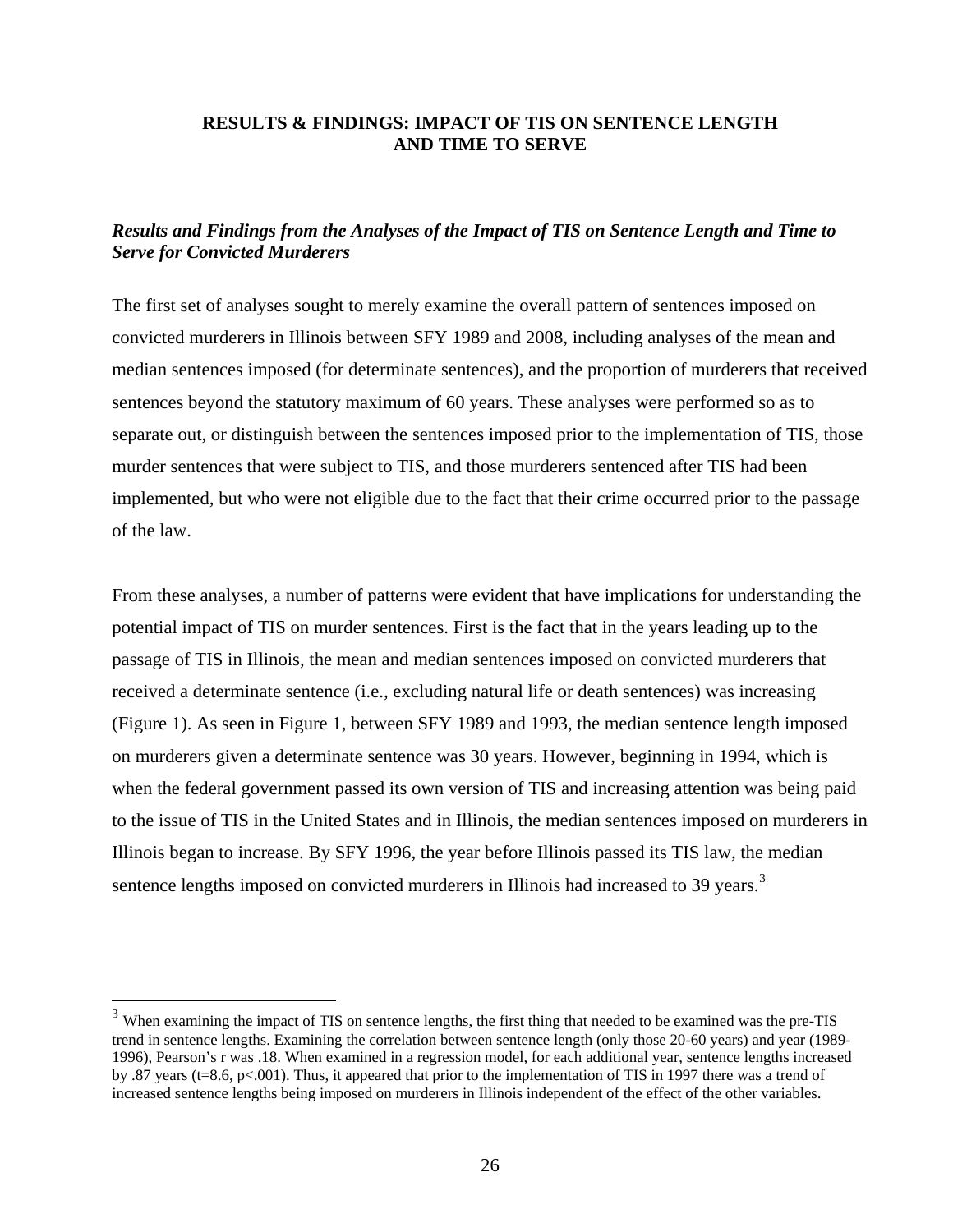## RESULTS & FINDINGS: IMPACT OF TIS ON SENTENCE LENGTH AND TIME TO SERVE

### *Results and Findings from the Analyses of the Impact of TIS on Sentence Length and Time to Serve for Convicted Murderers*

The first set of analyses sought to merely examine the overall pattern of sentences imposed on convicted murderers in Illinois between SFY 1989 and 2008, including analyses of the mean and median sentences imposed (for determinate sentences), and the proportion of murderers that received sentences beyond the statutory maximum of 60 years. These analyses were performed so as to separate out, or distinguish between the sentences imposed prior to the implementation of TIS, those murder sentences that were subject to TIS, and those murderers sentenced after TIS had been implemented, but who were not eligible due to the fact that their crime occurred prior to the passage of the law.

From these analyses, a number of patterns were evident that have implications for understanding the potential impact of TIS on murder sentences. First is the fact that in the years leading up to the passage of TIS in Illinois, the mean and median sentences imposed on convicted murderers that received a determinate sentence (i.e., excluding natural life or death sentences) was increasing (Figure 1). As seen in Figure 1, between SFY 1989 and 1993, the median sentence length imposed on murderers given a determinate sentence was 30 years. However, beginning in 1994, which is when the federal government passed its own version of TIS and increasing attention was being paid to the issue of TIS in the United States and in Illinois, the median sentences imposed on murderers in Illinois began to increase. By SFY 1996, the year before Illinois passed its TIS law, the median sentence lengths imposed on convicted murderers in Illinois had increased to 39 years.[3]

---

[3] When examining the impact of TIS on sentence lengths, the first thing that needed to be examined was the pre-TIS trend in sentence lengths. Examining the correlation between sentence length (only those 20-60 years) and year (1989-1996), Pearson's r was .18. When examined in a regression model, for each additional year, sentence lengths increased by .87 years ($t=8.6$, $p<.001$). Thus, it appeared that prior to the implementation of TIS in 1997 there was a trend of increased sentence lengths being imposed on murderers in Illinois independent of the effect of the other variables.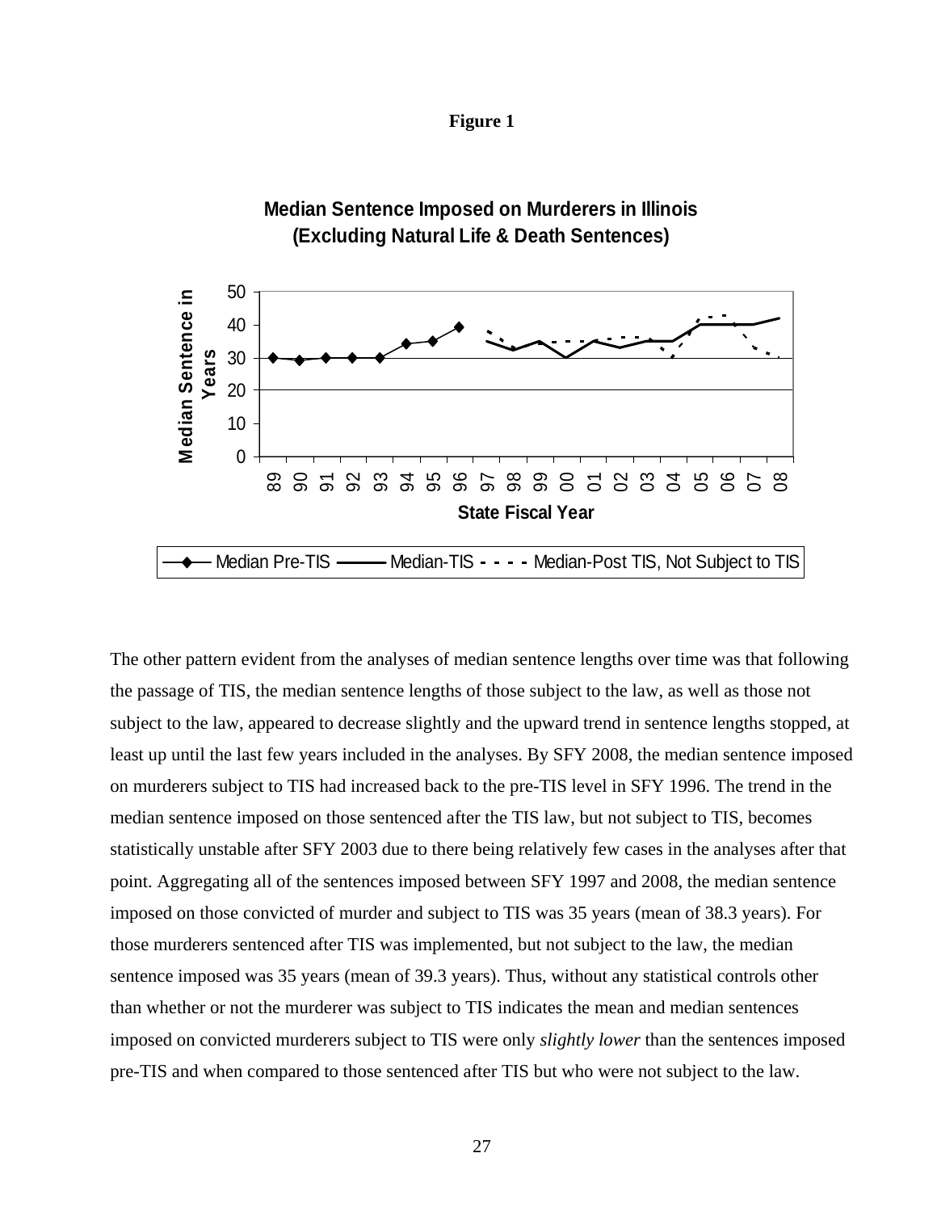**Figure 1**

**Median Sentence Imposed on Murderers in Illinois (Excluding Natural Life & Death Sentences)**

The other pattern evident from the analyses of median sentence lengths over time was that following the passage of TIS, the median sentence lengths of those subject to the law, as well as those not subject to the law, appeared to decrease slightly and the upward trend in sentence lengths stopped, at least up until the last few years included in the analyses. By SFY 2008, the median sentence imposed on murderers subject to TIS had increased back to the pre-TIS level in SFY 1996. The trend in the median sentence imposed on those sentenced after the TIS law, but not subject to TIS, becomes statistically unstable after SFY 2003 due to there being relatively few cases in the analyses after that point. Aggregating all of the sentences imposed between SFY 1997 and 2008, the median sentence imposed on those convicted of murder and subject to TIS was 35 years (mean of 38.3 years). For those murderers sentenced after TIS was implemented, but not subject to the law, the median sentence imposed was 35 years (mean of 39.3 years). Thus, without any statistical controls other than whether or not the murderer was subject to TIS indicates the mean and median sentences imposed on convicted murderers subject to TIS were only *slightly lower* than the sentences imposed pre-TIS and when compared to those sentenced after TIS but who were not subject to the law.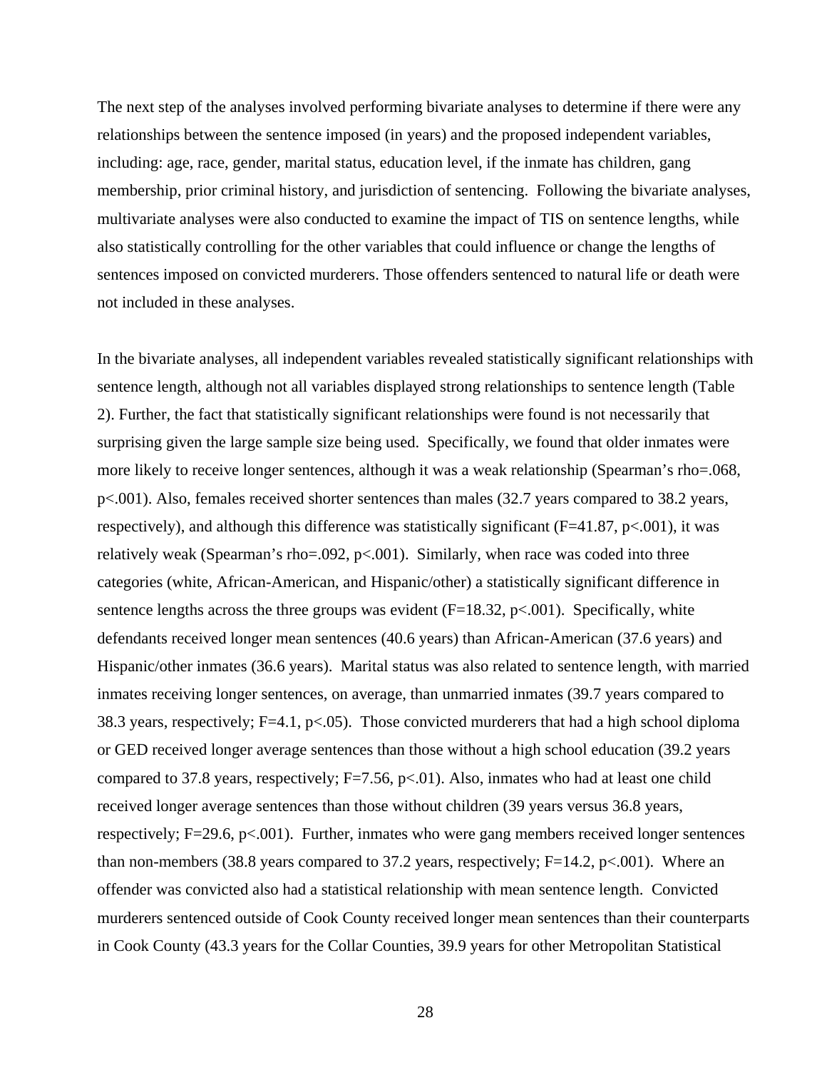The next step of the analyses involved performing bivariate analyses to determine if there were any relationships between the sentence imposed (in years) and the proposed independent variables, including: age, race, gender, marital status, education level, if the inmate has children, gang membership, prior criminal history, and jurisdiction of sentencing. Following the bivariate analyses, multivariate analyses were also conducted to examine the impact of TIS on sentence lengths, while also statistically controlling for the other variables that could influence or change the lengths of sentences imposed on convicted murderers. Those offenders sentenced to natural life or death were not included in these analyses.

In the bivariate analyses, all independent variables revealed statistically significant relationships with sentence length, although not all variables displayed strong relationships to sentence length (Table 2). Further, the fact that statistically significant relationships were found is not necessarily that surprising given the large sample size being used. Specifically, we found that older inmates were more likely to receive longer sentences, although it was a weak relationship (Spearman's rho=.068, $p<.001$). Also, females received shorter sentences than males (32.7 years compared to 38.2 years, respectively), and although this difference was statistically significant ($F=41.87$, $p<.001$), it was relatively weak (Spearman's rho=.092, $p<.001$). Similarly, when race was coded into three categories (white, African-American, and Hispanic/other) a statistically significant difference in sentence lengths across the three groups was evident ($F=18.32$, $p<.001$). Specifically, white defendants received longer mean sentences (40.6 years) than African-American (37.6 years) and Hispanic/other inmates (36.6 years). Marital status was also related to sentence length, with married inmates receiving longer sentences, on average, than unmarried inmates (39.7 years compared to 38.3 years, respectively; $F=4.1$, $p<.05$). Those convicted murderers that had a high school diploma or GED received longer average sentences than those without a high school education (39.2 years compared to 37.8 years, respectively; $F=7.56$, $p<.01$). Also, inmates who had at least one child received longer average sentences than those without children (39 years versus 36.8 years, respectively; $F=29.6$, $p<.001$). Further, inmates who were gang members received longer sentences than non-members (38.8 years compared to 37.2 years, respectively; $F=14.2$, $p<.001$). Where an offender was convicted also had a statistical relationship with mean sentence length. Convicted murderers sentenced outside of Cook County received longer mean sentences than their counterparts in Cook County (43.3 years for the Collar Counties, 39.9 years for other Metropolitan Statistical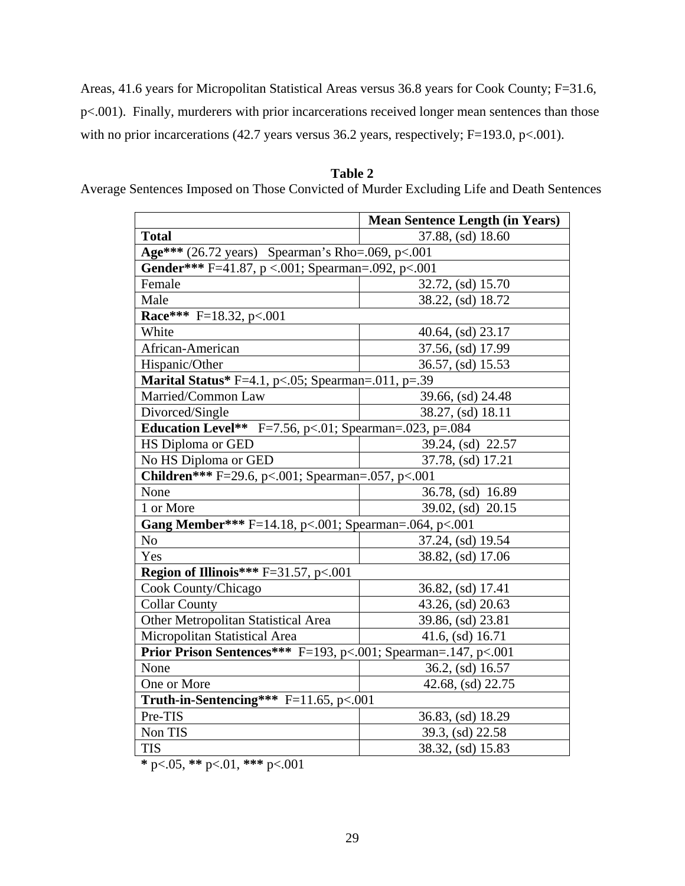Areas, 41.6 years for Micropolitan Statistical Areas versus 36.8 years for Cook County; $F=31.6$, $p<.001$). Finally, murderers with prior incarcerations received longer mean sentences than those with no prior incarcerations (42.7 years versus 36.2 years, respectively; $F=193.0$, $p<.001$).

**Table 2**

Average Sentences Imposed on Those Convicted of Murder Excluding Life and Death Sentences

| | **Mean Sentence Length (in Years)** |
|---|---|
| **Total** | 37.88, (sd) 18.60 |
| **Age\*\*\*** (26.72 years) Spearman's Rho=.069, p<.001 | |
| **Gender\*\*\*** F=41.87, p <.001; Spearman=.092, p<.001 | |
| Female | 32.72, (sd) 15.70 |
| Male | 38.22, (sd) 18.72 |
| **Race\*\*\*** F=18.32, p<.001 | |
| White | 40.64, (sd) 23.17 |
| African-American | 37.56, (sd) 17.99 |
| Hispanic/Other | 36.57, (sd) 15.53 |
| **Marital Status\*** F=4.1, p<.05; Spearman=.011, p=.39 | |
| Married/Common Law | 39.66, (sd) 24.48 |
| Divorced/Single | 38.27, (sd) 18.11 |
| **Education Level\*\*** F=7.56, p<.01; Spearman=.023, p=.084 | |
| HS Diploma or GED | 39.24, (sd) 22.57 |
| No HS Diploma or GED | 37.78, (sd) 17.21 |
| **Children\*\*\*** F=29.6, p<.001; Spearman=.057, p<.001 | |
| None | 36.78, (sd) 16.89 |
| 1 or More | 39.02, (sd) 20.15 |
| **Gang Member\*\*\*** F=14.18, p<.001; Spearman=.064, p<.001 | |
| No | 37.24, (sd) 19.54 |
| Yes | 38.82, (sd) 17.06 |
| **Region of Illinois\*\*\*** F=31.57, p<.001 | |
| Cook County/Chicago | 36.82, (sd) 17.41 |
| Collar County | 43.26, (sd) 20.63 |
| Other Metropolitan Statistical Area | 39.86, (sd) 23.81 |
| Micropolitan Statistical Area | 41.6, (sd) 16.71 |
| **Prior Prison Sentences\*\*\*** F=193, p<.001; Spearman=.147, p<.001 | |
| None | 36.2, (sd) 16.57 |
| One or More | 42.68, (sd) 22.75 |
| **Truth-in-Sentencing\*\*\*** F=11.65, p<.001 | |
| Pre-TIS | 36.83, (sd) 18.29 |
| Non TIS | 39.3, (sd) 22.58 |
| TIS | 38.32, (sd) 15.83 |

**\*** p<.05, **\*\*** p<.01, **\*\*\*** p<.001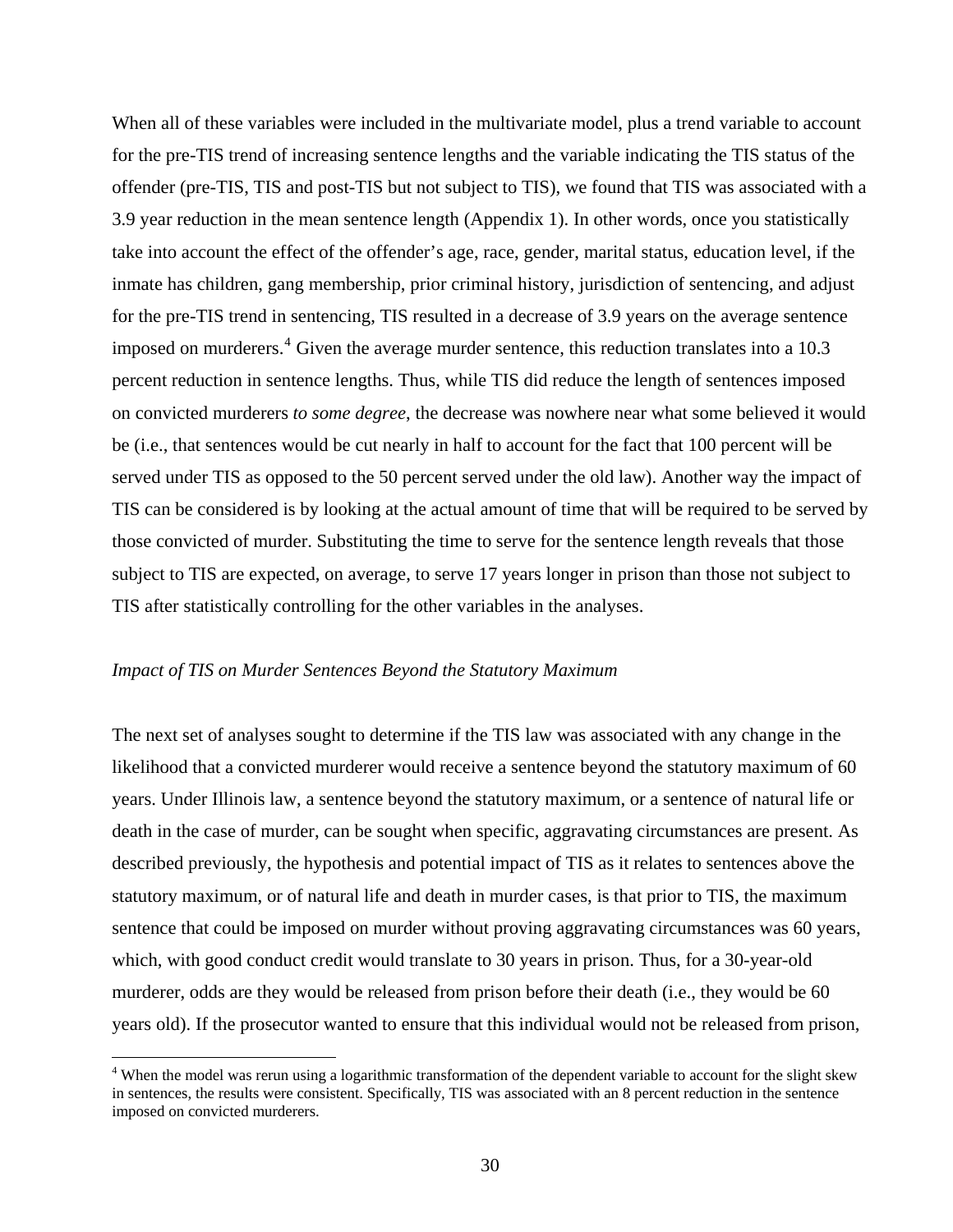When all of these variables were included in the multivariate model, plus a trend variable to account for the pre-TIS trend of increasing sentence lengths and the variable indicating the TIS status of the offender (pre-TIS, TIS and post-TIS but not subject to TIS), we found that TIS was associated with a 3.9 year reduction in the mean sentence length (Appendix 1). In other words, once you statistically take into account the effect of the offender's age, race, gender, marital status, education level, if the inmate has children, gang membership, prior criminal history, jurisdiction of sentencing, and adjust for the pre-TIS trend in sentencing, TIS resulted in a decrease of 3.9 years on the average sentence imposed on murderers.[4] Given the average murder sentence, this reduction translates into a 10.3 percent reduction in sentence lengths. Thus, while TIS did reduce the length of sentences imposed on convicted murderers *to some degree*, the decrease was nowhere near what some believed it would be (i.e., that sentences would be cut nearly in half to account for the fact that 100 percent will be served under TIS as opposed to the 50 percent served under the old law). Another way the impact of TIS can be considered is by looking at the actual amount of time that will be required to be served by those convicted of murder. Substituting the time to serve for the sentence length reveals that those subject to TIS are expected, on average, to serve 17 years longer in prison than those not subject to TIS after statistically controlling for the other variables in the analyses.

*Impact of TIS on Murder Sentences Beyond the Statutory Maximum*

The next set of analyses sought to determine if the TIS law was associated with any change in the likelihood that a convicted murderer would receive a sentence beyond the statutory maximum of 60 years. Under Illinois law, a sentence beyond the statutory maximum, or a sentence of natural life or death in the case of murder, can be sought when specific, aggravating circumstances are present. As described previously, the hypothesis and potential impact of TIS as it relates to sentences above the statutory maximum, or of natural life and death in murder cases, is that prior to TIS, the maximum sentence that could be imposed on murder without proving aggravating circumstances was 60 years, which, with good conduct credit would translate to 30 years in prison. Thus, for a 30-year-old murderer, odds are they would be released from prison before their death (i.e., they would be 60 years old). If the prosecutor wanted to ensure that this individual would not be released from prison,

[4] When the model was rerun using a logarithmic transformation of the dependent variable to account for the slight skew in sentences, the results were consistent. Specifically, TIS was associated with an 8 percent reduction in the sentence imposed on convicted murderers.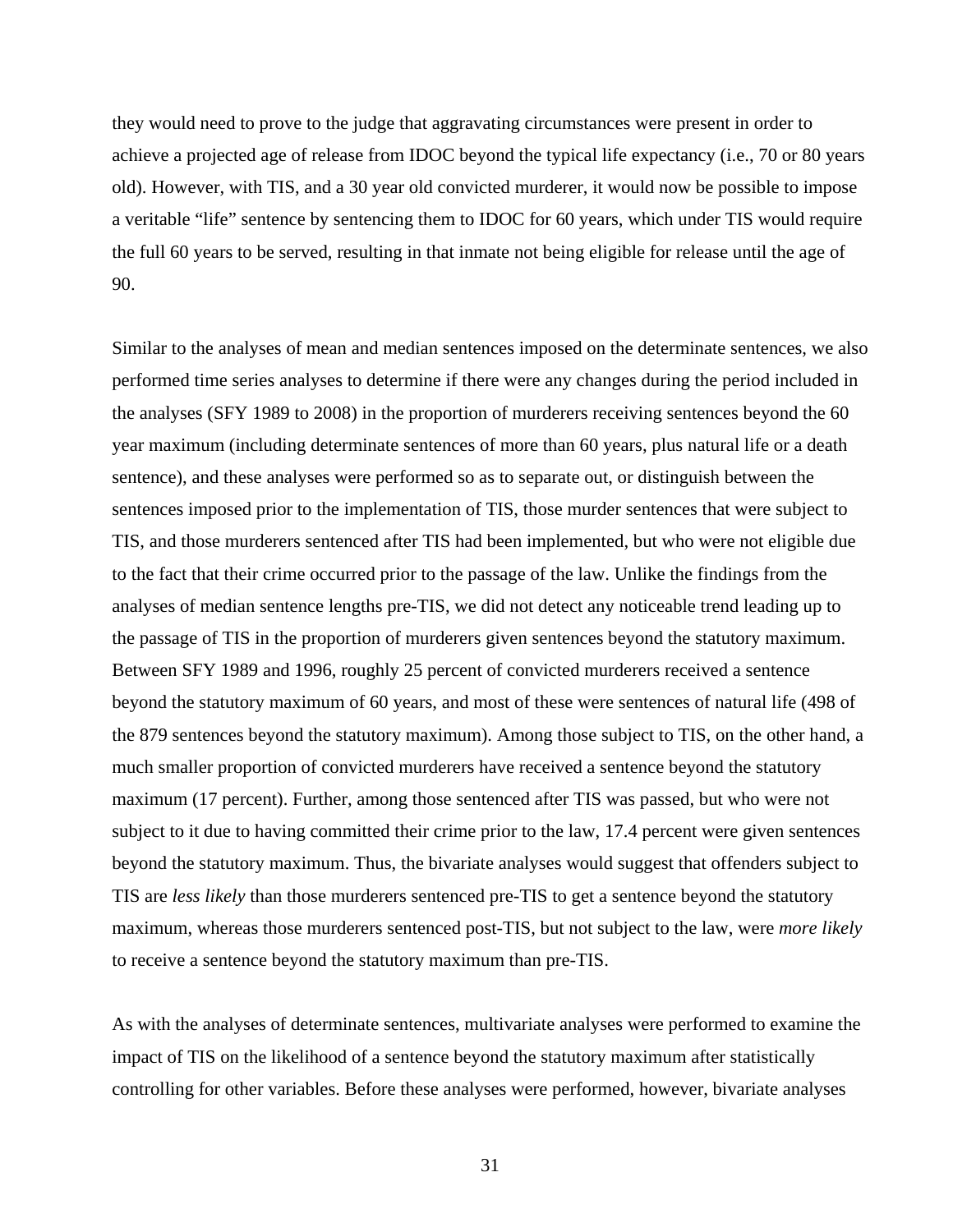they would need to prove to the judge that aggravating circumstances were present in order to achieve a projected age of release from IDOC beyond the typical life expectancy (i.e., 70 or 80 years old). However, with TIS, and a 30 year old convicted murderer, it would now be possible to impose a veritable "life" sentence by sentencing them to IDOC for 60 years, which under TIS would require the full 60 years to be served, resulting in that inmate not being eligible for release until the age of 90.

Similar to the analyses of mean and median sentences imposed on the determinate sentences, we also performed time series analyses to determine if there were any changes during the period included in the analyses (SFY 1989 to 2008) in the proportion of murderers receiving sentences beyond the 60 year maximum (including determinate sentences of more than 60 years, plus natural life or a death sentence), and these analyses were performed so as to separate out, or distinguish between the sentences imposed prior to the implementation of TIS, those murder sentences that were subject to TIS, and those murderers sentenced after TIS had been implemented, but who were not eligible due to the fact that their crime occurred prior to the passage of the law. Unlike the findings from the analyses of median sentence lengths pre-TIS, we did not detect any noticeable trend leading up to the passage of TIS in the proportion of murderers given sentences beyond the statutory maximum. Between SFY 1989 and 1996, roughly 25 percent of convicted murderers received a sentence beyond the statutory maximum of 60 years, and most of these were sentences of natural life (498 of the 879 sentences beyond the statutory maximum). Among those subject to TIS, on the other hand, a much smaller proportion of convicted murderers have received a sentence beyond the statutory maximum (17 percent). Further, among those sentenced after TIS was passed, but who were not subject to it due to having committed their crime prior to the law, 17.4 percent were given sentences beyond the statutory maximum. Thus, the bivariate analyses would suggest that offenders subject to TIS are *less likely* than those murderers sentenced pre-TIS to get a sentence beyond the statutory maximum, whereas those murderers sentenced post-TIS, but not subject to the law, were *more likely* to receive a sentence beyond the statutory maximum than pre-TIS.

As with the analyses of determinate sentences, multivariate analyses were performed to examine the impact of TIS on the likelihood of a sentence beyond the statutory maximum after statistically controlling for other variables. Before these analyses were performed, however, bivariate analyses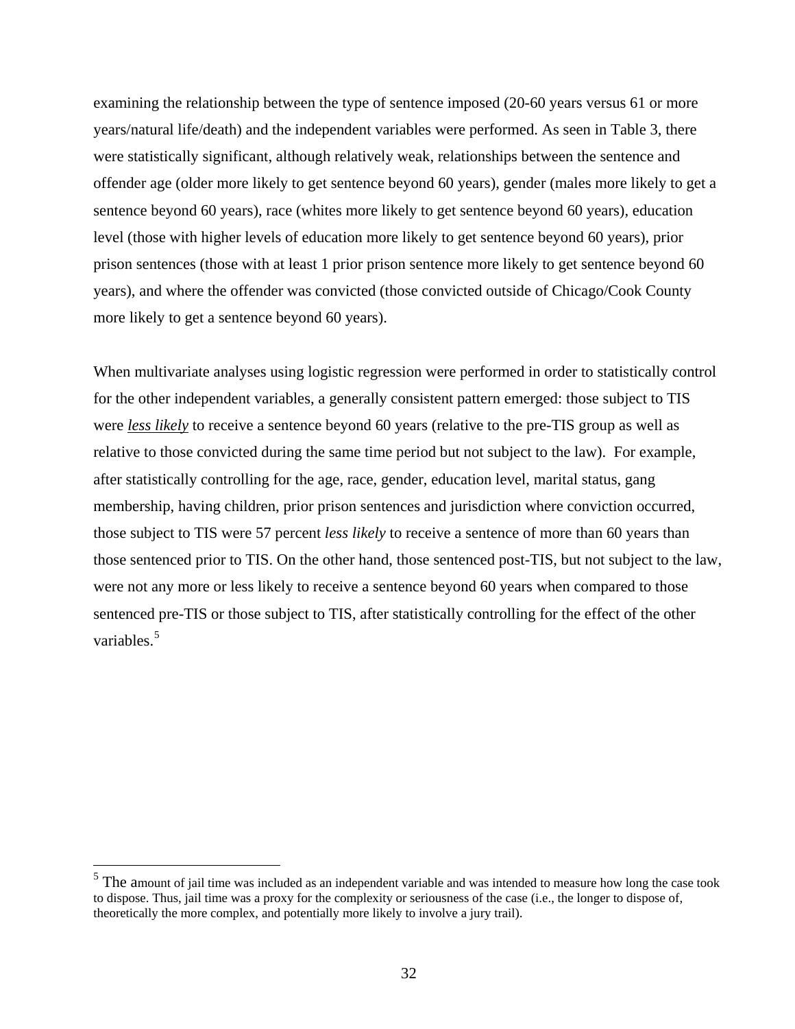examining the relationship between the type of sentence imposed (20-60 years versus 61 or more years/natural life/death) and the independent variables were performed. As seen in Table 3, there were statistically significant, although relatively weak, relationships between the sentence and offender age (older more likely to get sentence beyond 60 years), gender (males more likely to get a sentence beyond 60 years), race (whites more likely to get sentence beyond 60 years), education level (those with higher levels of education more likely to get sentence beyond 60 years), prior prison sentences (those with at least 1 prior prison sentence more likely to get sentence beyond 60 years), and where the offender was convicted (those convicted outside of Chicago/Cook County more likely to get a sentence beyond 60 years).

When multivariate analyses using logistic regression were performed in order to statistically control for the other independent variables, a generally consistent pattern emerged: those subject to TIS were ***less likely*** to receive a sentence beyond 60 years (relative to the pre-TIS group as well as relative to those convicted during the same time period but not subject to the law). For example, after statistically controlling for the age, race, gender, education level, marital status, gang membership, having children, prior prison sentences and jurisdiction where conviction occurred, those subject to TIS were 57 percent *less likely* to receive a sentence of more than 60 years than those sentenced prior to TIS. On the other hand, those sentenced post-TIS, but not subject to the law, were not any more or less likely to receive a sentence beyond 60 years when compared to those sentenced pre-TIS or those subject to TIS, after statistically controlling for the effect of the other variables.[5]

[5] The amount of jail time was included as an independent variable and was intended to measure how long the case took to dispose. Thus, jail time was a proxy for the complexity or seriousness of the case (i.e., the longer to dispose of, theoretically the more complex, and potentially more likely to involve a jury trail).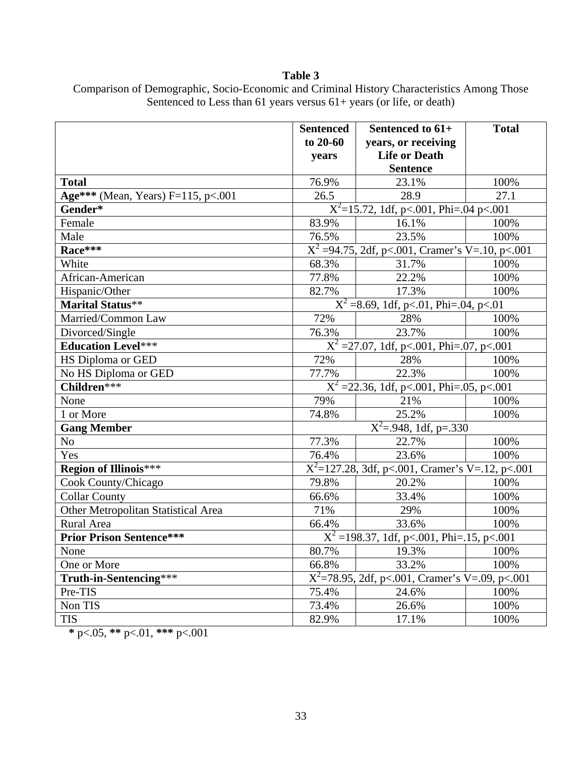**Table 3**

Comparison of Demographic, Socio-Economic and Criminal History Characteristics Among Those Sentenced to Less than 61 years versus 61+ years (or life, or death)

| | Sentenced to 20-60 years | Sentenced to 61+ years, or receiving Life or Death Sentence | Total |
|---|---|---|---|
| **Total** | 76.9% | 23.1% | 100% |
| **Age*** ** (Mean, Years) $F=115$, $p<.001$ | 26.5 | 28.9 | 27.1 |
| **Gender*** | $X^2=15.72$, 1df, $p<.001$, Phi=.04 $p<.001$ | | |
| Female | 83.9% | 16.1% | 100% |
| Male | 76.5% | 23.5% | 100% |
| **Race***** | $X^2=94.75$, 2df, $p<.001$, Cramer's V=.10, $p<.001$ | | |
| White | 68.3% | 31.7% | 100% |
| African-American | 77.8% | 22.2% | 100% |
| Hispanic/Other | 82.7% | 17.3% | 100% |
| **Marital Status**** | $X^2=8.69$, 1df, $p<.01$, Phi=.04, $p<.01$ | | |
| Married/Common Law | 72% | 28% | 100% |
| Divorced/Single | 76.3% | 23.7% | 100% |
| **Education Level***** | $X^2=27.07$, 1df, $p<.001$, Phi=.07, $p<.001$ | | |
| HS Diploma or GED | 72% | 28% | 100% |
| No HS Diploma or GED | 77.7% | 22.3% | 100% |
| **Children***** | $X^2=22.36$, 1df, $p<.001$, Phi=.05, $p<.001$ | | |
| None | 79% | 21% | 100% |
| 1 or More | 74.8% | 25.2% | 100% |
| **Gang Member** | $X^2=.948$, 1df, $p=.330$ | | |
| No | 77.3% | 22.7% | 100% |
| Yes | 76.4% | 23.6% | 100% |
| **Region of Illinois***** | $X^2=127.28$, 3df, $p<.001$, Cramer's V=.12, $p<.001$ | | |
| Cook County/Chicago | 79.8% | 20.2% | 100% |
| Collar County | 66.6% | 33.4% | 100% |
| Other Metropolitan Statistical Area | 71% | 29% | 100% |
| Rural Area | 66.4% | 33.6% | 100% |
| **Prior Prison Sentence***** | $X^2=198.37$, 1df, $p<.001$, Phi=.15, $p<.001$ | | |
| None | 80.7% | 19.3% | 100% |
| One or More | 66.8% | 33.2% | 100% |
| **Truth-in-Sentencing***** | $X^2=78.95$, 2df, $p<.001$, Cramer's V=.09, $p<.001$ | | |
| Pre-TIS | 75.4% | 24.6% | 100% |
| Non TIS | 73.4% | 26.6% | 100% |
| TIS | 82.9% | 17.1% | 100% |

* $p<.05$, ** $p<.01$, *** $p<.001$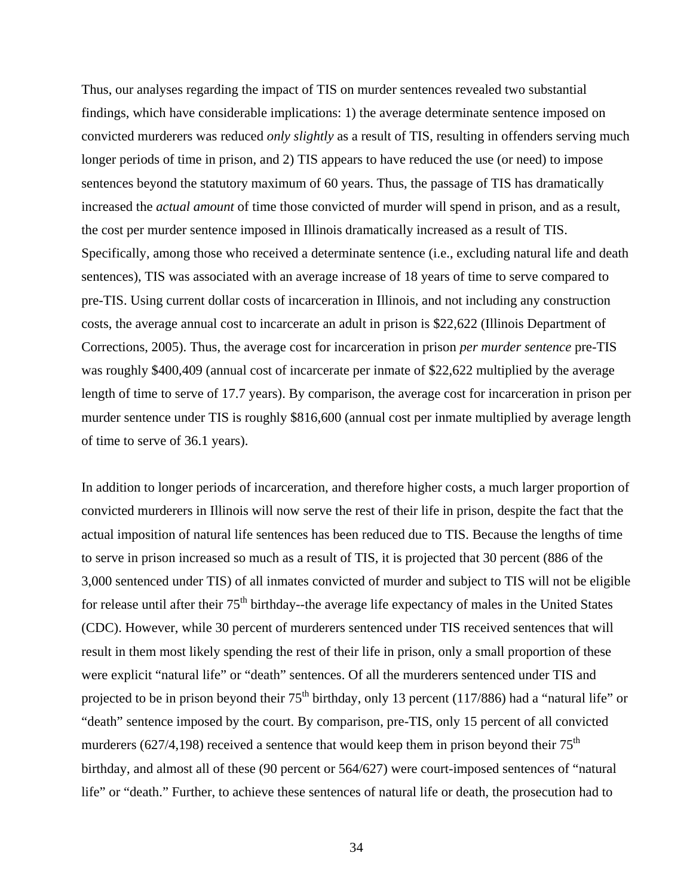Thus, our analyses regarding the impact of TIS on murder sentences revealed two substantial findings, which have considerable implications: 1) the average determinate sentence imposed on convicted murderers was reduced *only slightly* as a result of TIS, resulting in offenders serving much longer periods of time in prison, and 2) TIS appears to have reduced the use (or need) to impose sentences beyond the statutory maximum of 60 years. Thus, the passage of TIS has dramatically increased the *actual amount* of time those convicted of murder will spend in prison, and as a result, the cost per murder sentence imposed in Illinois dramatically increased as a result of TIS. Specifically, among those who received a determinate sentence (i.e., excluding natural life and death sentences), TIS was associated with an average increase of 18 years of time to serve compared to pre-TIS. Using current dollar costs of incarceration in Illinois, and not including any construction costs, the average annual cost to incarcerate an adult in prison is $22,622 (Illinois Department of Corrections, 2005). Thus, the average cost for incarceration in prison *per murder sentence* pre-TIS was roughly $400,409 (annual cost of incarcerate per inmate of $22,622 multiplied by the average length of time to serve of 17.7 years). By comparison, the average cost for incarceration in prison per murder sentence under TIS is roughly $816,600 (annual cost per inmate multiplied by average length of time to serve of 36.1 years).

In addition to longer periods of incarceration, and therefore higher costs, a much larger proportion of convicted murderers in Illinois will now serve the rest of their life in prison, despite the fact that the actual imposition of natural life sentences has been reduced due to TIS. Because the lengths of time to serve in prison increased so much as a result of TIS, it is projected that 30 percent (886 of the 3,000 sentenced under TIS) of all inmates convicted of murder and subject to TIS will not be eligible for release until after their 75th birthday--the average life expectancy of males in the United States (CDC). However, while 30 percent of murderers sentenced under TIS received sentences that will result in them most likely spending the rest of their life in prison, only a small proportion of these were explicit "natural life" or "death" sentences. Of all the murderers sentenced under TIS and projected to be in prison beyond their 75th birthday, only 13 percent (117/886) had a "natural life" or "death" sentence imposed by the court. By comparison, pre-TIS, only 15 percent of all convicted murderers (627/4,198) received a sentence that would keep them in prison beyond their 75th birthday, and almost all of these (90 percent or 564/627) were court-imposed sentences of "natural life" or "death." Further, to achieve these sentences of natural life or death, the prosecution had to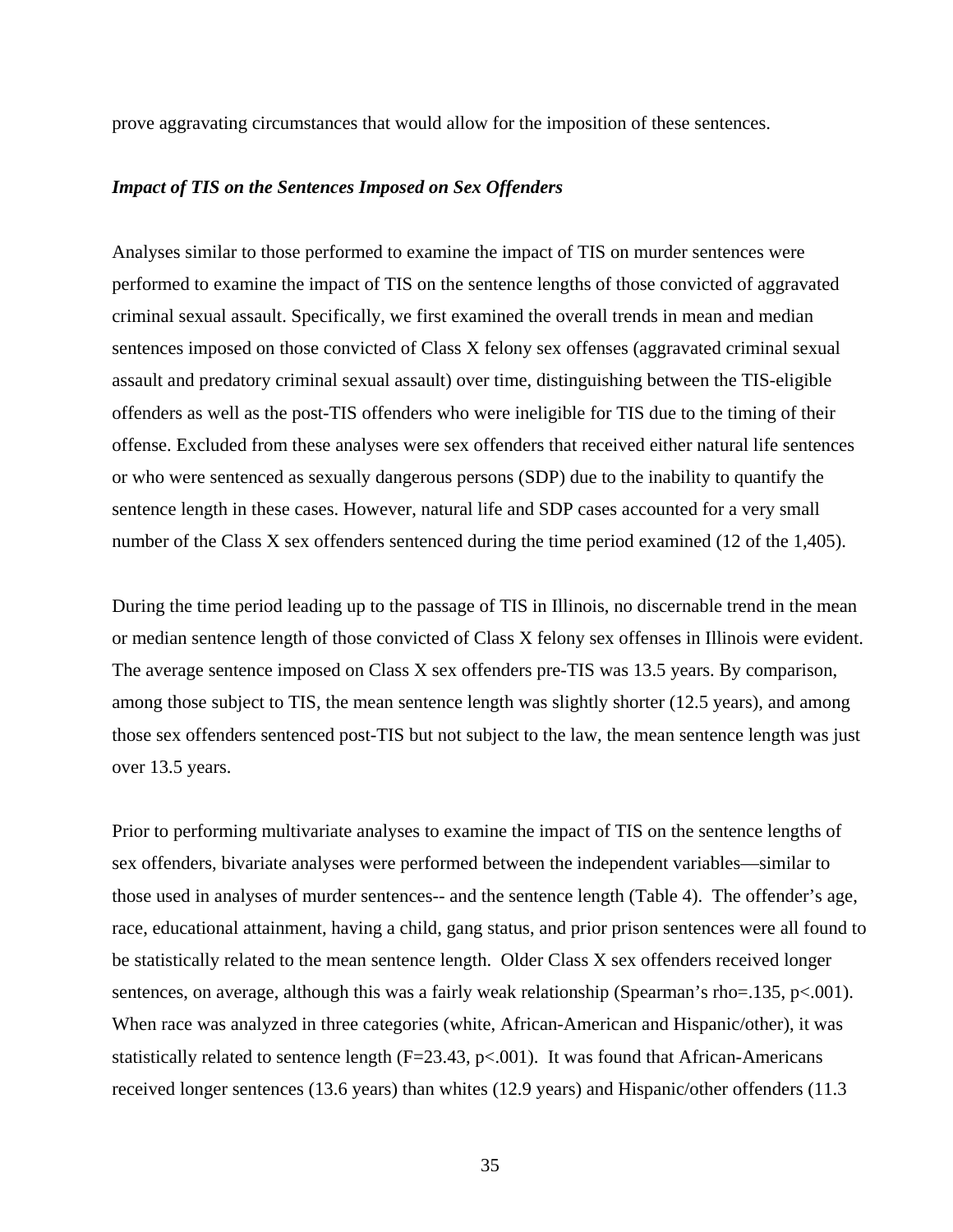prove aggravating circumstances that would allow for the imposition of these sentences.

### *Impact of TIS on the Sentences Imposed on Sex Offenders*

Analyses similar to those performed to examine the impact of TIS on murder sentences were performed to examine the impact of TIS on the sentence lengths of those convicted of aggravated criminal sexual assault. Specifically, we first examined the overall trends in mean and median sentences imposed on those convicted of Class X felony sex offenses (aggravated criminal sexual assault and predatory criminal sexual assault) over time, distinguishing between the TIS-eligible offenders as well as the post-TIS offenders who were ineligible for TIS due to the timing of their offense. Excluded from these analyses were sex offenders that received either natural life sentences or who were sentenced as sexually dangerous persons (SDP) due to the inability to quantify the sentence length in these cases. However, natural life and SDP cases accounted for a very small number of the Class X sex offenders sentenced during the time period examined (12 of the 1,405).

During the time period leading up to the passage of TIS in Illinois, no discernable trend in the mean or median sentence length of those convicted of Class X felony sex offenses in Illinois were evident. The average sentence imposed on Class X sex offenders pre-TIS was 13.5 years. By comparison, among those subject to TIS, the mean sentence length was slightly shorter (12.5 years), and among those sex offenders sentenced post-TIS but not subject to the law, the mean sentence length was just over 13.5 years.

Prior to performing multivariate analyses to examine the impact of TIS on the sentence lengths of sex offenders, bivariate analyses were performed between the independent variables—similar to those used in analyses of murder sentences-- and the sentence length (Table 4). The offender's age, race, educational attainment, having a child, gang status, and prior prison sentences were all found to be statistically related to the mean sentence length. Older Class X sex offenders received longer sentences, on average, although this was a fairly weak relationship (Spearman's rho=.135, $p<.001$). When race was analyzed in three categories (white, African-American and Hispanic/other), it was statistically related to sentence length ($F=23.43$, $p<.001$). It was found that African-Americans received longer sentences (13.6 years) than whites (12.9 years) and Hispanic/other offenders (11.3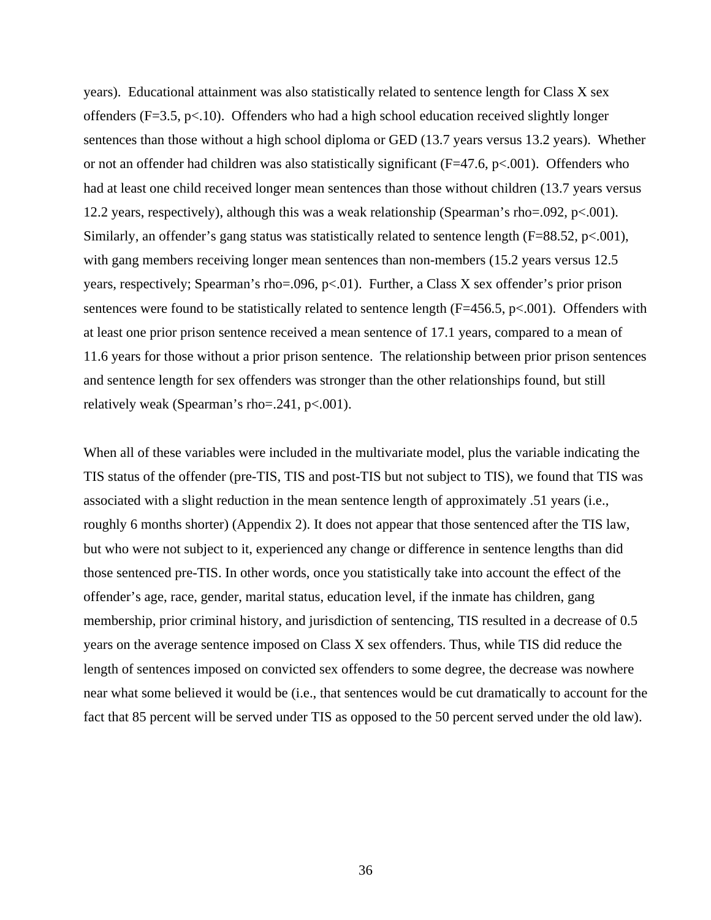years). Educational attainment was also statistically related to sentence length for Class X sex offenders ($F=3.5$, $p<.10$). Offenders who had a high school education received slightly longer sentences than those without a high school diploma or GED (13.7 years versus 13.2 years). Whether or not an offender had children was also statistically significant ($F=47.6$, $p<.001$). Offenders who had at least one child received longer mean sentences than those without children (13.7 years versus 12.2 years, respectively), although this was a weak relationship (Spearman's rho=.092, $p<.001$). Similarly, an offender's gang status was statistically related to sentence length ($F=88.52$, $p<.001$), with gang members receiving longer mean sentences than non-members (15.2 years versus 12.5 years, respectively; Spearman's rho=.096, $p<.01$). Further, a Class X sex offender's prior prison sentences were found to be statistically related to sentence length ($F=456.5$, $p<.001$). Offenders with at least one prior prison sentence received a mean sentence of 17.1 years, compared to a mean of 11.6 years for those without a prior prison sentence. The relationship between prior prison sentences and sentence length for sex offenders was stronger than the other relationships found, but still relatively weak (Spearman's rho=.241, $p<.001$).

When all of these variables were included in the multivariate model, plus the variable indicating the TIS status of the offender (pre-TIS, TIS and post-TIS but not subject to TIS), we found that TIS was associated with a slight reduction in the mean sentence length of approximately .51 years (i.e., roughly 6 months shorter) (Appendix 2). It does not appear that those sentenced after the TIS law, but who were not subject to it, experienced any change or difference in sentence lengths than did those sentenced pre-TIS. In other words, once you statistically take into account the effect of the offender's age, race, gender, marital status, education level, if the inmate has children, gang membership, prior criminal history, and jurisdiction of sentencing, TIS resulted in a decrease of 0.5 years on the average sentence imposed on Class X sex offenders. Thus, while TIS did reduce the length of sentences imposed on convicted sex offenders to some degree, the decrease was nowhere near what some believed it would be (i.e., that sentences would be cut dramatically to account for the fact that 85 percent will be served under TIS as opposed to the 50 percent served under the old law).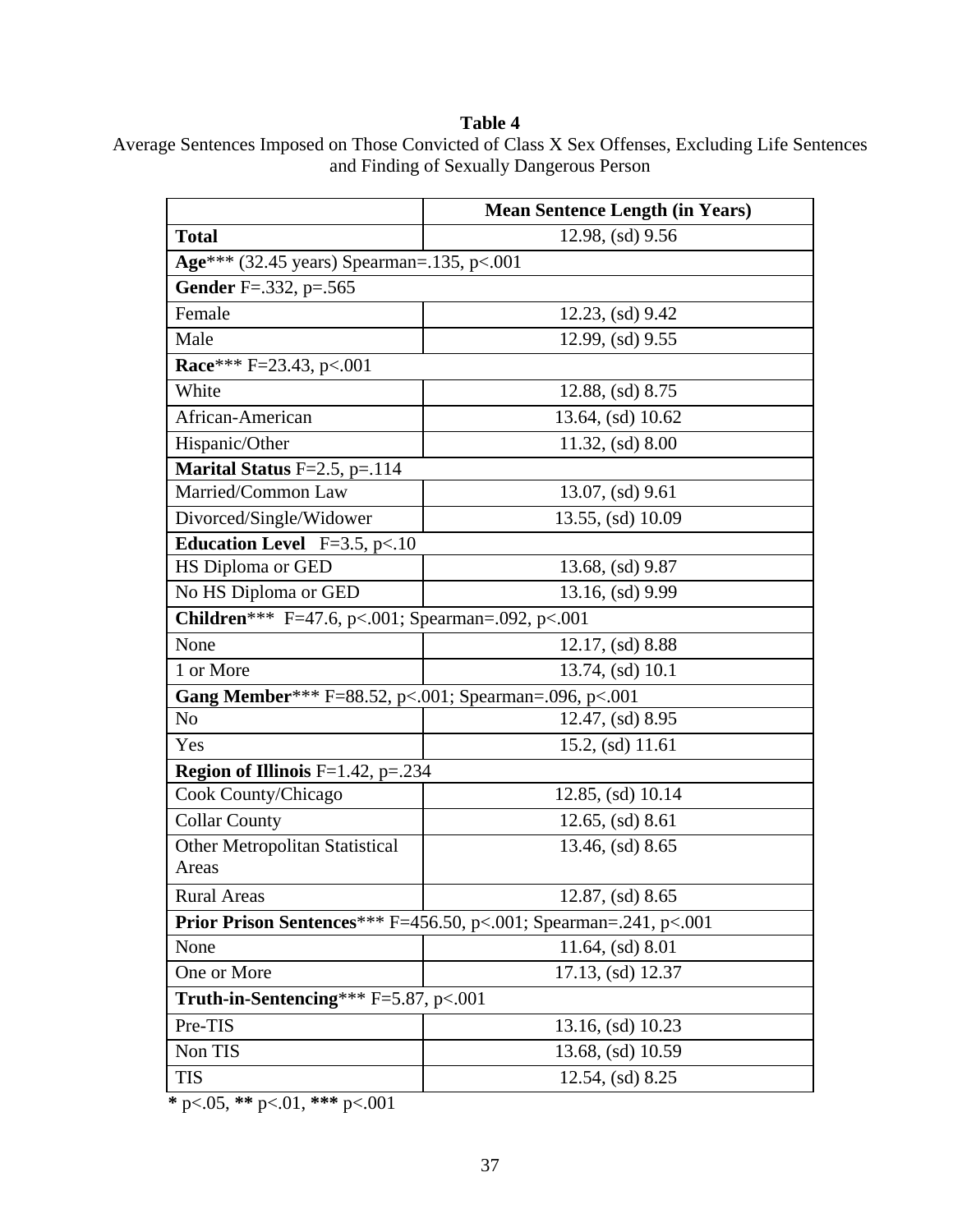**Table 4**

Average Sentences Imposed on Those Convicted of Class X Sex Offenses, Excluding Life Sentences and Finding of Sexually Dangerous Person

| | **Mean Sentence Length (in Years)** |
|---|---|
| **Total** | 12.98, (sd) 9.56 |
| **Age**\*\*\* (32.45 years) Spearman=.135, p<.001 | |
| **Gender** F=.332, p=.565 | |
| Female | 12.23, (sd) 9.42 |
| Male | 12.99, (sd) 9.55 |
| **Race**\*\*\* F=23.43, p<.001 | |
| White | 12.88, (sd) 8.75 |
| African-American | 13.64, (sd) 10.62 |
| Hispanic/Other | 11.32, (sd) 8.00 |
| **Marital Status** F=2.5, p=.114 | |
| Married/Common Law | 13.07, (sd) 9.61 |
| Divorced/Single/Widower | 13.55, (sd) 10.09 |
| **Education Level** F=3.5, p<.10 | |
| HS Diploma or GED | 13.68, (sd) 9.87 |
| No HS Diploma or GED | 13.16, (sd) 9.99 |
| **Children**\*\*\* F=47.6, p<.001; Spearman=.092, p<.001 | |
| None | 12.17, (sd) 8.88 |
| 1 or More | 13.74, (sd) 10.1 |
| **Gang Member**\*\*\* F=88.52, p<.001; Spearman=.096, p<.001 | |
| No | 12.47, (sd) 8.95 |
| Yes | 15.2, (sd) 11.61 |
| **Region of Illinois** F=1.42, p=.234 | |
| Cook County/Chicago | 12.85, (sd) 10.14 |
| Collar County | 12.65, (sd) 8.61 |
| Other Metropolitan Statistical Areas | 13.46, (sd) 8.65 |
| Rural Areas | 12.87, (sd) 8.65 |
| **Prior Prison Sentences**\*\*\* F=456.50, p<.001; Spearman=.241, p<.001 | |
| None | 11.64, (sd) 8.01 |
| One or More | 17.13, (sd) 12.37 |
| **Truth-in-Sentencing**\*\*\* F=5.87, p<.001 | |
| Pre-TIS | 13.16, (sd) 10.23 |
| Non TIS | 13.68, (sd) 10.59 |
| TIS | 12.54, (sd) 8.25 |

**\*** p<.05, **\*\*** p<.01, **\*\*\*** p<.001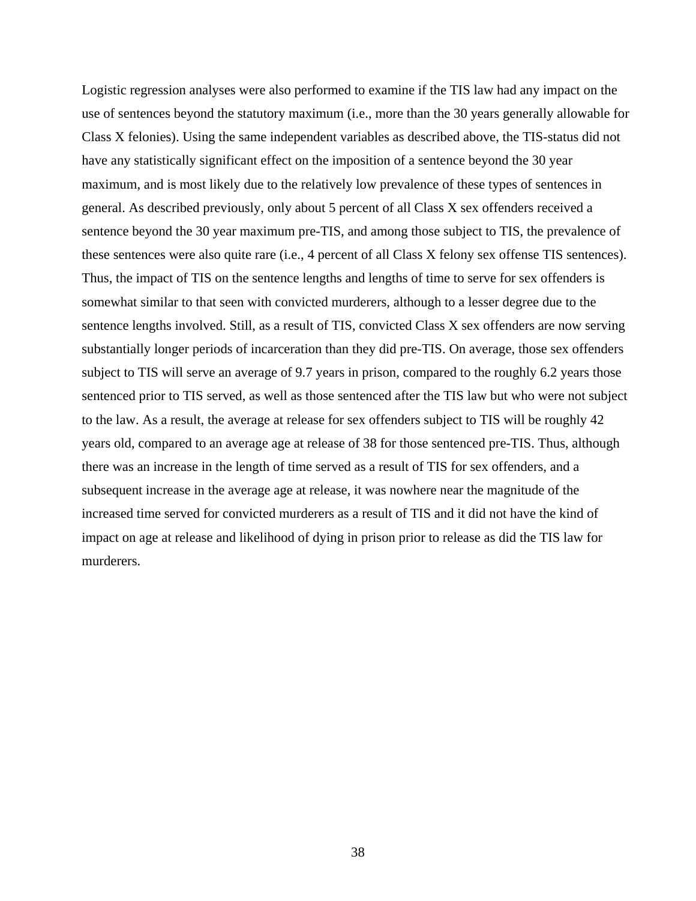Logistic regression analyses were also performed to examine if the TIS law had any impact on the use of sentences beyond the statutory maximum (i.e., more than the 30 years generally allowable for Class X felonies). Using the same independent variables as described above, the TIS-status did not have any statistically significant effect on the imposition of a sentence beyond the 30 year maximum, and is most likely due to the relatively low prevalence of these types of sentences in general. As described previously, only about 5 percent of all Class X sex offenders received a sentence beyond the 30 year maximum pre-TIS, and among those subject to TIS, the prevalence of these sentences were also quite rare (i.e., 4 percent of all Class X felony sex offense TIS sentences). Thus, the impact of TIS on the sentence lengths and lengths of time to serve for sex offenders is somewhat similar to that seen with convicted murderers, although to a lesser degree due to the sentence lengths involved. Still, as a result of TIS, convicted Class X sex offenders are now serving substantially longer periods of incarceration than they did pre-TIS. On average, those sex offenders subject to TIS will serve an average of 9.7 years in prison, compared to the roughly 6.2 years those sentenced prior to TIS served, as well as those sentenced after the TIS law but who were not subject to the law. As a result, the average at release for sex offenders subject to TIS will be roughly 42 years old, compared to an average age at release of 38 for those sentenced pre-TIS. Thus, although there was an increase in the length of time served as a result of TIS for sex offenders, and a subsequent increase in the average age at release, it was nowhere near the magnitude of the increased time served for convicted murderers as a result of TIS and it did not have the kind of impact on age at release and likelihood of dying in prison prior to release as did the TIS law for murderers.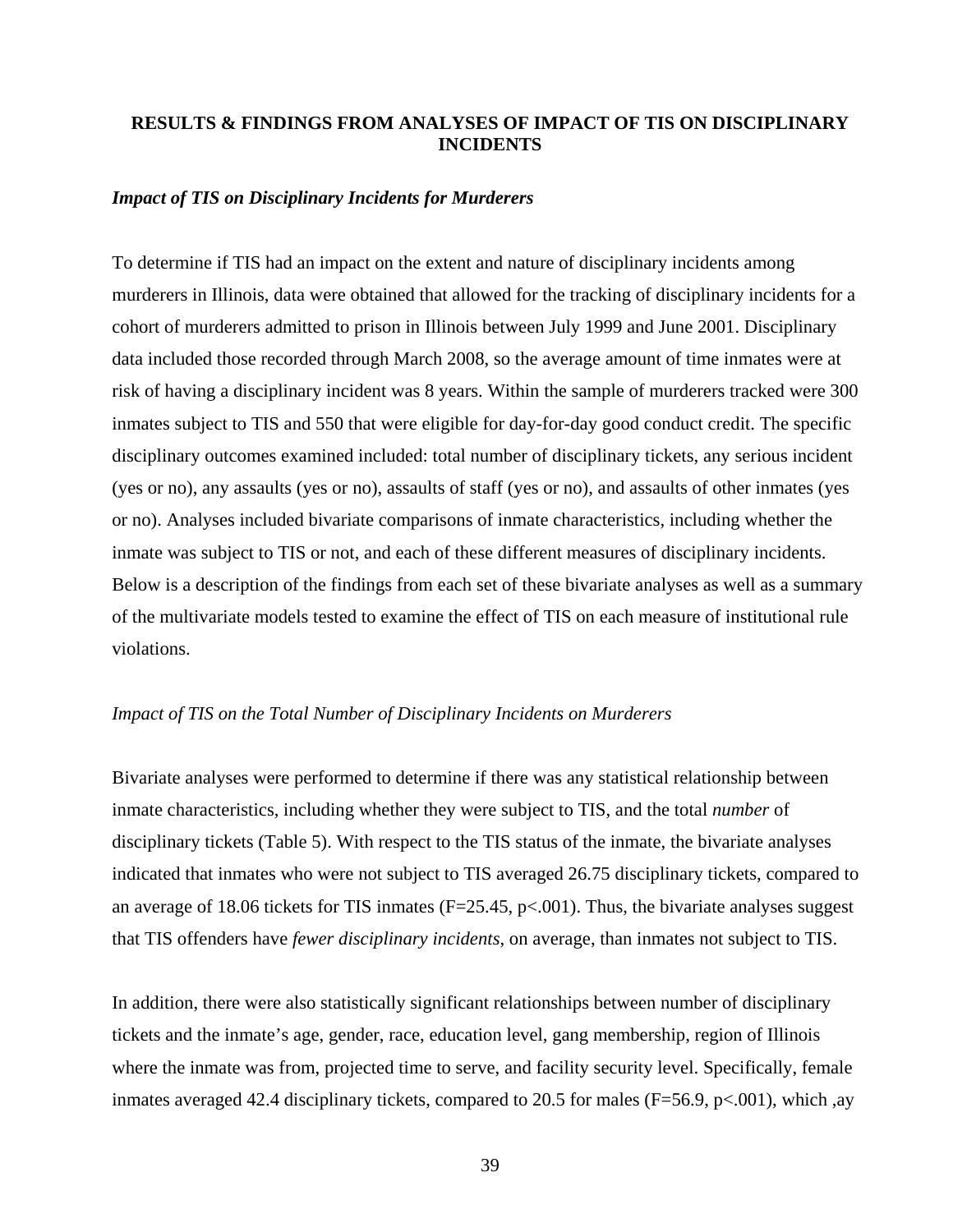## RESULTS & FINDINGS FROM ANALYSES OF IMPACT OF TIS ON DISCIPLINARY INCIDENTS

### *Impact of TIS on Disciplinary Incidents for Murderers*

To determine if TIS had an impact on the extent and nature of disciplinary incidents among murderers in Illinois, data were obtained that allowed for the tracking of disciplinary incidents for a cohort of murderers admitted to prison in Illinois between July 1999 and June 2001. Disciplinary data included those recorded through March 2008, so the average amount of time inmates were at risk of having a disciplinary incident was 8 years. Within the sample of murderers tracked were 300 inmates subject to TIS and 550 that were eligible for day-for-day good conduct credit. The specific disciplinary outcomes examined included: total number of disciplinary tickets, any serious incident (yes or no), any assaults (yes or no), assaults of staff (yes or no), and assaults of other inmates (yes or no). Analyses included bivariate comparisons of inmate characteristics, including whether the inmate was subject to TIS or not, and each of these different measures of disciplinary incidents. Below is a description of the findings from each set of these bivariate analyses as well as a summary of the multivariate models tested to examine the effect of TIS on each measure of institutional rule violations.

#### *Impact of TIS on the Total Number of Disciplinary Incidents on Murderers*

Bivariate analyses were performed to determine if there was any statistical relationship between inmate characteristics, including whether they were subject to TIS, and the total *number* of disciplinary tickets (Table 5). With respect to the TIS status of the inmate, the bivariate analyses indicated that inmates who were not subject to TIS averaged 26.75 disciplinary tickets, compared to an average of 18.06 tickets for TIS inmates ($F=25.45$, $p<.001$). Thus, the bivariate analyses suggest that TIS offenders have *fewer disciplinary incidents*, on average, than inmates not subject to TIS.

In addition, there were also statistically significant relationships between number of disciplinary tickets and the inmate's age, gender, race, education level, gang membership, region of Illinois where the inmate was from, projected time to serve, and facility security level. Specifically, female inmates averaged 42.4 disciplinary tickets, compared to 20.5 for males ($F=56.9$, $p<.001$), which ,ay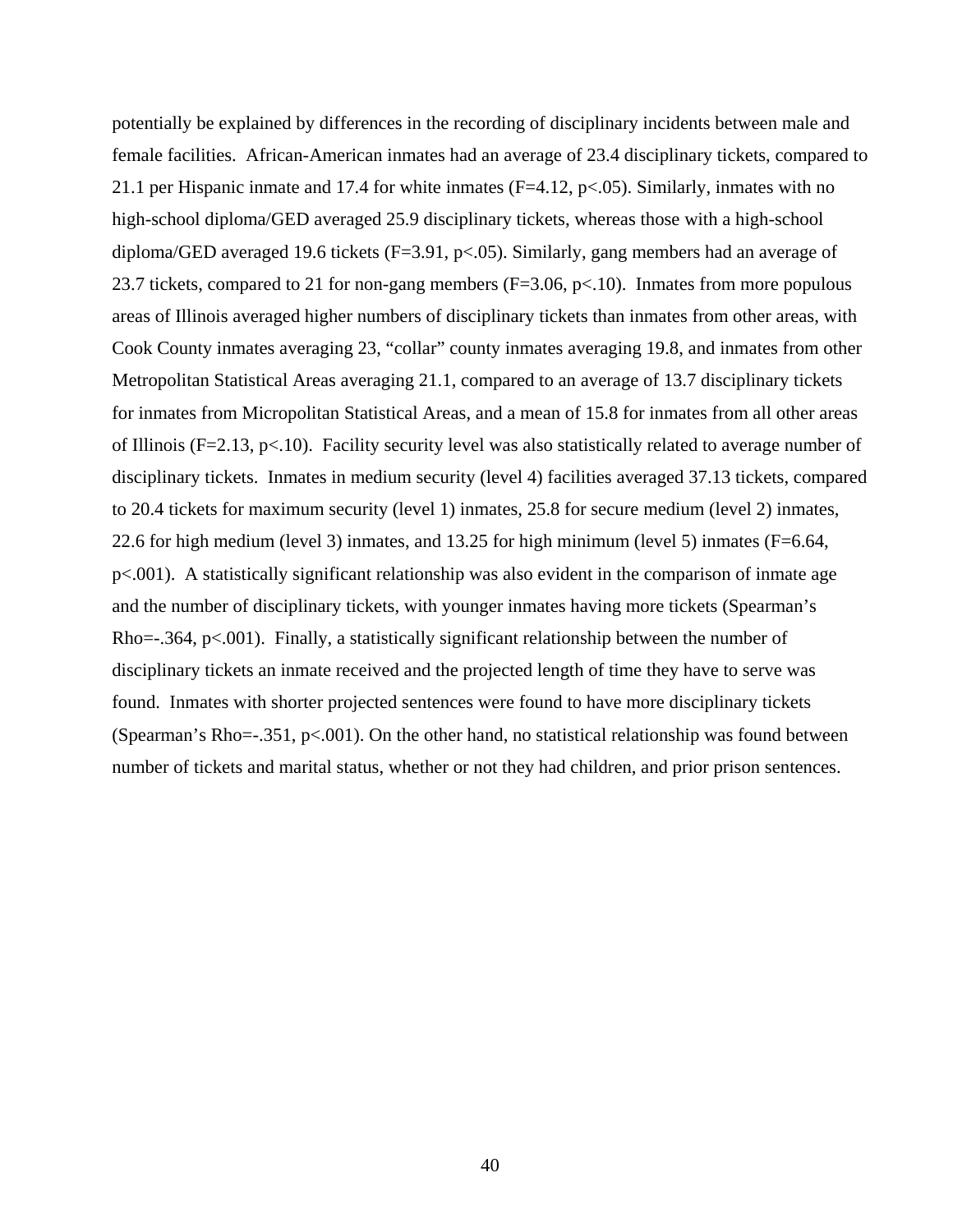potentially be explained by differences in the recording of disciplinary incidents between male and female facilities. African-American inmates had an average of 23.4 disciplinary tickets, compared to 21.1 per Hispanic inmate and 17.4 for white inmates ($F=4.12$, $p<.05$). Similarly, inmates with no high-school diploma/GED averaged 25.9 disciplinary tickets, whereas those with a high-school diploma/GED averaged 19.6 tickets ($F=3.91$, $p<.05$). Similarly, gang members had an average of 23.7 tickets, compared to 21 for non-gang members ($F=3.06$, $p<.10$). Inmates from more populous areas of Illinois averaged higher numbers of disciplinary tickets than inmates from other areas, with Cook County inmates averaging 23, "collar" county inmates averaging 19.8, and inmates from other Metropolitan Statistical Areas averaging 21.1, compared to an average of 13.7 disciplinary tickets for inmates from Micropolitan Statistical Areas, and a mean of 15.8 for inmates from all other areas of Illinois ($F=2.13$, $p<.10$). Facility security level was also statistically related to average number of disciplinary tickets. Inmates in medium security (level 4) facilities averaged 37.13 tickets, compared to 20.4 tickets for maximum security (level 1) inmates, 25.8 for secure medium (level 2) inmates, 22.6 for high medium (level 3) inmates, and 13.25 for high minimum (level 5) inmates ($F=6.64$, $p<.001$). A statistically significant relationship was also evident in the comparison of inmate age and the number of disciplinary tickets, with younger inmates having more tickets (Spearman's Rho=-.364, $p<.001$). Finally, a statistically significant relationship between the number of disciplinary tickets an inmate received and the projected length of time they have to serve was found. Inmates with shorter projected sentences were found to have more disciplinary tickets (Spearman's Rho=-.351, $p<.001$). On the other hand, no statistical relationship was found between number of tickets and marital status, whether or not they had children, and prior prison sentences.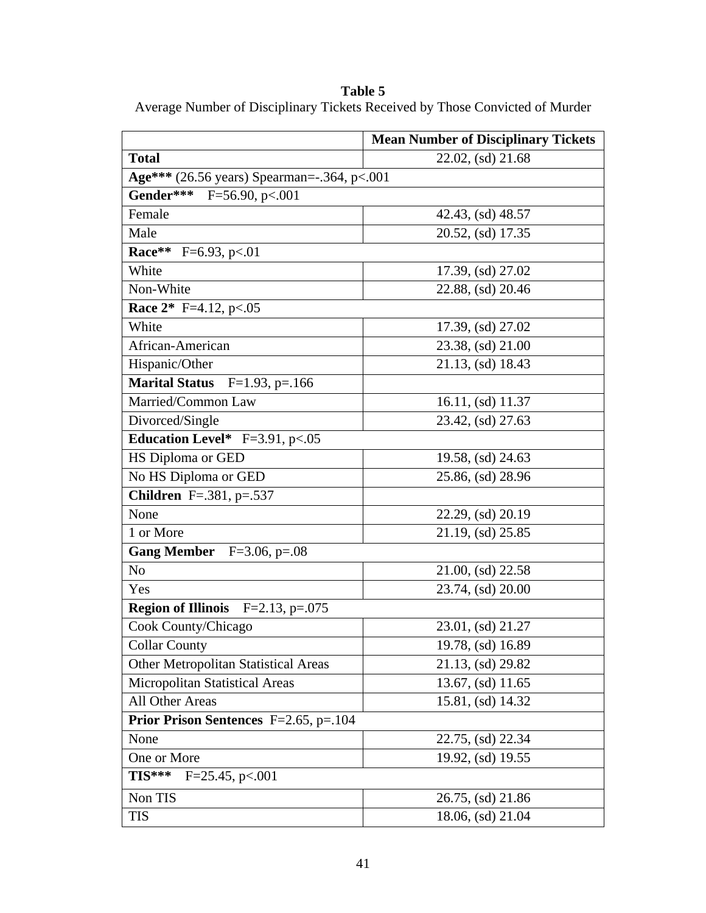**Table 5**
Average Number of Disciplinary Tickets Received by Those Convicted of Murder

| | **Mean Number of Disciplinary Tickets** |
|---|---|
| **Total** | 22.02, (sd) 21.68 |
| **Age***** (26.56 years) Spearman=-.364, p<.001 | |
| **Gender***** F=56.90, p<.001 | |
| Female | 42.43, (sd) 48.57 |
| Male | 20.52, (sd) 17.35 |
| **Race**** F=6.93, p<.01 | |
| White | 17.39, (sd) 27.02 |
| Non-White | 22.88, (sd) 20.46 |
| **Race 2*** F=4.12, p<.05 | |
| White | 17.39, (sd) 27.02 |
| African-American | 23.38, (sd) 21.00 |
| Hispanic/Other | 21.13, (sd) 18.43 |
| **Marital Status** F=1.93, p=.166 | |
| Married/Common Law | 16.11, (sd) 11.37 |
| Divorced/Single | 23.42, (sd) 27.63 |
| **Education Level*** F=3.91, p<.05 | |
| HS Diploma or GED | 19.58, (sd) 24.63 |
| No HS Diploma or GED | 25.86, (sd) 28.96 |
| **Children** F=.381, p=.537 | |
| None | 22.29, (sd) 20.19 |
| 1 or More | 21.19, (sd) 25.85 |
| **Gang Member** F=3.06, p=.08 | |
| No | 21.00, (sd) 22.58 |
| Yes | 23.74, (sd) 20.00 |
| **Region of Illinois** F=2.13, p=.075 | |
| Cook County/Chicago | 23.01, (sd) 21.27 |
| Collar County | 19.78, (sd) 16.89 |
| Other Metropolitan Statistical Areas | 21.13, (sd) 29.82 |
| Micropolitan Statistical Areas | 13.67, (sd) 11.65 |
| All Other Areas | 15.81, (sd) 14.32 |
| **Prior Prison Sentences** F=2.65, p=.104 | |
| None | 22.75, (sd) 22.34 |
| One or More | 19.92, (sd) 19.55 |
| **TIS***** F=25.45, p<.001 | |
| Non TIS | 26.75, (sd) 21.86 |
| TIS | 18.06, (sd) 21.04 |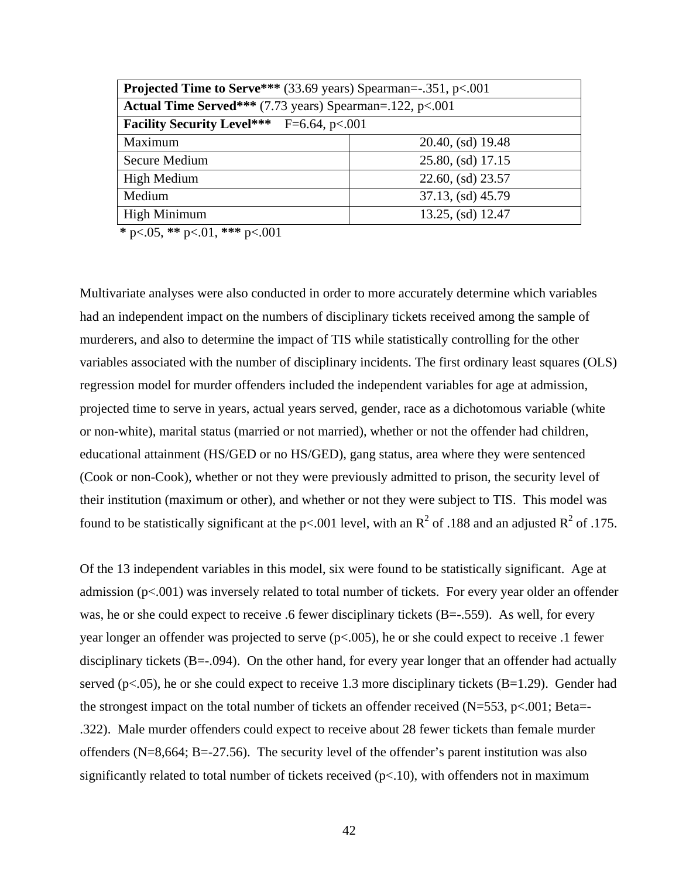| **Projected Time to Serve***** (33.69 years) Spearman=-.351, p<.001 | |
|---|---|
| **Actual Time Served***** (7.73 years) Spearman=.122, p<.001 | |
| **Facility Security Level*****    F=6.64, p<.001 | |
| Maximum | 20.40, (sd) 19.48 |
| Secure Medium | 25.80, (sd) 17.15 |
| High Medium | 22.60, (sd) 23.57 |
| Medium | 37.13, (sd) 45.79 |
| High Minimum | 13.25, (sd) 12.47 |

**\*** p<.05, **\*\*** p<.01, **\*\*\*** p<.001

Multivariate analyses were also conducted in order to more accurately determine which variables had an independent impact on the numbers of disciplinary tickets received among the sample of murderers, and also to determine the impact of TIS while statistically controlling for the other variables associated with the number of disciplinary incidents. The first ordinary least squares (OLS) regression model for murder offenders included the independent variables for age at admission, projected time to serve in years, actual years served, gender, race as a dichotomous variable (white or non-white), marital status (married or not married), whether or not the offender had children, educational attainment (HS/GED or no HS/GED), gang status, area where they were sentenced (Cook or non-Cook), whether or not they were previously admitted to prison, the security level of their institution (maximum or other), and whether or not they were subject to TIS. This model was found to be statistically significant at the p<.001 level, with an $R^2$ of .188 and an adjusted $R^2$ of .175.

Of the 13 independent variables in this model, six were found to be statistically significant. Age at admission (p<.001) was inversely related to total number of tickets. For every year older an offender was, he or she could expect to receive .6 fewer disciplinary tickets (B=-.559). As well, for every year longer an offender was projected to serve (p<.005), he or she could expect to receive .1 fewer disciplinary tickets (B=-.094). On the other hand, for every year longer that an offender had actually served (p<.05), he or she could expect to receive 1.3 more disciplinary tickets (B=1.29). Gender had the strongest impact on the total number of tickets an offender received (N=553, p<.001; Beta=-.322). Male murder offenders could expect to receive about 28 fewer tickets than female murder offenders (N=8,664; B=-27.56). The security level of the offender's parent institution was also significantly related to total number of tickets received (p<.10), with offenders not in maximum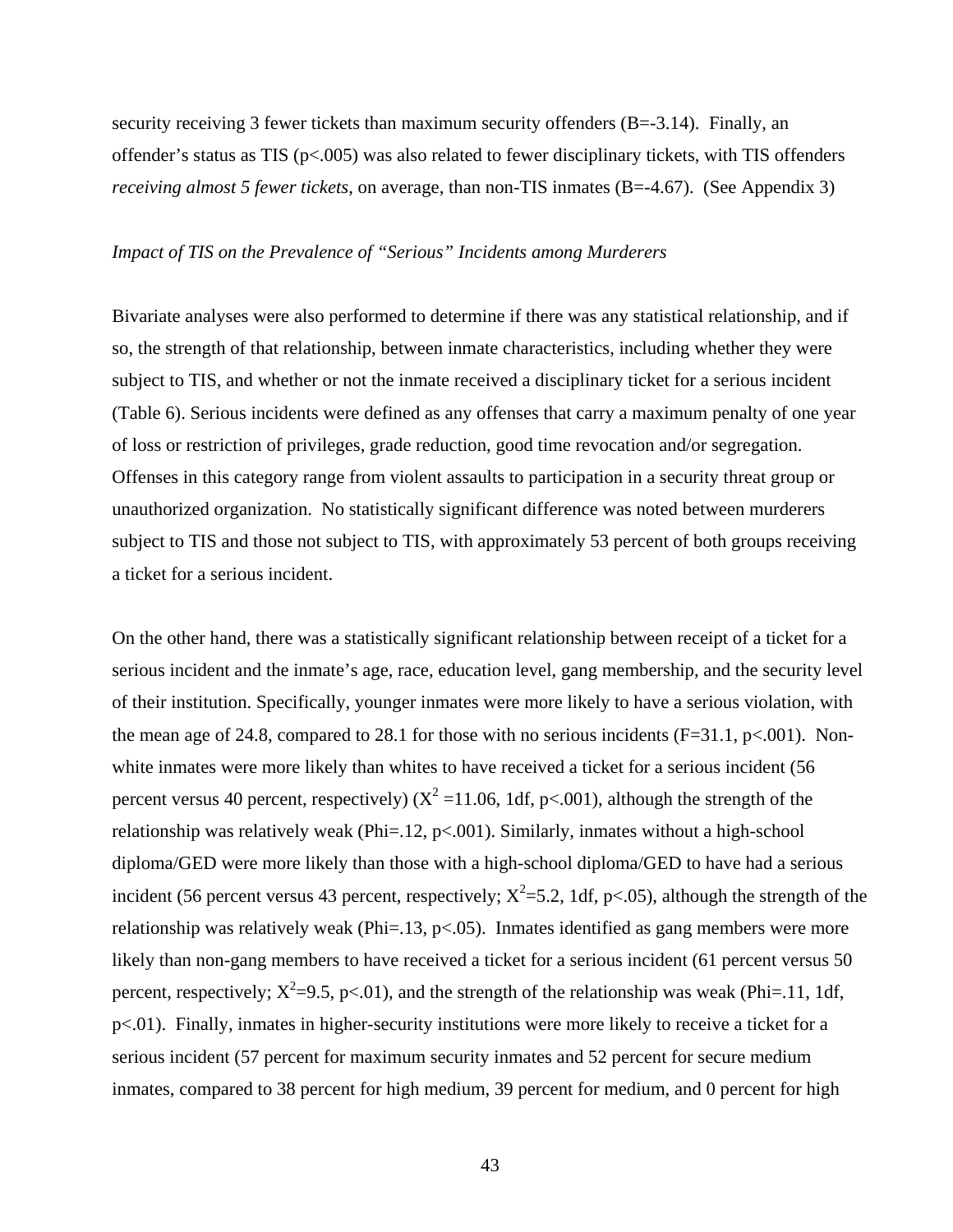security receiving 3 fewer tickets than maximum security offenders (B=-3.14). Finally, an offender's status as TIS ($p<.005$) was also related to fewer disciplinary tickets, with TIS offenders *receiving almost 5 fewer tickets*, on average, than non-TIS inmates (B=-4.67). (See Appendix 3)

*Impact of TIS on the Prevalence of "Serious" Incidents among Murderers*

Bivariate analyses were also performed to determine if there was any statistical relationship, and if so, the strength of that relationship, between inmate characteristics, including whether they were subject to TIS, and whether or not the inmate received a disciplinary ticket for a serious incident (Table 6). Serious incidents were defined as any offenses that carry a maximum penalty of one year of loss or restriction of privileges, grade reduction, good time revocation and/or segregation. Offenses in this category range from violent assaults to participation in a security threat group or unauthorized organization. No statistically significant difference was noted between murderers subject to TIS and those not subject to TIS, with approximately 53 percent of both groups receiving a ticket for a serious incident.

On the other hand, there was a statistically significant relationship between receipt of a ticket for a serious incident and the inmate's age, race, education level, gang membership, and the security level of their institution. Specifically, younger inmates were more likely to have a serious violation, with the mean age of 24.8, compared to 28.1 for those with no serious incidents ($F=31.1$, $p<.001$). Non-white inmates were more likely than whites to have received a ticket for a serious incident (56 percent versus 40 percent, respectively) ($X^2=11.06$, 1df, $p<.001$), although the strength of the relationship was relatively weak (Phi=.12, $p<.001$). Similarly, inmates without a high-school diploma/GED were more likely than those with a high-school diploma/GED to have had a serious incident (56 percent versus 43 percent, respectively; $X^2=5.2$, 1df, $p<.05$), although the strength of the relationship was relatively weak (Phi=.13, $p<.05$). Inmates identified as gang members were more likely than non-gang members to have received a ticket for a serious incident (61 percent versus 50 percent, respectively; $X^2=9.5$, $p<.01$), and the strength of the relationship was weak (Phi=.11, 1df, $p<.01$). Finally, inmates in higher-security institutions were more likely to receive a ticket for a serious incident (57 percent for maximum security inmates and 52 percent for secure medium inmates, compared to 38 percent for high medium, 39 percent for medium, and 0 percent for high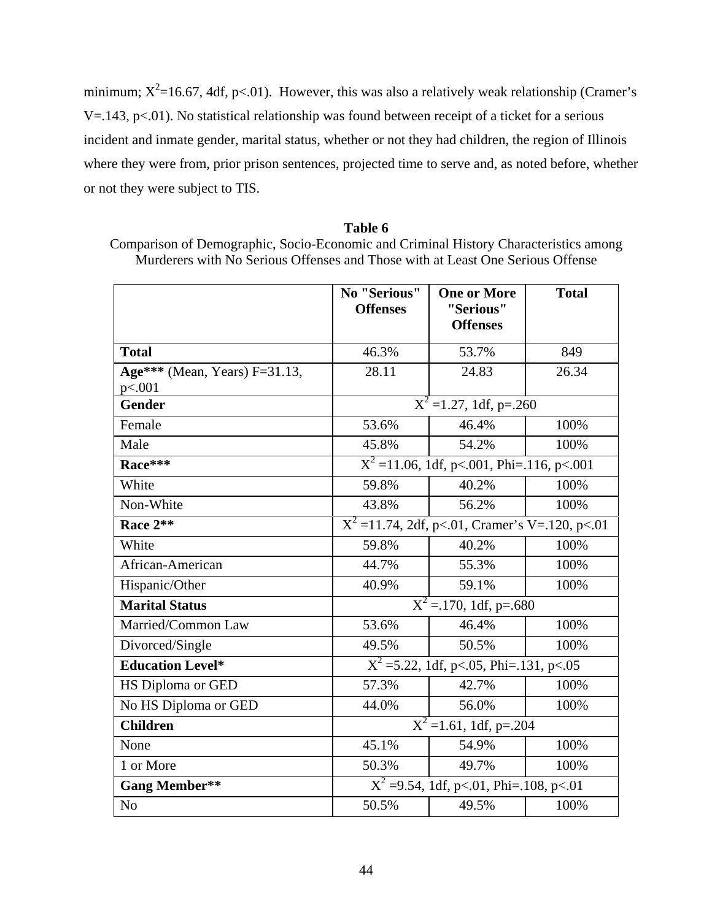minimum; $X^2$=16.67, 4df, $p<.01$). However, this was also a relatively weak relationship (Cramer's V=.143, $p<.01$). No statistical relationship was found between receipt of a ticket for a serious incident and inmate gender, marital status, whether or not they had children, the region of Illinois where they were from, prior prison sentences, projected time to serve and, as noted before, whether or not they were subject to TIS.

**Table 6**

Comparison of Demographic, Socio-Economic and Criminal History Characteristics among Murderers with No Serious Offenses and Those with at Least One Serious Offense

| | No "Serious" Offenses | One or More "Serious" Offenses | Total |
|---|---|---|---|
| **Total** | 46.3% | 53.7% | 849 |
| **Age*** ** (Mean, Years) F=31.13, $p<.001$ | 28.11 | 24.83 | 26.34 |
| **Gender** | $X^2$ =1.27, 1df, p=.260 | | |
| Female | 53.6% | 46.4% | 100% |
| Male | 45.8% | 54.2% | 100% |
| **Race*** ** | $X^2$ =11.06, 1df, $p<.001$, Phi=.116, $p<.001$ | | |
| White | 59.8% | 40.2% | 100% |
| Non-White | 43.8% | 56.2% | 100% |
| **Race 2** ** | $X^2$ =11.74, 2df, $p<.01$, Cramer's V=.120, $p<.01$ | | |
| White | 59.8% | 40.2% | 100% |
| African-American | 44.7% | 55.3% | 100% |
| Hispanic/Other | 40.9% | 59.1% | 100% |
| **Marital Status** | $X^2$ =.170, 1df, p=.680 | | |
| Married/Common Law | 53.6% | 46.4% | 100% |
| Divorced/Single | 49.5% | 50.5% | 100% |
| **Education Level*** | $X^2$ =5.22, 1df, $p<.05$, Phi=.131, $p<.05$ | | |
| HS Diploma or GED | 57.3% | 42.7% | 100% |
| No HS Diploma or GED | 44.0% | 56.0% | 100% |
| **Children** | $X^2$ =1.61, 1df, p=.204 | | |
| None | 45.1% | 54.9% | 100% |
| 1 or More | 50.3% | 49.7% | 100% |
| **Gang Member** ** | $X^2$ =9.54, 1df, $p<.01$, Phi=.108, $p<.01$ | | |
| No | 50.5% | 49.5% | 100% |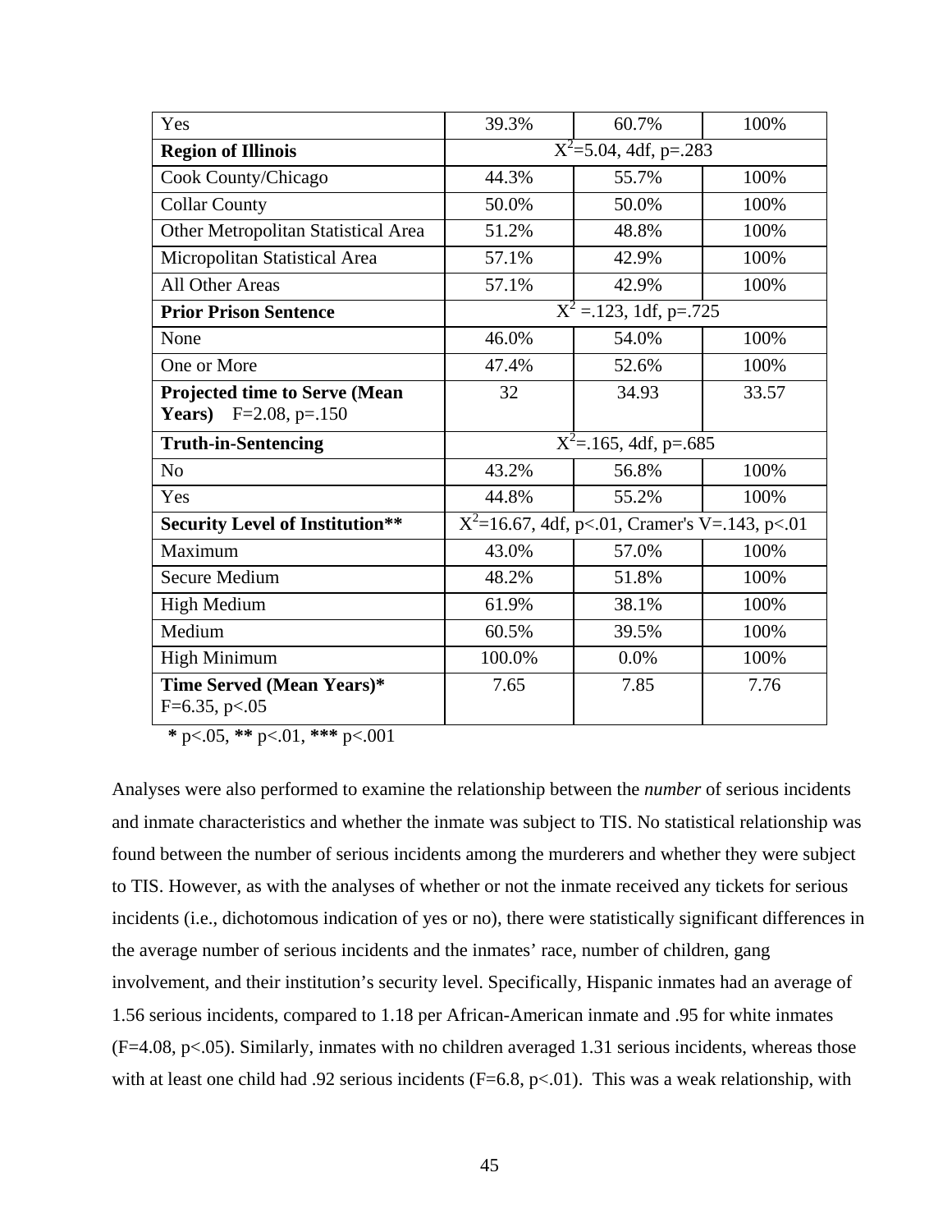| | | | |
|---|---|---|---|
| Yes | 39.3% | 60.7% | 100% |
| **Region of Illinois** | $X^2$=5.04, 4df, p=.283 | | |
| Cook County/Chicago | 44.3% | 55.7% | 100% |
| Collar County | 50.0% | 50.0% | 100% |
| Other Metropolitan Statistical Area | 51.2% | 48.8% | 100% |
| Micropolitan Statistical Area | 57.1% | 42.9% | 100% |
| All Other Areas | 57.1% | 42.9% | 100% |
| **Prior Prison Sentence** | $X^2$ =.123, 1df, p=.725 | | |
| None | 46.0% | 54.0% | 100% |
| One or More | 47.4% | 52.6% | 100% |
| **Projected time to Serve (Mean Years)** F=2.08, p=.150 | 32 | 34.93 | 33.57 |
| **Truth-in-Sentencing** | $X^2$=.165, 4df, p=.685 | | |
| No | 43.2% | 56.8% | 100% |
| Yes | 44.8% | 55.2% | 100% |
| **Security Level of Institution**** | $X^2$=16.67, 4df, p<.01, Cramer's V=.143, p<.01 | | |
| Maximum | 43.0% | 57.0% | 100% |
| Secure Medium | 48.2% | 51.8% | 100% |
| High Medium | 61.9% | 38.1% | 100% |
| Medium | 60.5% | 39.5% | 100% |
| High Minimum | 100.0% | 0.0% | 100% |
| **Time Served (Mean Years)*** F=6.35, p<.05 | 7.65 | 7.85 | 7.76 |

**\*** p<.05, **\*\*** p<.01, **\*\*\*** p<.001

Analyses were also performed to examine the relationship between the *number* of serious incidents and inmate characteristics and whether the inmate was subject to TIS. No statistical relationship was found between the number of serious incidents among the murderers and whether they were subject to TIS. However, as with the analyses of whether or not the inmate received any tickets for serious incidents (i.e., dichotomous indication of yes or no), there were statistically significant differences in the average number of serious incidents and the inmates' race, number of children, gang involvement, and their institution's security level. Specifically, Hispanic inmates had an average of 1.56 serious incidents, compared to 1.18 per African-American inmate and .95 for white inmates (F=4.08, p<.05). Similarly, inmates with no children averaged 1.31 serious incidents, whereas those with at least one child had .92 serious incidents (F=6.8, p<.01). This was a weak relationship, with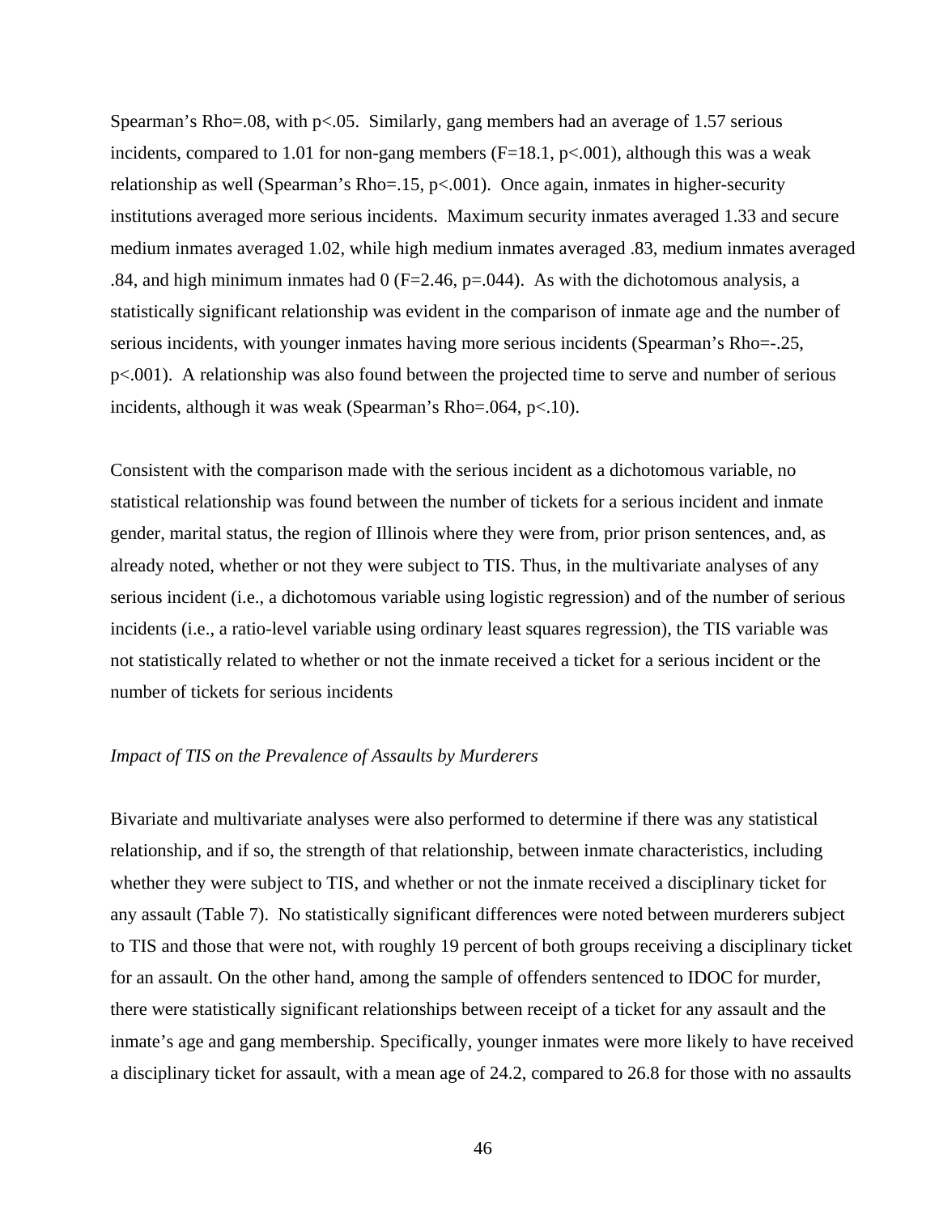Spearman's Rho=.08, with $p<.05$. Similarly, gang members had an average of 1.57 serious incidents, compared to 1.01 for non-gang members ($F=18.1$, $p<.001$), although this was a weak relationship as well (Spearman's Rho=.15, $p<.001$). Once again, inmates in higher-security institutions averaged more serious incidents. Maximum security inmates averaged 1.33 and secure medium inmates averaged 1.02, while high medium inmates averaged .83, medium inmates averaged .84, and high minimum inmates had 0 ($F=2.46$, $p=.044$). As with the dichotomous analysis, a statistically significant relationship was evident in the comparison of inmate age and the number of serious incidents, with younger inmates having more serious incidents (Spearman's Rho=-.25, $p<.001$). A relationship was also found between the projected time to serve and number of serious incidents, although it was weak (Spearman's Rho=.064, $p<.10$).

Consistent with the comparison made with the serious incident as a dichotomous variable, no statistical relationship was found between the number of tickets for a serious incident and inmate gender, marital status, the region of Illinois where they were from, prior prison sentences, and, as already noted, whether or not they were subject to TIS. Thus, in the multivariate analyses of any serious incident (i.e., a dichotomous variable using logistic regression) and of the number of serious incidents (i.e., a ratio-level variable using ordinary least squares regression), the TIS variable was not statistically related to whether or not the inmate received a ticket for a serious incident or the number of tickets for serious incidents

*Impact of TIS on the Prevalence of Assaults by Murderers*

Bivariate and multivariate analyses were also performed to determine if there was any statistical relationship, and if so, the strength of that relationship, between inmate characteristics, including whether they were subject to TIS, and whether or not the inmate received a disciplinary ticket for any assault (Table 7). No statistically significant differences were noted between murderers subject to TIS and those that were not, with roughly 19 percent of both groups receiving a disciplinary ticket for an assault. On the other hand, among the sample of offenders sentenced to IDOC for murder, there were statistically significant relationships between receipt of a ticket for any assault and the inmate's age and gang membership. Specifically, younger inmates were more likely to have received a disciplinary ticket for assault, with a mean age of 24.2, compared to 26.8 for those with no assaults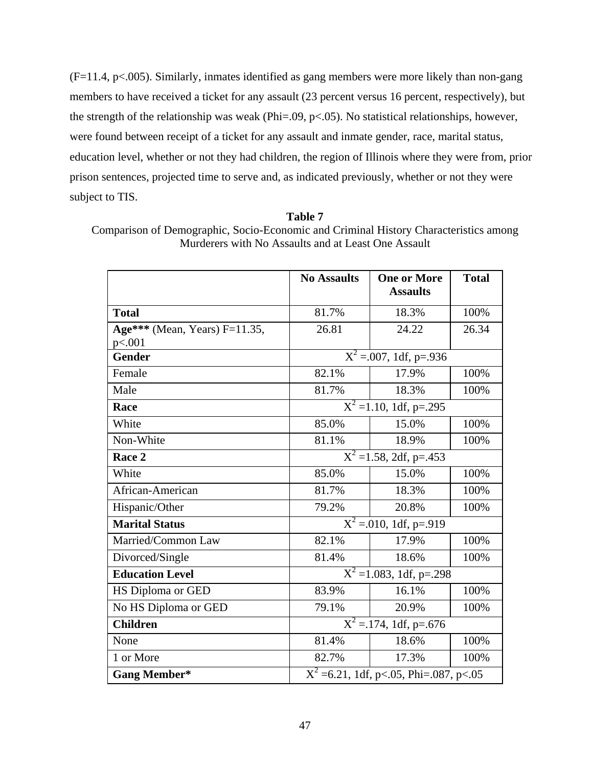($F$=11.4, $p$<.005). Similarly, inmates identified as gang members were more likely than non-gang members to have received a ticket for any assault (23 percent versus 16 percent, respectively), but the strength of the relationship was weak (Phi=.09, $p$<.05). No statistical relationships, however, were found between receipt of a ticket for any assault and inmate gender, race, marital status, education level, whether or not they had children, the region of Illinois where they were from, prior prison sentences, projected time to serve and, as indicated previously, whether or not they were subject to TIS.

**Table 7**

Comparison of Demographic, Socio-Economic and Criminal History Characteristics among Murderers with No Assaults and at Least One Assault

| | No Assaults | One or More Assaults | Total |
|---|---|---|---|
| **Total** | 81.7% | 18.3% | 100% |
| **Age*** ** (Mean, Years) $F$=11.35, $p$<.001 | 26.81 | 24.22 | 26.34 |
| **Gender** | $X^2$ =.007, 1df, p=.936 | | |
| Female | 82.1% | 17.9% | 100% |
| Male | 81.7% | 18.3% | 100% |
| **Race** | $X^2$ =1.10, 1df, p=.295 | | |
| White | 85.0% | 15.0% | 100% |
| Non-White | 81.1% | 18.9% | 100% |
| **Race 2** | $X^2$ =1.58, 2df, p=.453 | | |
| White | 85.0% | 15.0% | 100% |
| African-American | 81.7% | 18.3% | 100% |
| Hispanic/Other | 79.2% | 20.8% | 100% |
| **Marital Status** | $X^2$ =.010, 1df, p=.919 | | |
| Married/Common Law | 82.1% | 17.9% | 100% |
| Divorced/Single | 81.4% | 18.6% | 100% |
| **Education Level** | $X^2$ =1.083, 1df, p=.298 | | |
| HS Diploma or GED | 83.9% | 16.1% | 100% |
| No HS Diploma or GED | 79.1% | 20.9% | 100% |
| **Children** | $X^2$ =.174, 1df, p=.676 | | |
| None | 81.4% | 18.6% | 100% |
| 1 or More | 82.7% | 17.3% | 100% |
| **Gang Member*** | $X^2$ =6.21, 1df, p<.05, Phi=.087, p<.05 | | |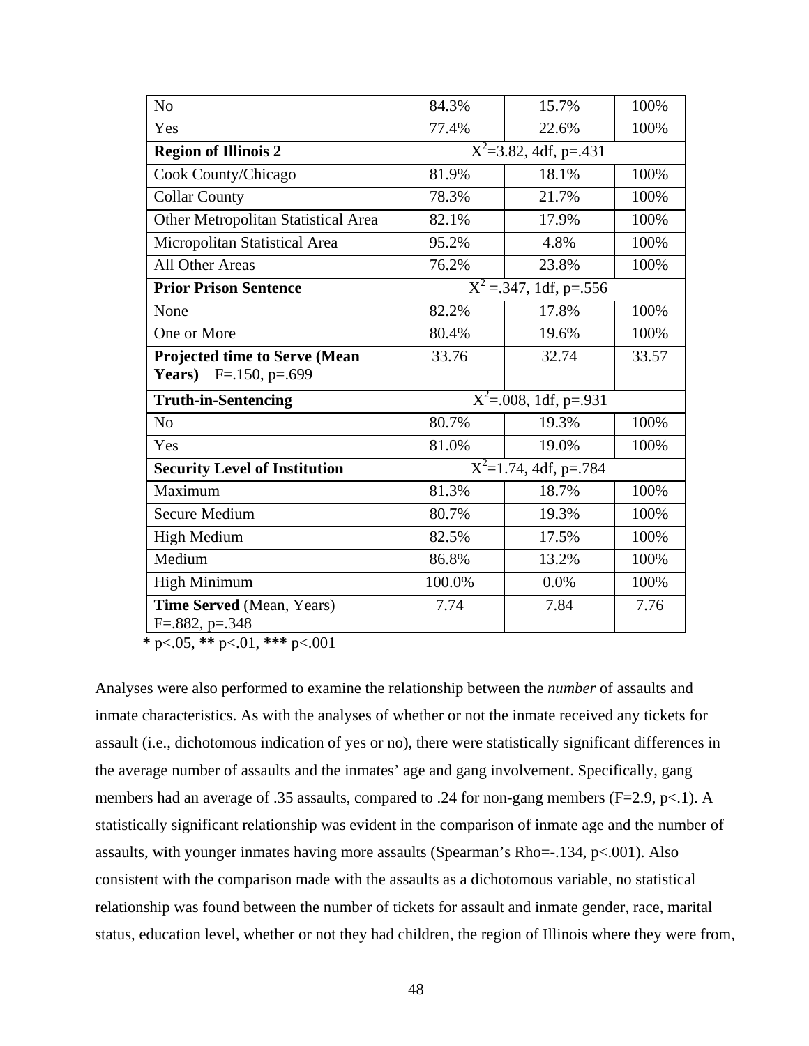| No | 84.3% | 15.7% | 100% |
|---|---|---|---|
| Yes | 77.4% | 22.6% | 100% |
| **Region of Illinois 2** | $X^2$=3.82, 4df, p=.431 | | |
| Cook County/Chicago | 81.9% | 18.1% | 100% |
| Collar County | 78.3% | 21.7% | 100% |
| Other Metropolitan Statistical Area | 82.1% | 17.9% | 100% |
| Micropolitan Statistical Area | 95.2% | 4.8% | 100% |
| All Other Areas | 76.2% | 23.8% | 100% |
| **Prior Prison Sentence** | $X^2$ =.347, 1df, p=.556 | | |
| None | 82.2% | 17.8% | 100% |
| One or More | 80.4% | 19.6% | 100% |
| **Projected time to Serve (Mean Years)** F=.150, p=.699 | 33.76 | 32.74 | 33.57 |
| **Truth-in-Sentencing** | $X^2$=.008, 1df, p=.931 | | |
| No | 80.7% | 19.3% | 100% |
| Yes | 81.0% | 19.0% | 100% |
| **Security Level of Institution** | $X^2$=1.74, 4df, p=.784 | | |
| Maximum | 81.3% | 18.7% | 100% |
| Secure Medium | 80.7% | 19.3% | 100% |
| High Medium | 82.5% | 17.5% | 100% |
| Medium | 86.8% | 13.2% | 100% |
| High Minimum | 100.0% | 0.0% | 100% |
| **Time Served** (Mean, Years) F=.882, p=.348 | 7.74 | 7.84 | 7.76 |

**\*** p<.05, **\*\*** p<.01, **\*\*\*** p<.001

Analyses were also performed to examine the relationship between the *number* of assaults and inmate characteristics. As with the analyses of whether or not the inmate received any tickets for assault (i.e., dichotomous indication of yes or no), there were statistically significant differences in the average number of assaults and the inmates' age and gang involvement. Specifically, gang members had an average of .35 assaults, compared to .24 for non-gang members (F=2.9, p<.1). A statistically significant relationship was evident in the comparison of inmate age and the number of assaults, with younger inmates having more assaults (Spearman's Rho=-.134, p<.001). Also consistent with the comparison made with the assaults as a dichotomous variable, no statistical relationship was found between the number of tickets for assault and inmate gender, race, marital status, education level, whether or not they had children, the region of Illinois where they were from,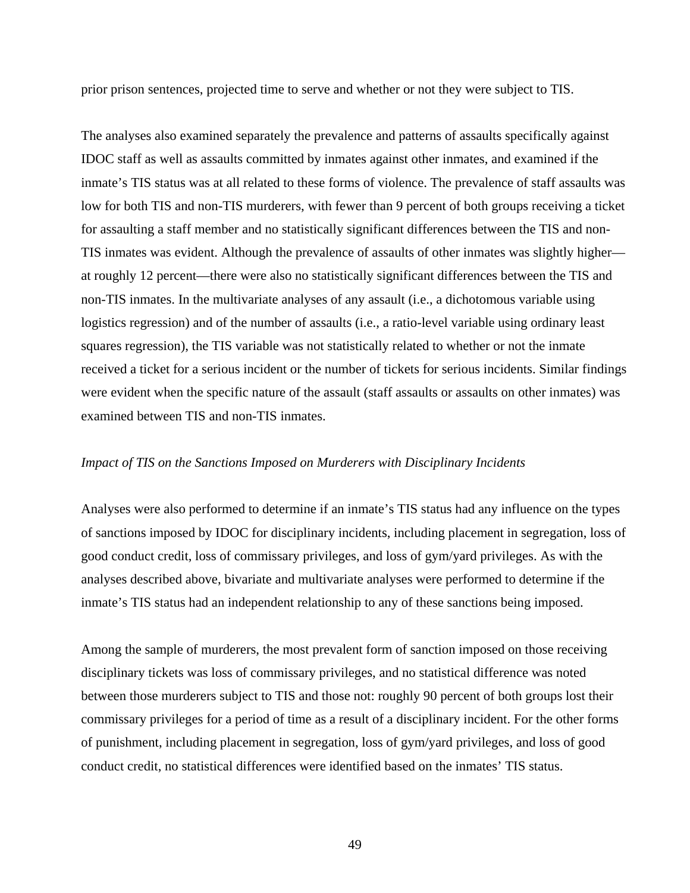prior prison sentences, projected time to serve and whether or not they were subject to TIS.

The analyses also examined separately the prevalence and patterns of assaults specifically against IDOC staff as well as assaults committed by inmates against other inmates, and examined if the inmate's TIS status was at all related to these forms of violence. The prevalence of staff assaults was low for both TIS and non-TIS murderers, with fewer than 9 percent of both groups receiving a ticket for assaulting a staff member and no statistically significant differences between the TIS and non-TIS inmates was evident. Although the prevalence of assaults of other inmates was slightly higher—at roughly 12 percent—there were also no statistically significant differences between the TIS and non-TIS inmates. In the multivariate analyses of any assault (i.e., a dichotomous variable using logistics regression) and of the number of assaults (i.e., a ratio-level variable using ordinary least squares regression), the TIS variable was not statistically related to whether or not the inmate received a ticket for a serious incident or the number of tickets for serious incidents. Similar findings were evident when the specific nature of the assault (staff assaults or assaults on other inmates) was examined between TIS and non-TIS inmates.

*Impact of TIS on the Sanctions Imposed on Murderers with Disciplinary Incidents*

Analyses were also performed to determine if an inmate's TIS status had any influence on the types of sanctions imposed by IDOC for disciplinary incidents, including placement in segregation, loss of good conduct credit, loss of commissary privileges, and loss of gym/yard privileges. As with the analyses described above, bivariate and multivariate analyses were performed to determine if the inmate's TIS status had an independent relationship to any of these sanctions being imposed.

Among the sample of murderers, the most prevalent form of sanction imposed on those receiving disciplinary tickets was loss of commissary privileges, and no statistical difference was noted between those murderers subject to TIS and those not: roughly 90 percent of both groups lost their commissary privileges for a period of time as a result of a disciplinary incident. For the other forms of punishment, including placement in segregation, loss of gym/yard privileges, and loss of good conduct credit, no statistical differences were identified based on the inmates' TIS status.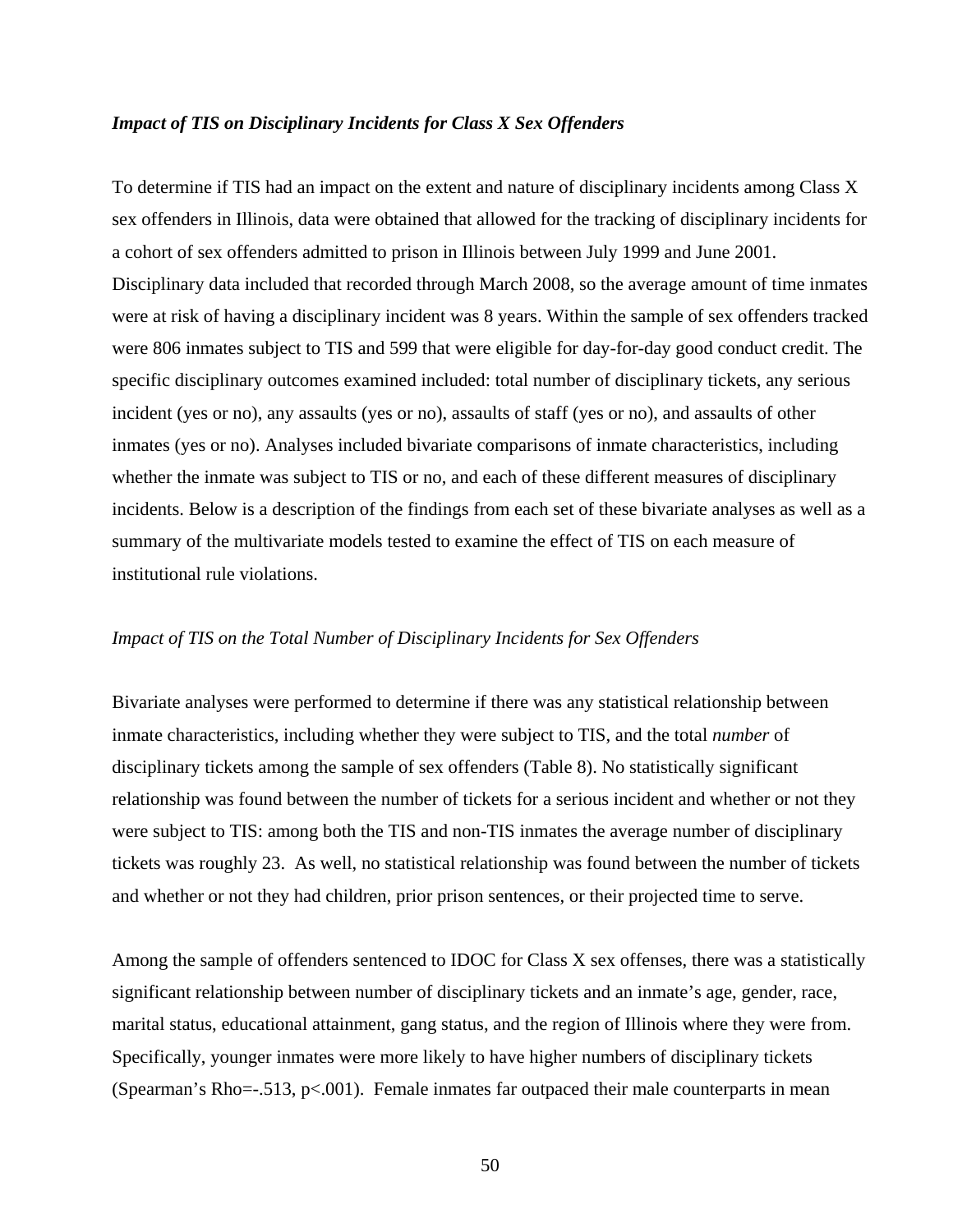### *Impact of TIS on Disciplinary Incidents for Class X Sex Offenders*

To determine if TIS had an impact on the extent and nature of disciplinary incidents among Class X sex offenders in Illinois, data were obtained that allowed for the tracking of disciplinary incidents for a cohort of sex offenders admitted to prison in Illinois between July 1999 and June 2001. Disciplinary data included that recorded through March 2008, so the average amount of time inmates were at risk of having a disciplinary incident was 8 years. Within the sample of sex offenders tracked were 806 inmates subject to TIS and 599 that were eligible for day-for-day good conduct credit. The specific disciplinary outcomes examined included: total number of disciplinary tickets, any serious incident (yes or no), any assaults (yes or no), assaults of staff (yes or no), and assaults of other inmates (yes or no). Analyses included bivariate comparisons of inmate characteristics, including whether the inmate was subject to TIS or no, and each of these different measures of disciplinary incidents. Below is a description of the findings from each set of these bivariate analyses as well as a summary of the multivariate models tested to examine the effect of TIS on each measure of institutional rule violations.

#### *Impact of TIS on the Total Number of Disciplinary Incidents for Sex Offenders*

Bivariate analyses were performed to determine if there was any statistical relationship between inmate characteristics, including whether they were subject to TIS, and the total *number* of disciplinary tickets among the sample of sex offenders (Table 8). No statistically significant relationship was found between the number of tickets for a serious incident and whether or not they were subject to TIS: among both the TIS and non-TIS inmates the average number of disciplinary tickets was roughly 23. As well, no statistical relationship was found between the number of tickets and whether or not they had children, prior prison sentences, or their projected time to serve.

Among the sample of offenders sentenced to IDOC for Class X sex offenses, there was a statistically significant relationship between number of disciplinary tickets and an inmate's age, gender, race, marital status, educational attainment, gang status, and the region of Illinois where they were from. Specifically, younger inmates were more likely to have higher numbers of disciplinary tickets (Spearman's Rho=-.513, $p<.001$). Female inmates far outpaced their male counterparts in mean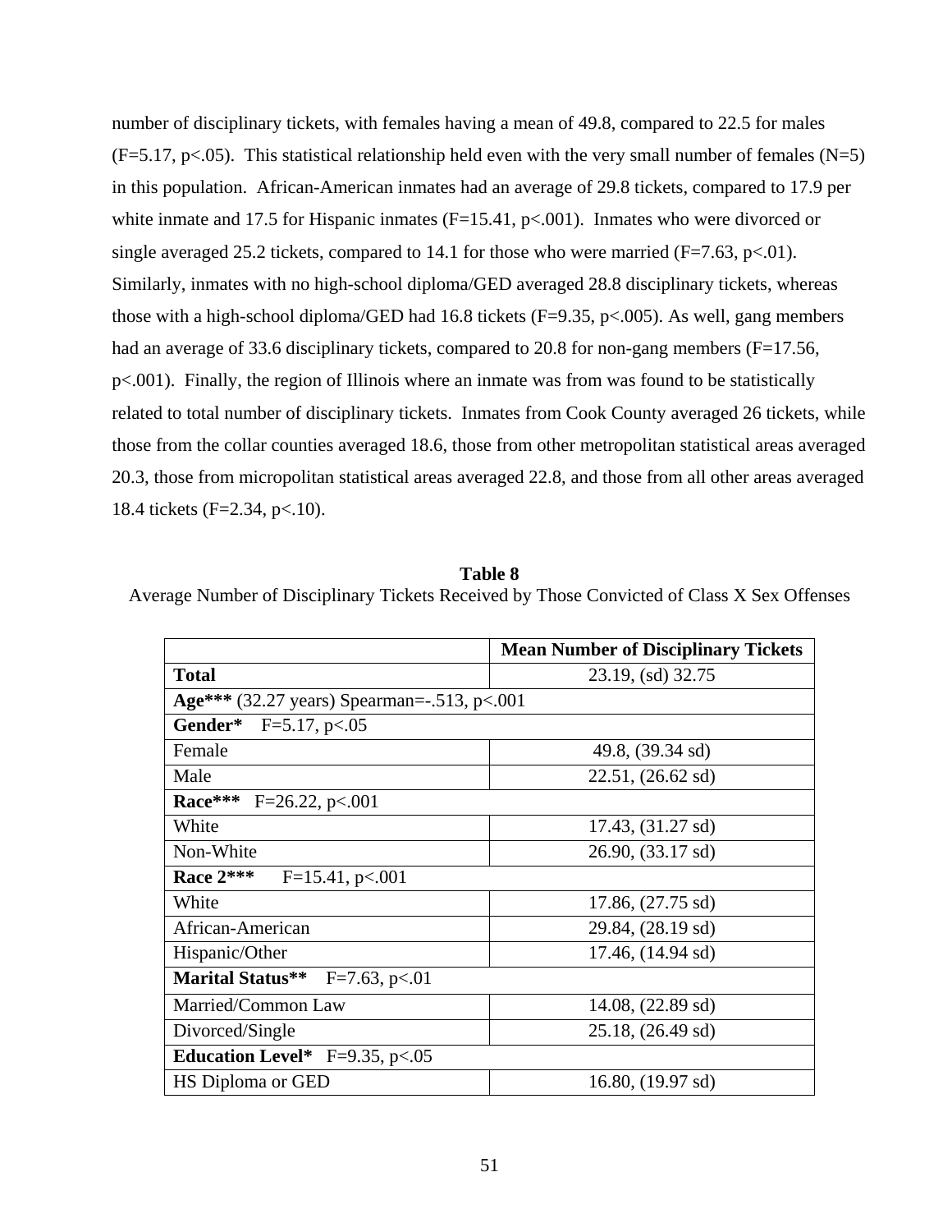number of disciplinary tickets, with females having a mean of 49.8, compared to 22.5 for males ($F=5.17$, $p<.05$). This statistical relationship held even with the very small number of females (N=5) in this population. African-American inmates had an average of 29.8 tickets, compared to 17.9 per white inmate and 17.5 for Hispanic inmates ($F=15.41$, $p<.001$). Inmates who were divorced or single averaged 25.2 tickets, compared to 14.1 for those who were married ($F=7.63$, $p<.01$). Similarly, inmates with no high-school diploma/GED averaged 28.8 disciplinary tickets, whereas those with a high-school diploma/GED had 16.8 tickets ($F=9.35$, $p<.005$). As well, gang members had an average of 33.6 disciplinary tickets, compared to 20.8 for non-gang members ($F=17.56$, $p<.001$). Finally, the region of Illinois where an inmate was from was found to be statistically related to total number of disciplinary tickets. Inmates from Cook County averaged 26 tickets, while those from the collar counties averaged 18.6, those from other metropolitan statistical areas averaged 20.3, those from micropolitan statistical areas averaged 22.8, and those from all other areas averaged 18.4 tickets ($F=2.34$, $p<.10$).

**Table 8**

Average Number of Disciplinary Tickets Received by Those Convicted of Class X Sex Offenses

| | **Mean Number of Disciplinary Tickets** |
|---|---|
| **Total** | 23.19, (sd) 32.75 |
| **Age***** (32.27 years) Spearman=-.513, p<.001 | |
| **Gender*** F=5.17, p<.05 | |
| Female | 49.8, (39.34 sd) |
| Male | 22.51, (26.62 sd) |
| **Race***** F=26.22, p<.001 | |
| White | 17.43, (31.27 sd) |
| Non-White | 26.90, (33.17 sd) |
| **Race 2***** F=15.41, p<.001 | |
| White | 17.86, (27.75 sd) |
| African-American | 29.84, (28.19 sd) |
| Hispanic/Other | 17.46, (14.94 sd) |
| **Marital Status**** F=7.63, p<.01 | |
| Married/Common Law | 14.08, (22.89 sd) |
| Divorced/Single | 25.18, (26.49 sd) |
| **Education Level*** F=9.35, p<.05 | |
| HS Diploma or GED | 16.80, (19.97 sd) |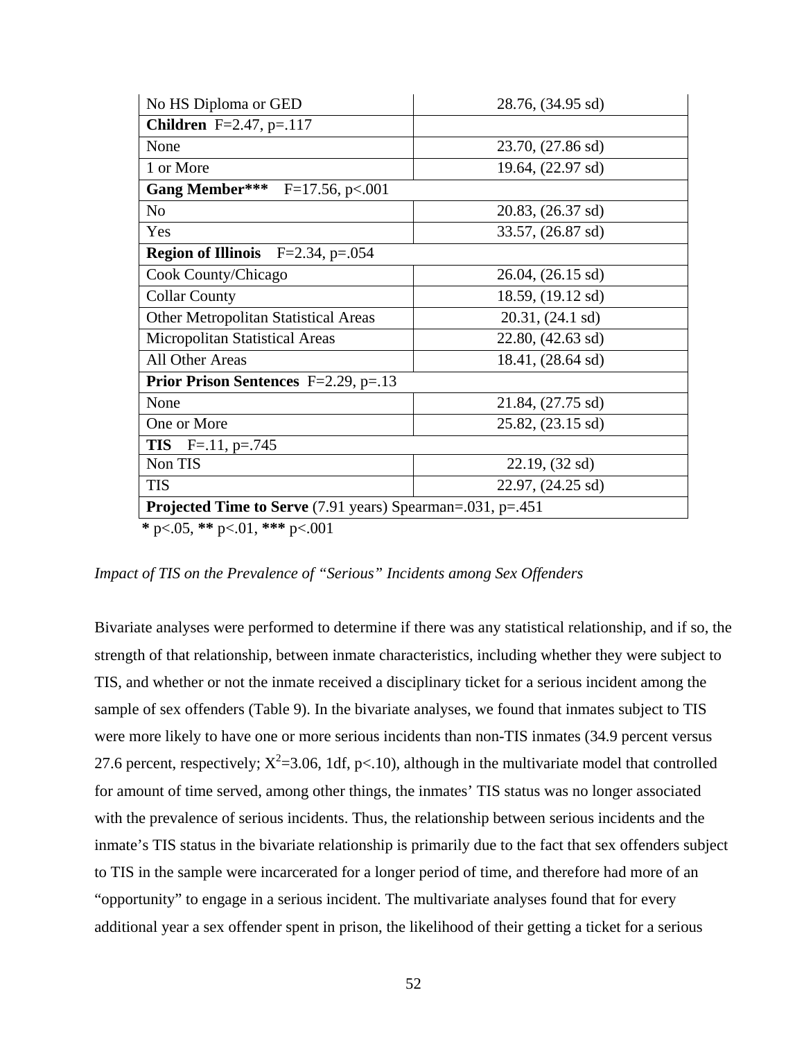| No HS Diploma or GED | 28.76, (34.95 sd) |
|---|---|
| **Children** F=2.47, p=.117 | |
| None | 23.70, (27.86 sd) |
| 1 or More | 19.64, (22.97 sd) |
| **Gang Member***** F=17.56, p<.001 | |
| No | 20.83, (26.37 sd) |
| Yes | 33.57, (26.87 sd) |
| **Region of Illinois** F=2.34, p=.054 | |
| Cook County/Chicago | 26.04, (26.15 sd) |
| Collar County | 18.59, (19.12 sd) |
| Other Metropolitan Statistical Areas | 20.31, (24.1 sd) |
| Micropolitan Statistical Areas | 22.80, (42.63 sd) |
| All Other Areas | 18.41, (28.64 sd) |
| **Prior Prison Sentences** F=2.29, p=.13 | |
| None | 21.84, (27.75 sd) |
| One or More | 25.82, (23.15 sd) |
| **TIS** F=.11, p=.745 | |
| Non TIS | 22.19, (32 sd) |
| TIS | 22.97, (24.25 sd) |
| **Projected Time to Serve** (7.91 years) Spearman=.031, p=.451 | |

**\*** p<.05, **\*\*** p<.01, **\*\*\*** p<.001

*Impact of TIS on the Prevalence of "Serious" Incidents among Sex Offenders*

Bivariate analyses were performed to determine if there was any statistical relationship, and if so, the strength of that relationship, between inmate characteristics, including whether they were subject to TIS, and whether or not the inmate received a disciplinary ticket for a serious incident among the sample of sex offenders (Table 9). In the bivariate analyses, we found that inmates subject to TIS were more likely to have one or more serious incidents than non-TIS inmates (34.9 percent versus 27.6 percent, respectively; $X^2$=3.06, 1df, p<.10), although in the multivariate model that controlled for amount of time served, among other things, the inmates' TIS status was no longer associated with the prevalence of serious incidents. Thus, the relationship between serious incidents and the inmate's TIS status in the bivariate relationship is primarily due to the fact that sex offenders subject to TIS in the sample were incarcerated for a longer period of time, and therefore had more of an "opportunity" to engage in a serious incident. The multivariate analyses found that for every additional year a sex offender spent in prison, the likelihood of their getting a ticket for a serious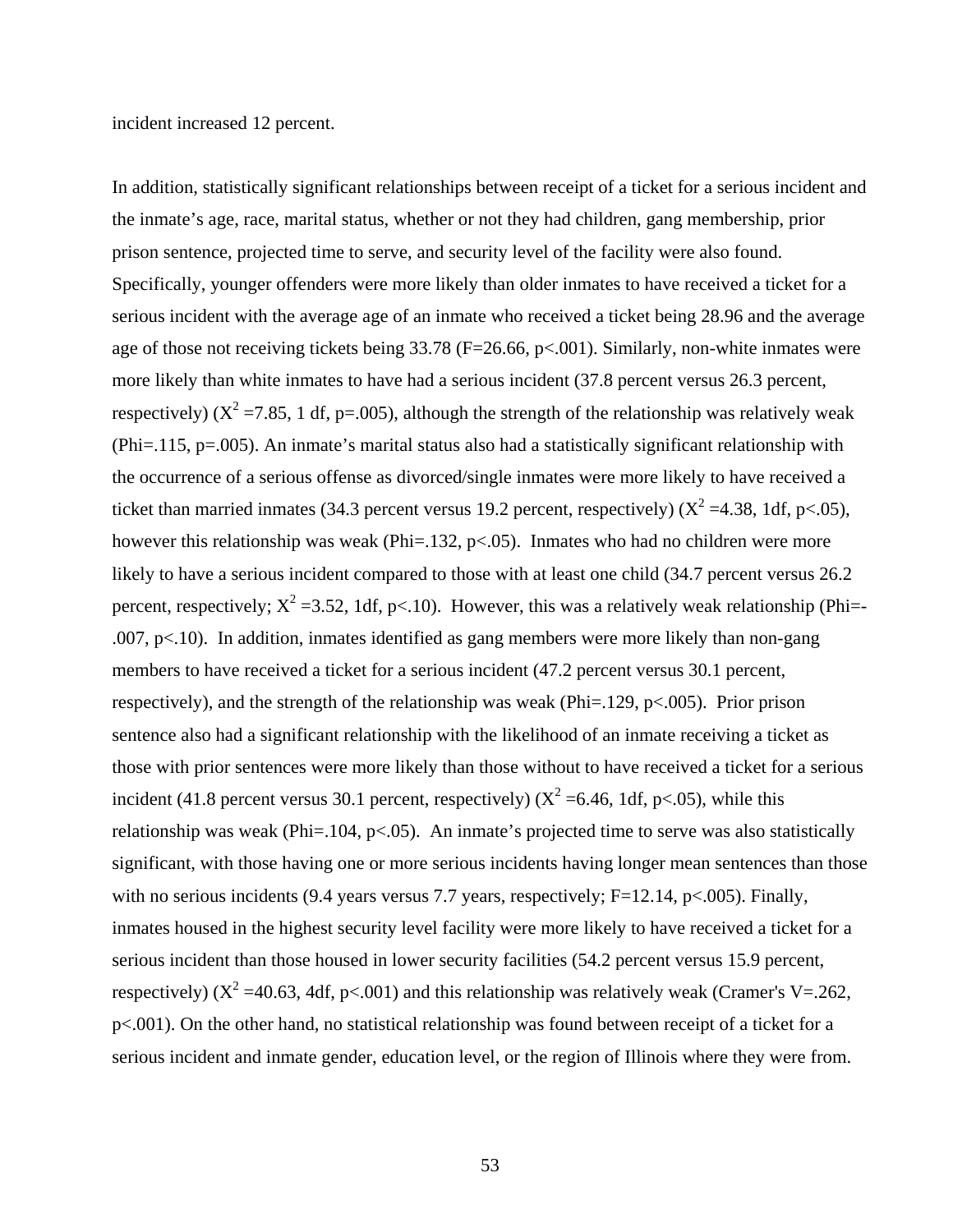incident increased 12 percent.

In addition, statistically significant relationships between receipt of a ticket for a serious incident and the inmate's age, race, marital status, whether or not they had children, gang membership, prior prison sentence, projected time to serve, and security level of the facility were also found. Specifically, younger offenders were more likely than older inmates to have received a ticket for a serious incident with the average age of an inmate who received a ticket being 28.96 and the average age of those not receiving tickets being 33.78 ($F=26.66$, $p<.001$). Similarly, non-white inmates were more likely than white inmates to have had a serious incident (37.8 percent versus 26.3 percent, respectively) ($X^2=7.85$, 1 df, $p=.005$), although the strength of the relationship was relatively weak (Phi=.115, $p=.005$). An inmate's marital status also had a statistically significant relationship with the occurrence of a serious offense as divorced/single inmates were more likely to have received a ticket than married inmates (34.3 percent versus 19.2 percent, respectively) ($X^2=4.38$, 1df, $p<.05$), however this relationship was weak (Phi=.132, $p<.05$). Inmates who had no children were more likely to have a serious incident compared to those with at least one child (34.7 percent versus 26.2 percent, respectively; $X^2=3.52$, 1df, $p<.10$). However, this was a relatively weak relationship (Phi=-.007, $p<.10$). In addition, inmates identified as gang members were more likely than non-gang members to have received a ticket for a serious incident (47.2 percent versus 30.1 percent, respectively), and the strength of the relationship was weak (Phi=.129, $p<.005$). Prior prison sentence also had a significant relationship with the likelihood of an inmate receiving a ticket as those with prior sentences were more likely than those without to have received a ticket for a serious incident (41.8 percent versus 30.1 percent, respectively) ($X^2=6.46$, 1df, $p<.05$), while this relationship was weak (Phi=.104, $p<.05$). An inmate's projected time to serve was also statistically significant, with those having one or more serious incidents having longer mean sentences than those with no serious incidents (9.4 years versus 7.7 years, respectively; $F=12.14$, $p<.005$). Finally, inmates housed in the highest security level facility were more likely to have received a ticket for a serious incident than those housed in lower security facilities (54.2 percent versus 15.9 percent, respectively) ($X^2=40.63$, 4df, $p<.001$) and this relationship was relatively weak (Cramer's V=.262, $p<.001$). On the other hand, no statistical relationship was found between receipt of a ticket for a serious incident and inmate gender, education level, or the region of Illinois where they were from.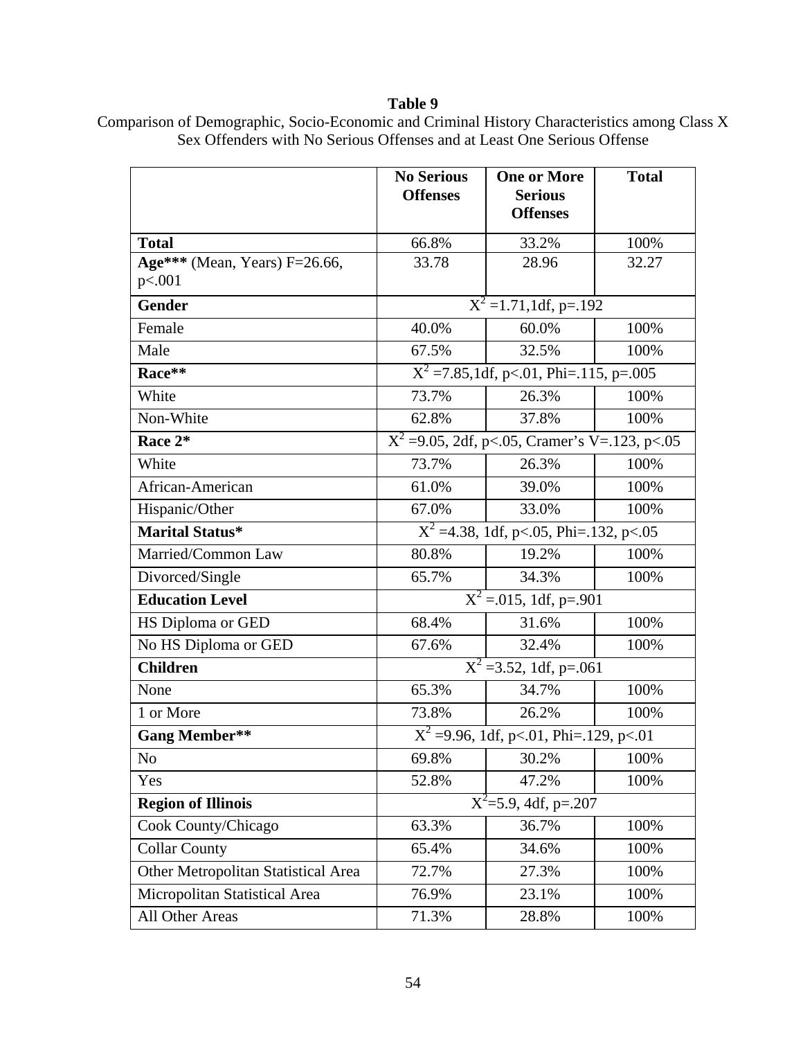**Table 9**

Comparison of Demographic, Socio-Economic and Criminal History Characteristics among Class X Sex Offenders with No Serious Offenses and at Least One Serious Offense

| | No Serious Offenses | One or More Serious Offenses | Total |
|---|---|---|---|
| **Total** | 66.8% | 33.2% | 100% |
| **Age***** (Mean, Years) F=26.66, p<.001 | 33.78 | 28.96 | 32.27 |
| **Gender** | $X^2$ =1.71,1df, p=.192 | | |
| Female | 40.0% | 60.0% | 100% |
| Male | 67.5% | 32.5% | 100% |
| **Race**** | $X^2$ =7.85,1df, p<.01, Phi=.115, p=.005 | | |
| White | 73.7% | 26.3% | 100% |
| Non-White | 62.8% | 37.8% | 100% |
| **Race 2*** | $X^2$ =9.05, 2df, p<.05, Cramer's V=.123, p<.05 | | |
| White | 73.7% | 26.3% | 100% |
| African-American | 61.0% | 39.0% | 100% |
| Hispanic/Other | 67.0% | 33.0% | 100% |
| **Marital Status*** | $X^2$ =4.38, 1df, p<.05, Phi=.132, p<.05 | | |
| Married/Common Law | 80.8% | 19.2% | 100% |
| Divorced/Single | 65.7% | 34.3% | 100% |
| **Education Level** | $X^2$ =.015, 1df, p=.901 | | |
| HS Diploma or GED | 68.4% | 31.6% | 100% |
| No HS Diploma or GED | 67.6% | 32.4% | 100% |
| **Children** | $X^2$ =3.52, 1df, p=.061 | | |
| None | 65.3% | 34.7% | 100% |
| 1 or More | 73.8% | 26.2% | 100% |
| **Gang Member**** | $X^2$ =9.96, 1df, p<.01, Phi=.129, p<.01 | | |
| No | 69.8% | 30.2% | 100% |
| Yes | 52.8% | 47.2% | 100% |
| **Region of Illinois** | $X^2$=5.9, 4df, p=.207 | | |
| Cook County/Chicago | 63.3% | 36.7% | 100% |
| Collar County | 65.4% | 34.6% | 100% |
| Other Metropolitan Statistical Area | 72.7% | 27.3% | 100% |
| Micropolitan Statistical Area | 76.9% | 23.1% | 100% |
| All Other Areas | 71.3% | 28.8% | 100% |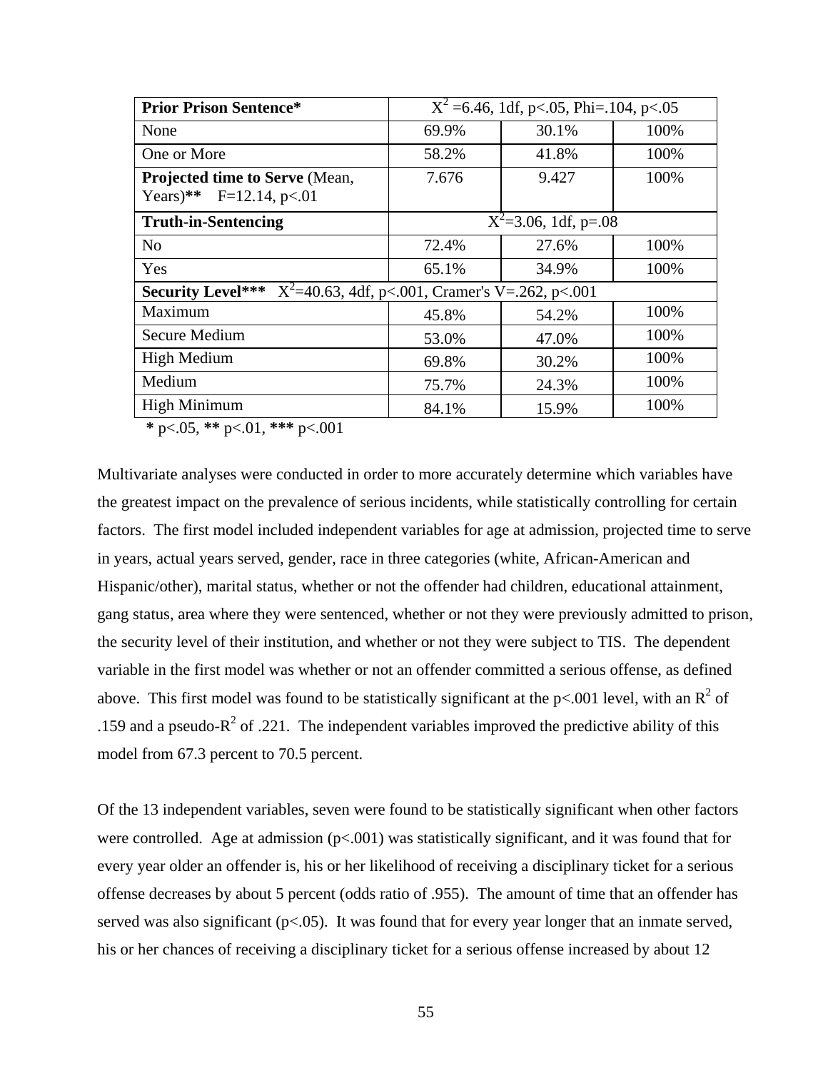| **Prior Prison Sentence*** | $X^2$ =6.46, 1df, p<.05, Phi=.104, p<.05 | | |
|---|---|---|---|
| None | 69.9% | 30.1% | 100% |
| One or More | 58.2% | 41.8% | 100% |
| **Projected time to Serve** (Mean, Years)**   F=12.14, p<.01 | 7.676 | 9.427 | 100% |
| **Truth-in-Sentencing** | $X^2$=3.06, 1df, p=.08 | | |
| No | 72.4% | 27.6% | 100% |
| Yes | 65.1% | 34.9% | 100% |
| **Security Level***   $X^2$=40.63, 4df, p<.001, Cramer's V=.262, p<.001 | | | |
| Maximum | 45.8% | 54.2% | 100% |
| Secure Medium | 53.0% | 47.0% | 100% |
| High Medium | 69.8% | 30.2% | 100% |
| Medium | 75.7% | 24.3% | 100% |
| High Minimum | 84.1% | 15.9% | 100% |

**\*** p<.05, **\*\*** p<.01, **\*\*\*** p<.001

Multivariate analyses were conducted in order to more accurately determine which variables have the greatest impact on the prevalence of serious incidents, while statistically controlling for certain factors. The first model included independent variables for age at admission, projected time to serve in years, actual years served, gender, race in three categories (white, African-American and Hispanic/other), marital status, whether or not the offender had children, educational attainment, gang status, area where they were sentenced, whether or not they were previously admitted to prison, the security level of their institution, and whether or not they were subject to TIS. The dependent variable in the first model was whether or not an offender committed a serious offense, as defined above. This first model was found to be statistically significant at the p<.001 level, with an $R^2$ of .159 and a pseudo-$R^2$ of .221. The independent variables improved the predictive ability of this model from 67.3 percent to 70.5 percent.

Of the 13 independent variables, seven were found to be statistically significant when other factors were controlled. Age at admission (p<.001) was statistically significant, and it was found that for every year older an offender is, his or her likelihood of receiving a disciplinary ticket for a serious offense decreases by about 5 percent (odds ratio of .955). The amount of time that an offender has served was also significant (p<.05). It was found that for every year longer that an inmate served, his or her chances of receiving a disciplinary ticket for a serious offense increased by about 12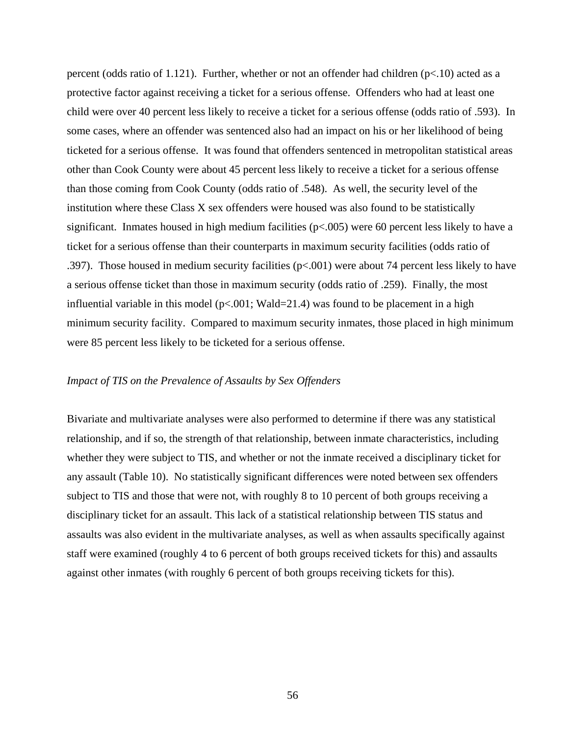percent (odds ratio of 1.121). Further, whether or not an offender had children ($p<.10$) acted as a protective factor against receiving a ticket for a serious offense. Offenders who had at least one child were over 40 percent less likely to receive a ticket for a serious offense (odds ratio of .593). In some cases, where an offender was sentenced also had an impact on his or her likelihood of being ticketed for a serious offense. It was found that offenders sentenced in metropolitan statistical areas other than Cook County were about 45 percent less likely to receive a ticket for a serious offense than those coming from Cook County (odds ratio of .548). As well, the security level of the institution where these Class X sex offenders were housed was also found to be statistically significant. Inmates housed in high medium facilities ($p<.005$) were 60 percent less likely to have a ticket for a serious offense than their counterparts in maximum security facilities (odds ratio of .397). Those housed in medium security facilities ($p<.001$) were about 74 percent less likely to have a serious offense ticket than those in maximum security (odds ratio of .259). Finally, the most influential variable in this model ($p<.001$; Wald=21.4) was found to be placement in a high minimum security facility. Compared to maximum security inmates, those placed in high minimum were 85 percent less likely to be ticketed for a serious offense.

*Impact of TIS on the Prevalence of Assaults by Sex Offenders*

Bivariate and multivariate analyses were also performed to determine if there was any statistical relationship, and if so, the strength of that relationship, between inmate characteristics, including whether they were subject to TIS, and whether or not the inmate received a disciplinary ticket for any assault (Table 10). No statistically significant differences were noted between sex offenders subject to TIS and those that were not, with roughly 8 to 10 percent of both groups receiving a disciplinary ticket for an assault. This lack of a statistical relationship between TIS status and assaults was also evident in the multivariate analyses, as well as when assaults specifically against staff were examined (roughly 4 to 6 percent of both groups received tickets for this) and assaults against other inmates (with roughly 6 percent of both groups receiving tickets for this).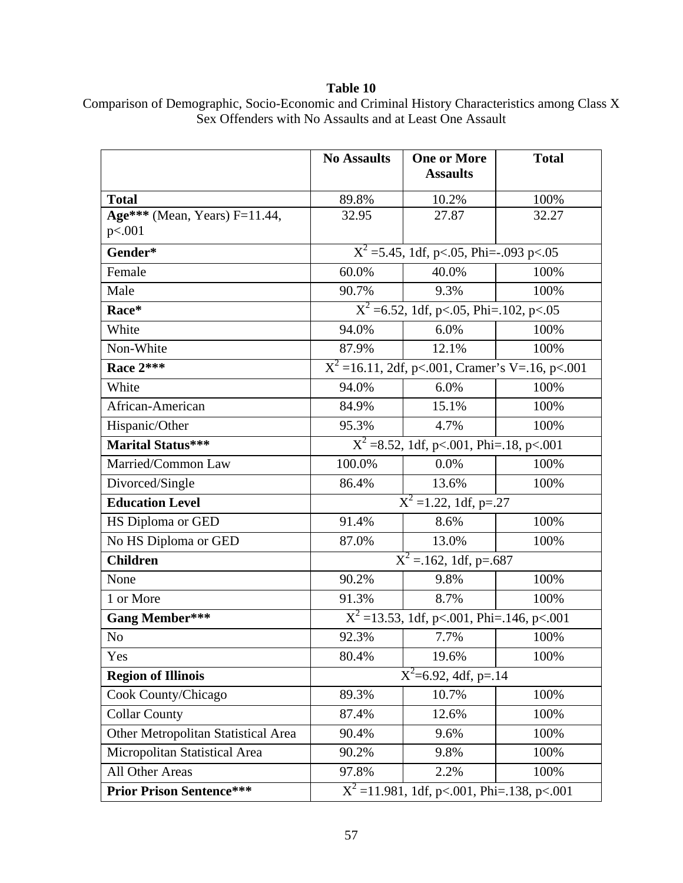**Table 10**
Comparison of Demographic, Socio-Economic and Criminal History Characteristics among Class X Sex Offenders with No Assaults and at Least One Assault

| | No Assaults | One or More Assaults | Total |
|---|---|---|---|
| **Total** | 89.8% | 10.2% | 100% |
| **Age\*\*\*** (Mean, Years) F=11.44, p<.001 | 32.95 | 27.87 | 32.27 |
| **Gender\*** | $X^2$ =5.45, 1df, p<.05, Phi=-.093 p<.05 | | |
| Female | 60.0% | 40.0% | 100% |
| Male | 90.7% | 9.3% | 100% |
| **Race\*** | $X^2$ =6.52, 1df, p<.05, Phi=.102, p<.05 | | |
| White | 94.0% | 6.0% | 100% |
| Non-White | 87.9% | 12.1% | 100% |
| **Race 2\*\*\*** | $X^2$ =16.11, 2df, p<.001, Cramer's V=.16, p<.001 | | |
| White | 94.0% | 6.0% | 100% |
| African-American | 84.9% | 15.1% | 100% |
| Hispanic/Other | 95.3% | 4.7% | 100% |
| **Marital Status\*\*\*** | $X^2$ =8.52, 1df, p<.001, Phi=.18, p<.001 | | |
| Married/Common Law | 100.0% | 0.0% | 100% |
| Divorced/Single | 86.4% | 13.6% | 100% |
| **Education Level** | $X^2$ =1.22, 1df, p=.27 | | |
| HS Diploma or GED | 91.4% | 8.6% | 100% |
| No HS Diploma or GED | 87.0% | 13.0% | 100% |
| **Children** | $X^2$ =.162, 1df, p=.687 | | |
| None | 90.2% | 9.8% | 100% |
| 1 or More | 91.3% | 8.7% | 100% |
| **Gang Member\*\*\*** | $X^2$ =13.53, 1df, p<.001, Phi=.146, p<.001 | | |
| No | 92.3% | 7.7% | 100% |
| Yes | 80.4% | 19.6% | 100% |
| **Region of Illinois** | $X^2$=6.92, 4df, p=.14 | | |
| Cook County/Chicago | 89.3% | 10.7% | 100% |
| Collar County | 87.4% | 12.6% | 100% |
| Other Metropolitan Statistical Area | 90.4% | 9.6% | 100% |
| Micropolitan Statistical Area | 90.2% | 9.8% | 100% |
| All Other Areas | 97.8% | 2.2% | 100% |
| **Prior Prison Sentence\*\*\*** | $X^2$ =11.981, 1df, p<.001, Phi=.138, p<.001 | | |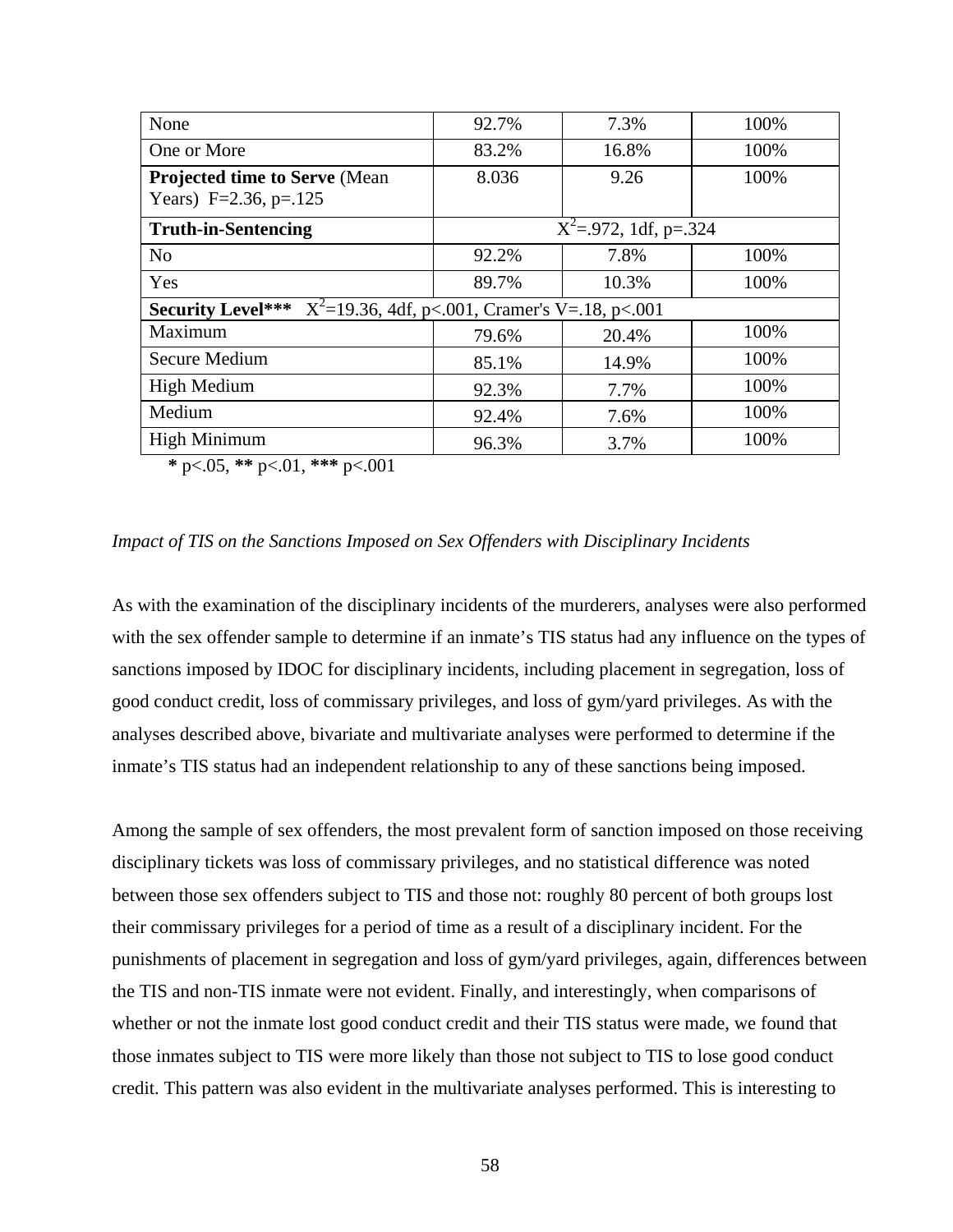| | | | |
|---|---|---|---|
| None | 92.7% | 7.3% | 100% |
| One or More | 83.2% | 16.8% | 100% |
| **Projected time to Serve** (Mean Years) F=2.36, p=.125 | 8.036 | 9.26 | 100% |
| **Truth-in-Sentencing** | $X^2$=.972, 1df, p=.324 | | |
| No | 92.2% | 7.8% | 100% |
| Yes | 89.7% | 10.3% | 100% |
| **Security Level***** $X^2$=19.36, 4df, p<.001, Cramer's V=.18, p<.001 | | | |
| Maximum | 79.6% | 20.4% | 100% |
| Secure Medium | 85.1% | 14.9% | 100% |
| High Medium | 92.3% | 7.7% | 100% |
| Medium | 92.4% | 7.6% | 100% |
| High Minimum | 96.3% | 3.7% | 100% |

**\*** p<.05, **\*\*** p<.01, **\*\*\*** p<.001

*Impact of TIS on the Sanctions Imposed on Sex Offenders with Disciplinary Incidents*

As with the examination of the disciplinary incidents of the murderers, analyses were also performed with the sex offender sample to determine if an inmate's TIS status had any influence on the types of sanctions imposed by IDOC for disciplinary incidents, including placement in segregation, loss of good conduct credit, loss of commissary privileges, and loss of gym/yard privileges. As with the analyses described above, bivariate and multivariate analyses were performed to determine if the inmate's TIS status had an independent relationship to any of these sanctions being imposed.

Among the sample of sex offenders, the most prevalent form of sanction imposed on those receiving disciplinary tickets was loss of commissary privileges, and no statistical difference was noted between those sex offenders subject to TIS and those not: roughly 80 percent of both groups lost their commissary privileges for a period of time as a result of a disciplinary incident. For the punishments of placement in segregation and loss of gym/yard privileges, again, differences between the TIS and non-TIS inmate were not evident. Finally, and interestingly, when comparisons of whether or not the inmate lost good conduct credit and their TIS status were made, we found that those inmates subject to TIS were more likely than those not subject to TIS to lose good conduct credit. This pattern was also evident in the multivariate analyses performed. This is interesting to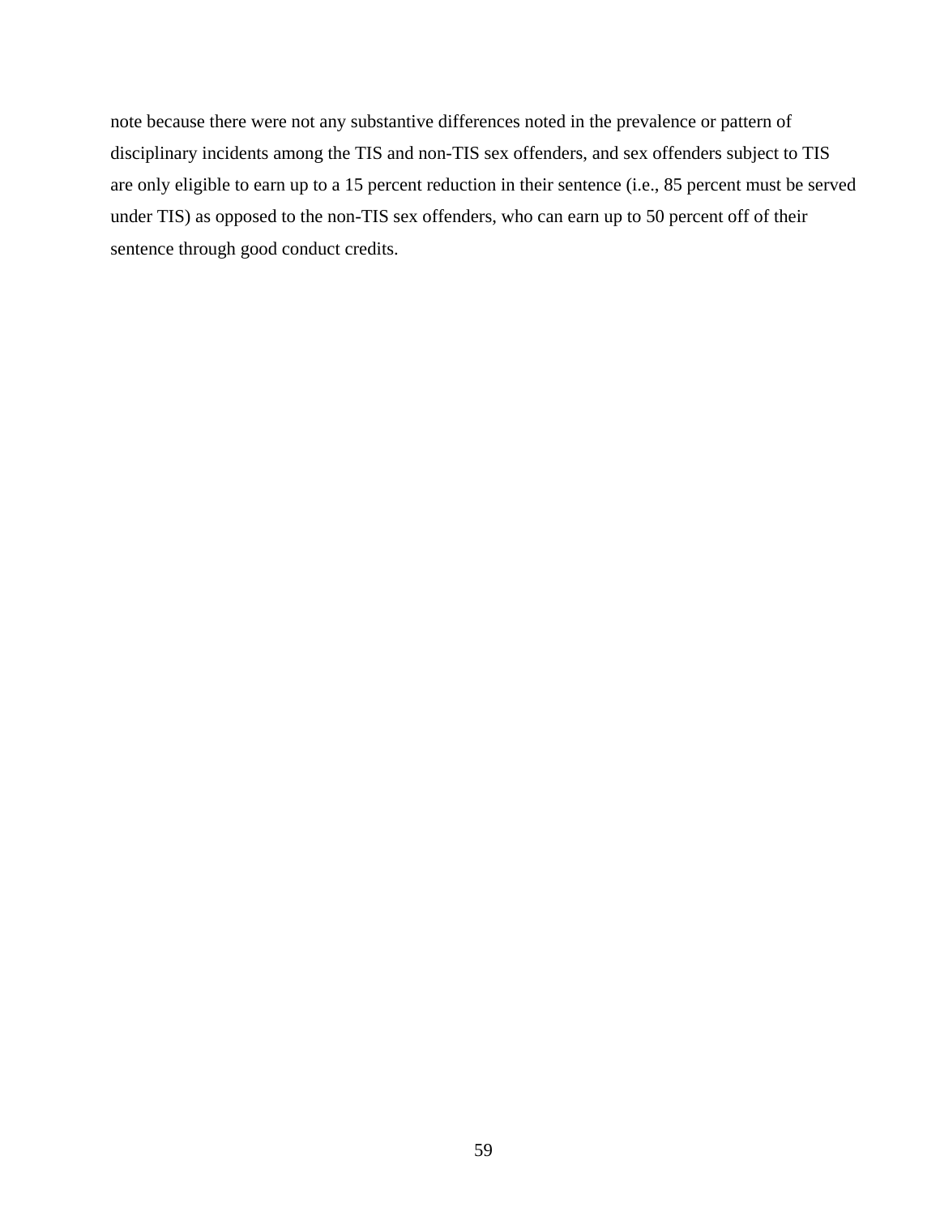note because there were not any substantive differences noted in the prevalence or pattern of disciplinary incidents among the TIS and non-TIS sex offenders, and sex offenders subject to TIS are only eligible to earn up to a 15 percent reduction in their sentence (i.e., 85 percent must be served under TIS) as opposed to the non-TIS sex offenders, who can earn up to 50 percent off of their sentence through good conduct credits.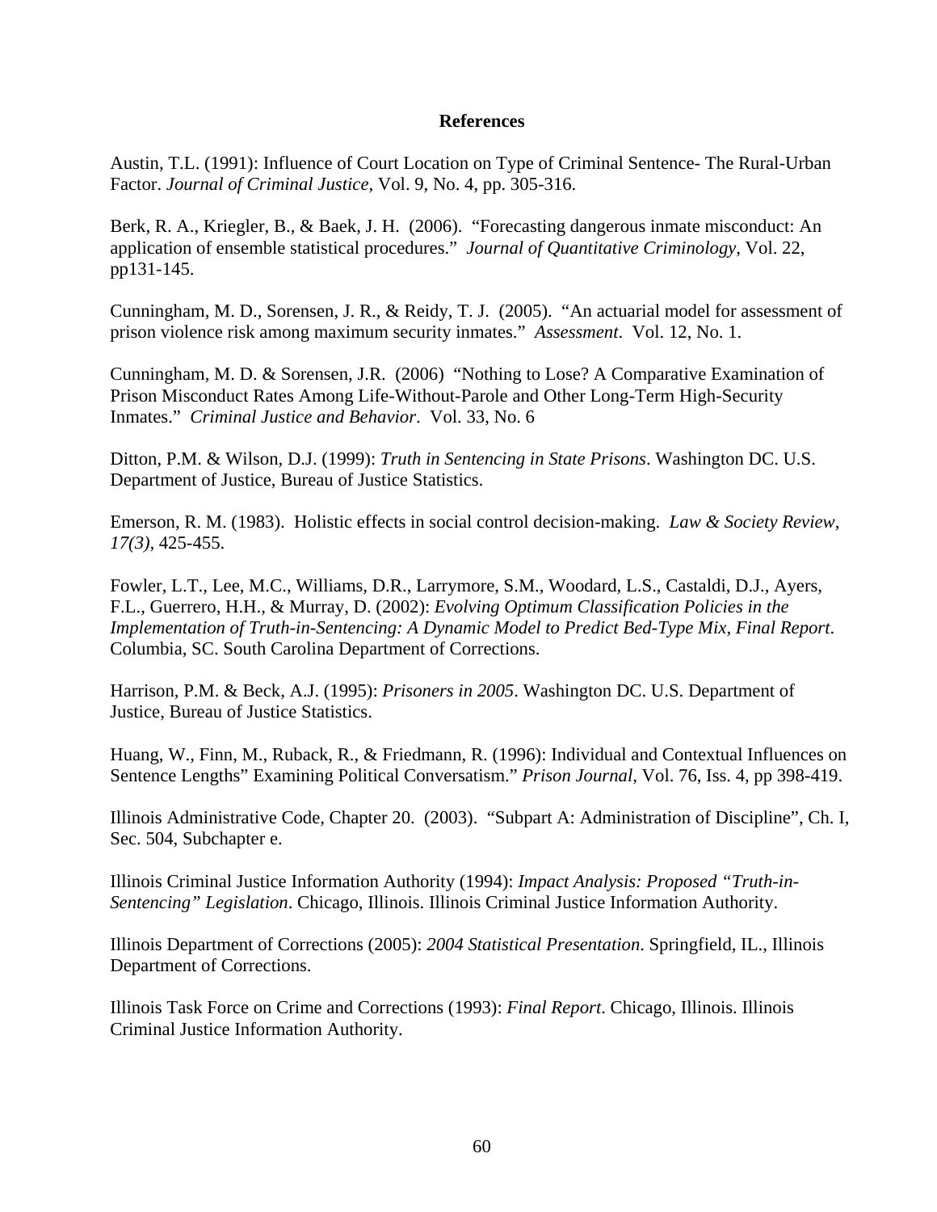## References

Austin, T.L. (1991): Influence of Court Location on Type of Criminal Sentence- The Rural-Urban Factor. *Journal of Criminal Justice*, Vol. 9, No. 4, pp. 305-316.

Berk, R. A., Kriegler, B., & Baek, J. H. (2006). "Forecasting dangerous inmate misconduct: An application of ensemble statistical procedures." *Journal of Quantitative Criminology*, Vol. 22, pp131-145.

Cunningham, M. D., Sorensen, J. R., & Reidy, T. J. (2005). "An actuarial model for assessment of prison violence risk among maximum security inmates." *Assessment*. Vol. 12, No. 1.

Cunningham, M. D. & Sorensen, J.R. (2006) "Nothing to Lose? A Comparative Examination of Prison Misconduct Rates Among Life-Without-Parole and Other Long-Term High-Security Inmates." *Criminal Justice and Behavior*. Vol. 33, No. 6

Ditton, P.M. & Wilson, D.J. (1999): *Truth in Sentencing in State Prisons*. Washington DC. U.S. Department of Justice, Bureau of Justice Statistics.

Emerson, R. M. (1983). Holistic effects in social control decision-making. *Law & Society Review, 17(3)*, 425-455.

Fowler, L.T., Lee, M.C., Williams, D.R., Larrymore, S.M., Woodard, L.S., Castaldi, D.J., Ayers, F.L., Guerrero, H.H., & Murray, D. (2002): *Evolving Optimum Classification Policies in the Implementation of Truth-in-Sentencing: A Dynamic Model to Predict Bed-Type Mix, Final Report*. Columbia, SC. South Carolina Department of Corrections.

Harrison, P.M. & Beck, A.J. (1995): *Prisoners in 2005*. Washington DC. U.S. Department of Justice, Bureau of Justice Statistics.

Huang, W., Finn, M., Ruback, R., & Friedmann, R. (1996): Individual and Contextual Influences on Sentence Lengths" Examining Political Conversatism." *Prison Journal*, Vol. 76, Iss. 4, pp 398-419.

Illinois Administrative Code, Chapter 20. (2003). "Subpart A: Administration of Discipline", Ch. I, Sec. 504, Subchapter e.

Illinois Criminal Justice Information Authority (1994): *Impact Analysis: Proposed "Truth-in-Sentencing" Legislation*. Chicago, Illinois. Illinois Criminal Justice Information Authority.

Illinois Department of Corrections (2005): *2004 Statistical Presentation*. Springfield, IL., Illinois Department of Corrections.

Illinois Task Force on Crime and Corrections (1993): *Final Report*. Chicago, Illinois. Illinois Criminal Justice Information Authority.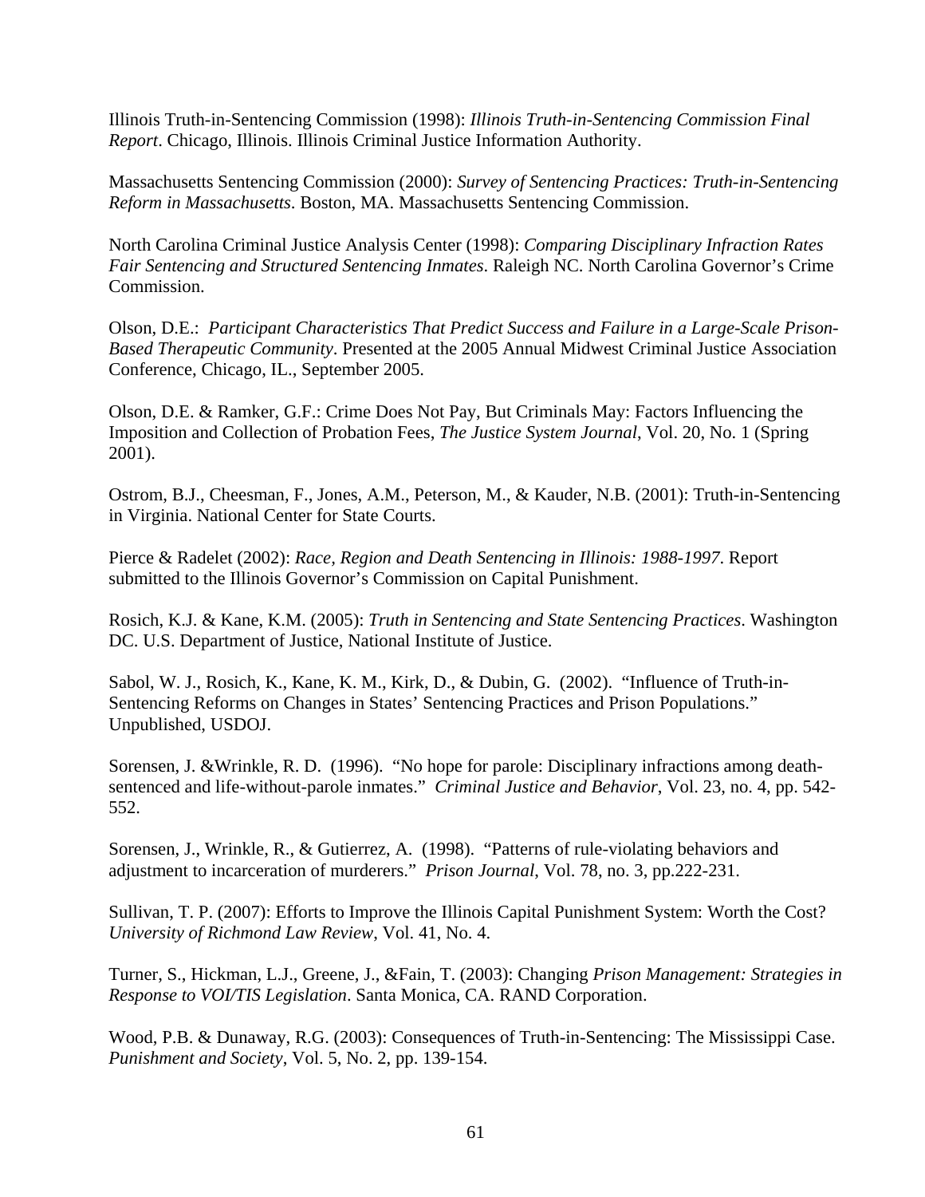Illinois Truth-in-Sentencing Commission (1998): *Illinois Truth-in-Sentencing Commission Final Report*. Chicago, Illinois. Illinois Criminal Justice Information Authority.

Massachusetts Sentencing Commission (2000): *Survey of Sentencing Practices: Truth-in-Sentencing Reform in Massachusetts*. Boston, MA. Massachusetts Sentencing Commission.

North Carolina Criminal Justice Analysis Center (1998): *Comparing Disciplinary Infraction Rates Fair Sentencing and Structured Sentencing Inmates*. Raleigh NC. North Carolina Governor's Crime Commission.

Olson, D.E.: *Participant Characteristics That Predict Success and Failure in a Large-Scale Prison-Based Therapeutic Community*. Presented at the 2005 Annual Midwest Criminal Justice Association Conference, Chicago, IL., September 2005.

Olson, D.E. & Ramker, G.F.: Crime Does Not Pay, But Criminals May: Factors Influencing the Imposition and Collection of Probation Fees, *The Justice System Journal*, Vol. 20, No. 1 (Spring 2001).

Ostrom, B.J., Cheesman, F., Jones, A.M., Peterson, M., & Kauder, N.B. (2001): Truth-in-Sentencing in Virginia. National Center for State Courts.

Pierce & Radelet (2002): *Race, Region and Death Sentencing in Illinois: 1988-1997*. Report submitted to the Illinois Governor's Commission on Capital Punishment.

Rosich, K.J. & Kane, K.M. (2005): *Truth in Sentencing and State Sentencing Practices*. Washington DC. U.S. Department of Justice, National Institute of Justice.

Sabol, W. J., Rosich, K., Kane, K. M., Kirk, D., & Dubin, G. (2002). "Influence of Truth-in-Sentencing Reforms on Changes in States' Sentencing Practices and Prison Populations." Unpublished, USDOJ.

Sorensen, J. &Wrinkle, R. D. (1996). "No hope for parole: Disciplinary infractions among death-sentenced and life-without-parole inmates." *Criminal Justice and Behavior*, Vol. 23, no. 4, pp. 542-552.

Sorensen, J., Wrinkle, R., & Gutierrez, A. (1998). "Patterns of rule-violating behaviors and adjustment to incarceration of murderers." *Prison Journal*, Vol. 78, no. 3, pp.222-231.

Sullivan, T. P. (2007): Efforts to Improve the Illinois Capital Punishment System: Worth the Cost? *University of Richmond Law Review*, Vol. 41, No. 4.

Turner, S., Hickman, L.J., Greene, J., &Fain, T. (2003): Changing *Prison Management: Strategies in Response to VOI/TIS Legislation*. Santa Monica, CA. RAND Corporation.

Wood, P.B. & Dunaway, R.G. (2003): Consequences of Truth-in-Sentencing: The Mississippi Case. *Punishment and Society*, Vol. 5, No. 2, pp. 139-154.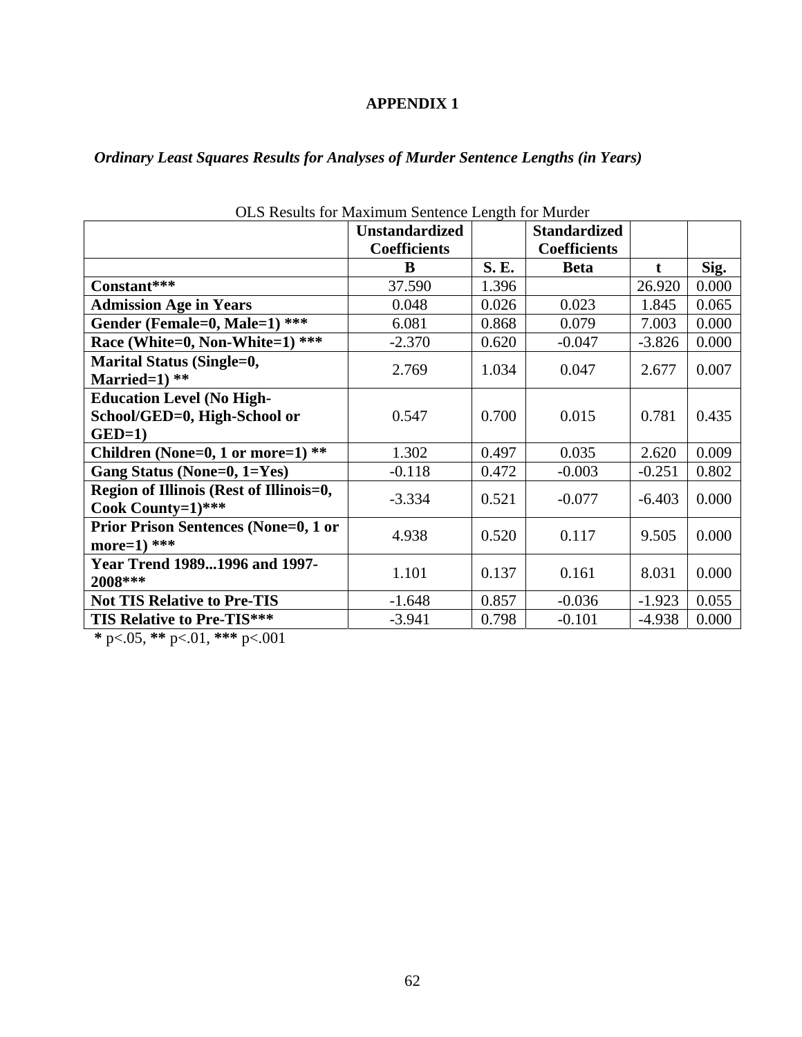# APPENDIX 1

***Ordinary Least Squares Results for Analyses of Murder Sentence Lengths (in Years)***

OLS Results for Maximum Sentence Length for Murder

| | Unstandardized Coefficients | | Standardized Coefficients | | |
|---|---|---|---|---|---|
| | **B** | **S. E.** | **Beta** | **t** | **Sig.** |
| **Constant*** ** | 37.590 | 1.396 | | 26.920 | 0.000 |
| **Admission Age in Years** | 0.048 | 0.026 | 0.023 | 1.845 | 0.065 |
| **Gender (Female=0, Male=1) **\*** | 6.081 | 0.868 | 0.079 | 7.003 | 0.000 |
| **Race (White=0, Non-White=1) **\*** | -2.370 | 0.620 | -0.047 | -3.826 | 0.000 |
| **Marital Status (Single=0, Married=1) **\** | 2.769 | 1.034 | 0.047 | 2.677 | 0.007 |
| **Education Level (No High-School/GED=0, High-School or GED=1)** | 0.547 | 0.700 | 0.015 | 0.781 | 0.435 |
| **Children (None=0, 1 or more=1) **\** | 1.302 | 0.497 | 0.035 | 2.620 | 0.009 |
| **Gang Status (None=0, 1=Yes)** | -0.118 | 0.472 | -0.003 | -0.251 | 0.802 |
| **Region of Illinois (Rest of Illinois=0, Cook County=1)*** ** | -3.334 | 0.521 | -0.077 | -6.403 | 0.000 |
| **Prior Prison Sentences (None=0, 1 or more=1) **\*** | 4.938 | 0.520 | 0.117 | 9.505 | 0.000 |
| **Year Trend 1989...1996 and 1997-2008*** ** | 1.101 | 0.137 | 0.161 | 8.031 | 0.000 |
| **Not TIS Relative to Pre-TIS** | -1.648 | 0.857 | -0.036 | -1.923 | 0.055 |
| **TIS Relative to Pre-TIS*** ** | -3.941 | 0.798 | -0.101 | -4.938 | 0.000 |

**\*** p<.05, **\*\*** p<.01, **\*\*\*** p<.001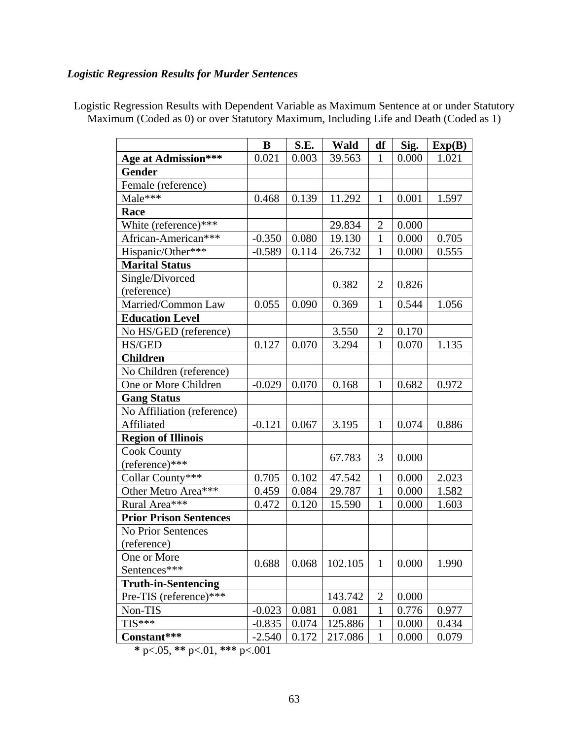***Logistic Regression Results for Murder Sentences***

Logistic Regression Results with Dependent Variable as Maximum Sentence at or under Statutory Maximum (Coded as 0) or over Statutory Maximum, Including Life and Death (Coded as 1)

| | **B** | **S.E.** | **Wald** | **df** | **Sig.** | **Exp(B)** |
|---|---|---|---|---|---|---|
| **Age at Admission*** ** | 0.021 | 0.003 | 39.563 | 1 | 0.000 | 1.021 |
| **Gender** | | | | | | |
| Female (reference) | | | | | | |
| Male*** | 0.468 | 0.139 | 11.292 | 1 | 0.001 | 1.597 |
| **Race** | | | | | | |
| White (reference)*** | | | 29.834 | 2 | 0.000 | |
| African-American*** | -0.350 | 0.080 | 19.130 | 1 | 0.000 | 0.705 |
| Hispanic/Other*** | -0.589 | 0.114 | 26.732 | 1 | 0.000 | 0.555 |
| **Marital Status** | | | | | | |
| Single/Divorced (reference) | | | 0.382 | 2 | 0.826 | |
| Married/Common Law | 0.055 | 0.090 | 0.369 | 1 | 0.544 | 1.056 |
| **Education Level** | | | | | | |
| No HS/GED (reference) | | | 3.550 | 2 | 0.170 | |
| HS/GED | 0.127 | 0.070 | 3.294 | 1 | 0.070 | 1.135 |
| **Children** | | | | | | |
| No Children (reference) | | | | | | |
| One or More Children | -0.029 | 0.070 | 0.168 | 1 | 0.682 | 0.972 |
| **Gang Status** | | | | | | |
| No Affiliation (reference) | | | | | | |
| Affiliated | -0.121 | 0.067 | 3.195 | 1 | 0.074 | 0.886 |
| **Region of Illinois** | | | | | | |
| Cook County (reference)*** | | | 67.783 | 3 | 0.000 | |
| Collar County*** | 0.705 | 0.102 | 47.542 | 1 | 0.000 | 2.023 |
| Other Metro Area*** | 0.459 | 0.084 | 29.787 | 1 | 0.000 | 1.582 |
| Rural Area*** | 0.472 | 0.120 | 15.590 | 1 | 0.000 | 1.603 |
| **Prior Prison Sentences** | | | | | | |
| No Prior Sentences (reference) | | | | | | |
| One or More Sentences*** | 0.688 | 0.068 | 102.105 | 1 | 0.000 | 1.990 |
| **Truth-in-Sentencing** | | | | | | |
| Pre-TIS (reference)*** | | | 143.742 | 2 | 0.000 | |
| Non-TIS | -0.023 | 0.081 | 0.081 | 1 | 0.776 | 0.977 |
| TIS*** | -0.835 | 0.074 | 125.886 | 1 | 0.000 | 0.434 |
| **Constant*** ** | -2.540 | 0.172 | 217.086 | 1 | 0.000 | 0.079 |

**\*** p<.05, **\*\*** p<.01, **\*\*\*** p<.001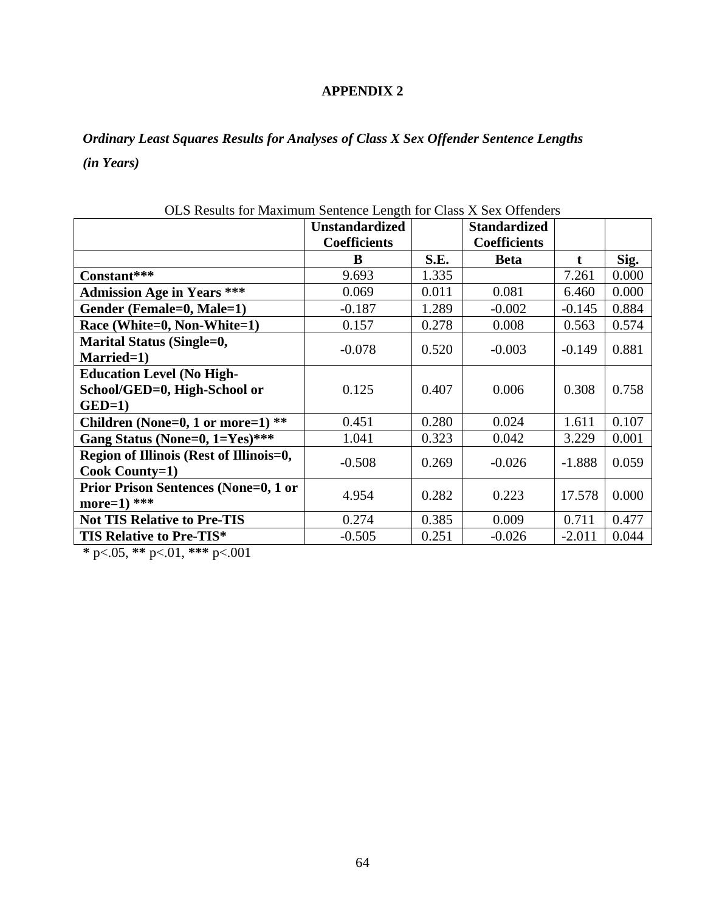**APPENDIX 2**

***Ordinary Least Squares Results for Analyses of Class X Sex Offender Sentence Lengths (in Years)***

OLS Results for Maximum Sentence Length for Class X Sex Offenders

| | Unstandardized Coefficients | | Standardized Coefficients | | |
|---|---|---|---|---|---|
| | **B** | **S.E.** | **Beta** | **t** | **Sig.** |
| **Constant*** ** | 9.693 | 1.335 | | 7.261 | 0.000 |
| **Admission Age in Years *** ** | 0.069 | 0.011 | 0.081 | 6.460 | 0.000 |
| **Gender (Female=0, Male=1)** | -0.187 | 1.289 | -0.002 | -0.145 | 0.884 |
| **Race (White=0, Non-White=1)** | 0.157 | 0.278 | 0.008 | 0.563 | 0.574 |
| **Marital Status (Single=0, Married=1)** | -0.078 | 0.520 | -0.003 | -0.149 | 0.881 |
| **Education Level (No High-School/GED=0, High-School or GED=1)** | 0.125 | 0.407 | 0.006 | 0.308 | 0.758 |
| **Children (None=0, 1 or more=1) ** ** | 0.451 | 0.280 | 0.024 | 1.611 | 0.107 |
| **Gang Status (None=0, 1=Yes)*** ** | 1.041 | 0.323 | 0.042 | 3.229 | 0.001 |
| **Region of Illinois (Rest of Illinois=0, Cook County=1)** | -0.508 | 0.269 | -0.026 | -1.888 | 0.059 |
| **Prior Prison Sentences (None=0, 1 or more=1) *** ** | 4.954 | 0.282 | 0.223 | 17.578 | 0.000 |
| **Not TIS Relative to Pre-TIS** | 0.274 | 0.385 | 0.009 | 0.711 | 0.477 |
| **TIS Relative to Pre-TIS*** | -0.505 | 0.251 | -0.026 | -2.011 | 0.044 |

**\*** $p<.05$, **\*\*** $p<.01$, **\*\*\*** $p<.001$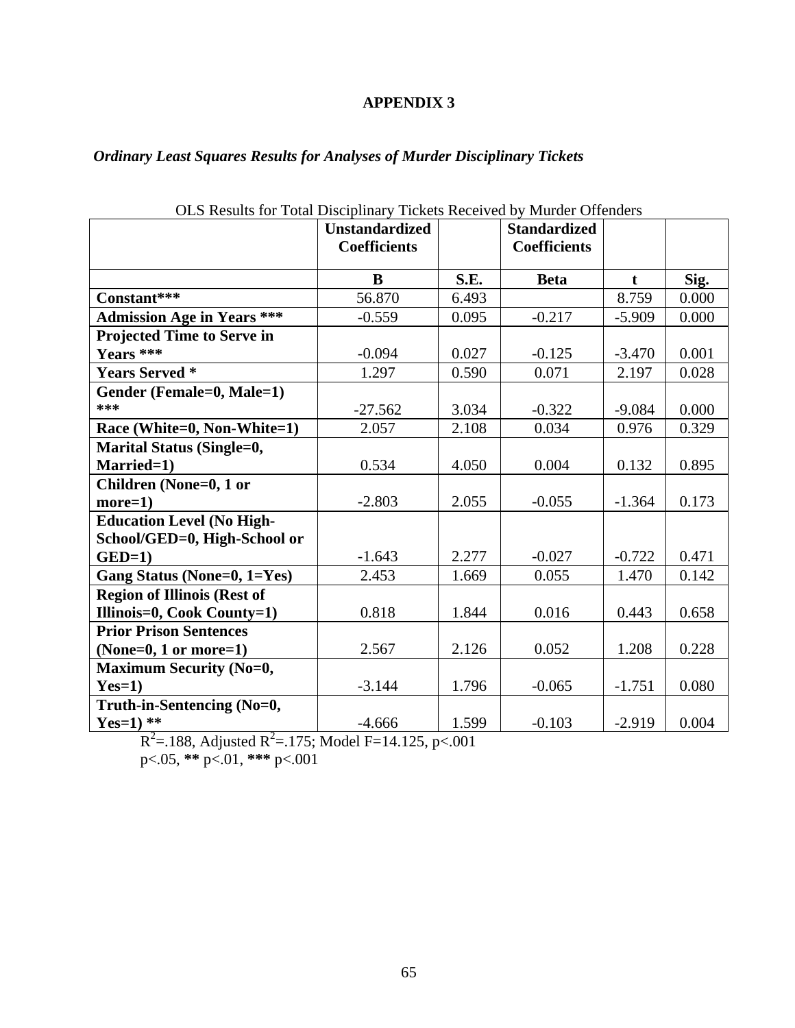# APPENDIX 3

*Ordinary Least Squares Results for Analyses of Murder Disciplinary Tickets*

OLS Results for Total Disciplinary Tickets Received by Murder Offenders

| | Unstandardized Coefficients | | Standardized Coefficients | | |
|---|---|---|---|---|---|
| | **B** | **S.E.** | **Beta** | **t** | **Sig.** |
| **Constant*** | 56.870 | 6.493 | | 8.759 | 0.000 |
| **Admission Age in Years *** | -0.559 | 0.095 | -0.217 | -5.909 | 0.000 |
| **Projected Time to Serve in Years *** | -0.094 | 0.027 | -0.125 | -3.470 | 0.001 |
| **Years Served *** | 1.297 | 0.590 | 0.071 | 2.197 | 0.028 |
| **Gender (Female=0, Male=1) *** | -27.562 | 3.034 | -0.322 | -9.084 | 0.000 |
| **Race (White=0, Non-White=1)** | 2.057 | 2.108 | 0.034 | 0.976 | 0.329 |
| **Marital Status (Single=0, Married=1)** | 0.534 | 4.050 | 0.004 | 0.132 | 0.895 |
| **Children (None=0, 1 or more=1)** | -2.803 | 2.055 | -0.055 | -1.364 | 0.173 |
| **Education Level (No High-School/GED=0, High-School or GED=1)** | -1.643 | 2.277 | -0.027 | -0.722 | 0.471 |
| **Gang Status (None=0, 1=Yes)** | 2.453 | 1.669 | 0.055 | 1.470 | 0.142 |
| **Region of Illinois (Rest of Illinois=0, Cook County=1)** | 0.818 | 1.844 | 0.016 | 0.443 | 0.658 |
| **Prior Prison Sentences (None=0, 1 or more=1)** | 2.567 | 2.126 | 0.052 | 1.208 | 0.228 |
| **Maximum Security (No=0, Yes=1)** | -3.144 | 1.796 | -0.065 | -1.751 | 0.080 |
| **Truth-in-Sentencing (No=0, Yes=1) **** | -4.666 | 1.599 | -0.103 | -2.919 | 0.004 |

$R^2$=.188, Adjusted $R^2$=.175; Model F=14.125, p<.001

p<.05, ** p<.01, *** p<.001